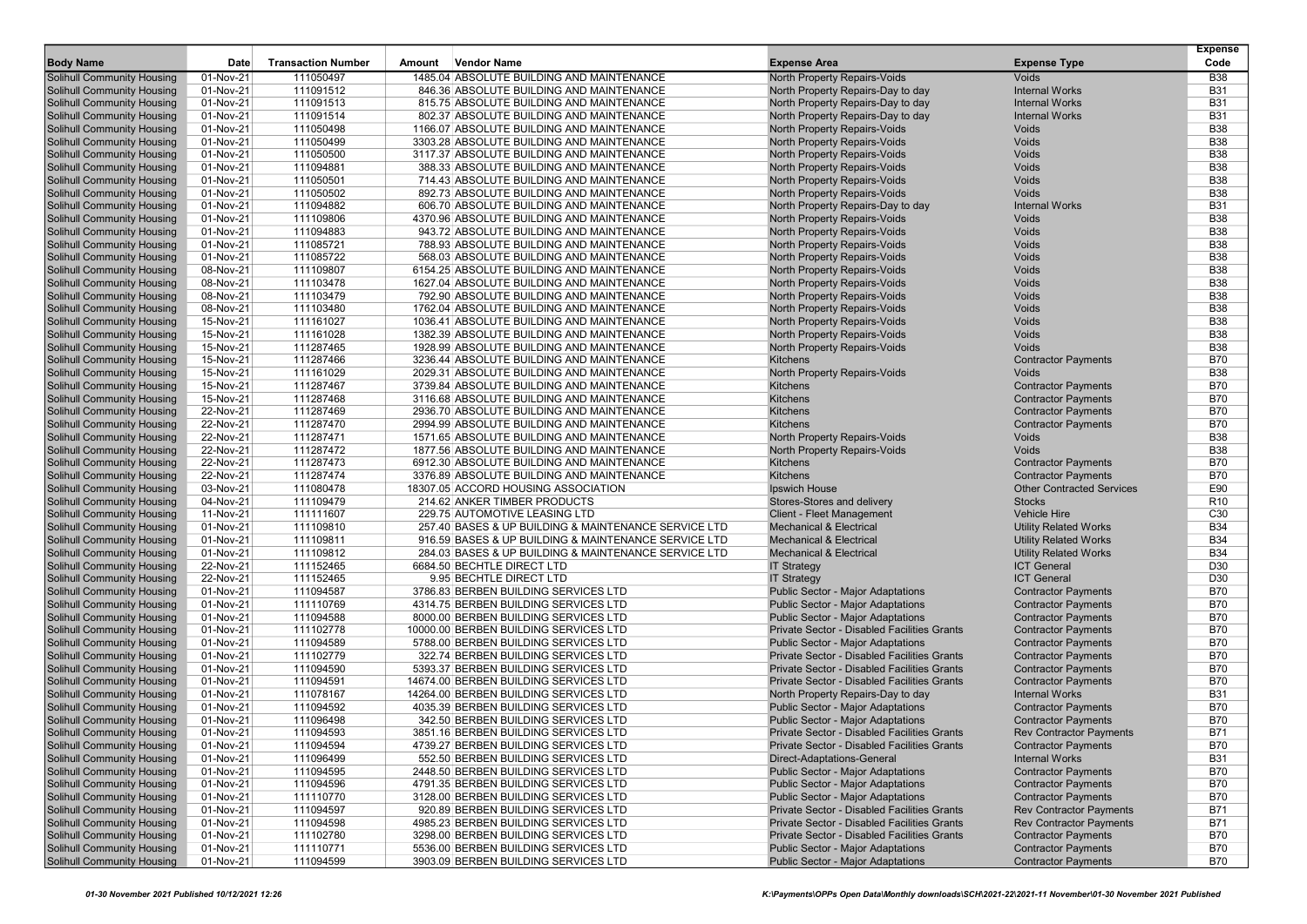| Body Name | Date | Transaction Number | Amount | Vendor Name | Expense Area | Expense Type | Expense Code |
|---|---|---|---|---|---|---|---|
| Solihull Community Housing | 01-Nov-21 | 111050497 | 1485.04 | ABSOLUTE BUILDING AND MAINTENANCE | North Property Repairs-Voids | Voids | B38 |
| Solihull Community Housing | 01-Nov-21 | 111091512 | 846.36 | ABSOLUTE BUILDING AND MAINTENANCE | North Property Repairs-Day to day | Internal Works | B31 |
| Solihull Community Housing | 01-Nov-21 | 111091513 | 815.75 | ABSOLUTE BUILDING AND MAINTENANCE | North Property Repairs-Day to day | Internal Works | B31 |
| Solihull Community Housing | 01-Nov-21 | 111091514 | 802.37 | ABSOLUTE BUILDING AND MAINTENANCE | North Property Repairs-Day to day | Internal Works | B31 |
| Solihull Community Housing | 01-Nov-21 | 111050498 | 1166.07 | ABSOLUTE BUILDING AND MAINTENANCE | North Property Repairs-Voids | Voids | B38 |
| Solihull Community Housing | 01-Nov-21 | 111050499 | 3303.28 | ABSOLUTE BUILDING AND MAINTENANCE | North Property Repairs-Voids | Voids | B38 |
| Solihull Community Housing | 01-Nov-21 | 111050500 | 3117.37 | ABSOLUTE BUILDING AND MAINTENANCE | North Property Repairs-Voids | Voids | B38 |
| Solihull Community Housing | 01-Nov-21 | 111094881 | 388.33 | ABSOLUTE BUILDING AND MAINTENANCE | North Property Repairs-Voids | Voids | B38 |
| Solihull Community Housing | 01-Nov-21 | 111050501 | 714.43 | ABSOLUTE BUILDING AND MAINTENANCE | North Property Repairs-Voids | Voids | B38 |
| Solihull Community Housing | 01-Nov-21 | 111050502 | 892.73 | ABSOLUTE BUILDING AND MAINTENANCE | North Property Repairs-Voids | Voids | B38 |
| Solihull Community Housing | 01-Nov-21 | 111094882 | 606.70 | ABSOLUTE BUILDING AND MAINTENANCE | North Property Repairs-Day to day | Internal Works | B31 |
| Solihull Community Housing | 01-Nov-21 | 111109806 | 4370.96 | ABSOLUTE BUILDING AND MAINTENANCE | North Property Repairs-Voids | Voids | B38 |
| Solihull Community Housing | 01-Nov-21 | 111094883 | 943.72 | ABSOLUTE BUILDING AND MAINTENANCE | North Property Repairs-Voids | Voids | B38 |
| Solihull Community Housing | 01-Nov-21 | 111085721 | 788.93 | ABSOLUTE BUILDING AND MAINTENANCE | North Property Repairs-Voids | Voids | B38 |
| Solihull Community Housing | 01-Nov-21 | 111085722 | 568.03 | ABSOLUTE BUILDING AND MAINTENANCE | North Property Repairs-Voids | Voids | B38 |
| Solihull Community Housing | 08-Nov-21 | 111109807 | 6154.25 | ABSOLUTE BUILDING AND MAINTENANCE | North Property Repairs-Voids | Voids | B38 |
| Solihull Community Housing | 08-Nov-21 | 111103478 | 1627.04 | ABSOLUTE BUILDING AND MAINTENANCE | North Property Repairs-Voids | Voids | B38 |
| Solihull Community Housing | 08-Nov-21 | 111103479 | 792.90 | ABSOLUTE BUILDING AND MAINTENANCE | North Property Repairs-Voids | Voids | B38 |
| Solihull Community Housing | 08-Nov-21 | 111103480 | 1762.04 | ABSOLUTE BUILDING AND MAINTENANCE | North Property Repairs-Voids | Voids | B38 |
| Solihull Community Housing | 15-Nov-21 | 111161027 | 1036.41 | ABSOLUTE BUILDING AND MAINTENANCE | North Property Repairs-Voids | Voids | B38 |
| Solihull Community Housing | 15-Nov-21 | 111161028 | 1382.39 | ABSOLUTE BUILDING AND MAINTENANCE | North Property Repairs-Voids | Voids | B38 |
| Solihull Community Housing | 15-Nov-21 | 111287465 | 1928.99 | ABSOLUTE BUILDING AND MAINTENANCE | North Property Repairs-Voids | Voids | B38 |
| Solihull Community Housing | 15-Nov-21 | 111287466 | 3236.44 | ABSOLUTE BUILDING AND MAINTENANCE | Kitchens | Contractor Payments | B70 |
| Solihull Community Housing | 15-Nov-21 | 111161029 | 2029.31 | ABSOLUTE BUILDING AND MAINTENANCE | North Property Repairs-Voids | Voids | B38 |
| Solihull Community Housing | 15-Nov-21 | 111287467 | 3739.84 | ABSOLUTE BUILDING AND MAINTENANCE | Kitchens | Contractor Payments | B70 |
| Solihull Community Housing | 15-Nov-21 | 111287468 | 3116.68 | ABSOLUTE BUILDING AND MAINTENANCE | Kitchens | Contractor Payments | B70 |
| Solihull Community Housing | 22-Nov-21 | 111287469 | 2936.70 | ABSOLUTE BUILDING AND MAINTENANCE | Kitchens | Contractor Payments | B70 |
| Solihull Community Housing | 22-Nov-21 | 111287470 | 2994.99 | ABSOLUTE BUILDING AND MAINTENANCE | Kitchens | Contractor Payments | B70 |
| Solihull Community Housing | 22-Nov-21 | 111287471 | 1571.65 | ABSOLUTE BUILDING AND MAINTENANCE | North Property Repairs-Voids | Voids | B38 |
| Solihull Community Housing | 22-Nov-21 | 111287472 | 1877.56 | ABSOLUTE BUILDING AND MAINTENANCE | North Property Repairs-Voids | Voids | B38 |
| Solihull Community Housing | 22-Nov-21 | 111287473 | 6912.30 | ABSOLUTE BUILDING AND MAINTENANCE | Kitchens | Contractor Payments | B70 |
| Solihull Community Housing | 22-Nov-21 | 111287474 | 3376.89 | ABSOLUTE BUILDING AND MAINTENANCE | Kitchens | Contractor Payments | B70 |
| Solihull Community Housing | 03-Nov-21 | 111080478 | 18307.05 | ACCORD HOUSING ASSOCIATION | Ipswich House | Other Contracted Services | E90 |
| Solihull Community Housing | 04-Nov-21 | 111109479 | 214.62 | ANKER TIMBER PRODUCTS | Stores-Stores and delivery | Stocks | R10 |
| Solihull Community Housing | 11-Nov-21 | 111111607 | 229.75 | AUTOMOTIVE LEASING LTD | Client - Fleet Management | Vehicle Hire | C30 |
| Solihull Community Housing | 01-Nov-21 | 111109810 | 257.40 | BASES & UP BUILDING & MAINTENANCE SERVICE LTD | Mechanical & Electrical | Utility Related Works | B34 |
| Solihull Community Housing | 01-Nov-21 | 111109811 | 916.59 | BASES & UP BUILDING & MAINTENANCE SERVICE LTD | Mechanical & Electrical | Utility Related Works | B34 |
| Solihull Community Housing | 01-Nov-21 | 111109812 | 284.03 | BASES & UP BUILDING & MAINTENANCE SERVICE LTD | Mechanical & Electrical | Utility Related Works | B34 |
| Solihull Community Housing | 22-Nov-21 | 111152465 | 6684.50 | BECHTLE DIRECT LTD | IT Strategy | ICT General | D30 |
| Solihull Community Housing | 22-Nov-21 | 111152465 | 9.95 | BECHTLE DIRECT LTD | IT Strategy | ICT General | D30 |
| Solihull Community Housing | 01-Nov-21 | 111094587 | 3786.83 | BERBEN BUILDING SERVICES LTD | Public Sector - Major Adaptations | Contractor Payments | B70 |
| Solihull Community Housing | 01-Nov-21 | 111110769 | 4314.75 | BERBEN BUILDING SERVICES LTD | Public Sector - Major Adaptations | Contractor Payments | B70 |
| Solihull Community Housing | 01-Nov-21 | 111094588 | 8000.00 | BERBEN BUILDING SERVICES LTD | Public Sector - Major Adaptations | Contractor Payments | B70 |
| Solihull Community Housing | 01-Nov-21 | 111102778 | 10000.00 | BERBEN BUILDING SERVICES LTD | Private Sector - Disabled Facilities Grants | Contractor Payments | B70 |
| Solihull Community Housing | 01-Nov-21 | 111094589 | 5788.00 | BERBEN BUILDING SERVICES LTD | Public Sector - Major Adaptations | Contractor Payments | B70 |
| Solihull Community Housing | 01-Nov-21 | 111102779 | 322.74 | BERBEN BUILDING SERVICES LTD | Private Sector - Disabled Facilities Grants | Contractor Payments | B70 |
| Solihull Community Housing | 01-Nov-21 | 111094590 | 5393.37 | BERBEN BUILDING SERVICES LTD | Private Sector - Disabled Facilities Grants | Contractor Payments | B70 |
| Solihull Community Housing | 01-Nov-21 | 111094591 | 14674.00 | BERBEN BUILDING SERVICES LTD | Private Sector - Disabled Facilities Grants | Contractor Payments | B70 |
| Solihull Community Housing | 01-Nov-21 | 111078167 | 14264.00 | BERBEN BUILDING SERVICES LTD | North Property Repairs-Day to day | Internal Works | B31 |
| Solihull Community Housing | 01-Nov-21 | 111094592 | 4035.39 | BERBEN BUILDING SERVICES LTD | Public Sector - Major Adaptations | Contractor Payments | B70 |
| Solihull Community Housing | 01-Nov-21 | 111096498 | 342.50 | BERBEN BUILDING SERVICES LTD | Public Sector - Major Adaptations | Contractor Payments | B70 |
| Solihull Community Housing | 01-Nov-21 | 111094593 | 3851.16 | BERBEN BUILDING SERVICES LTD | Private Sector - Disabled Facilities Grants | Rev Contractor Payments | B71 |
| Solihull Community Housing | 01-Nov-21 | 111094594 | 4739.27 | BERBEN BUILDING SERVICES LTD | Private Sector - Disabled Facilities Grants | Contractor Payments | B70 |
| Solihull Community Housing | 01-Nov-21 | 111096499 | 552.50 | BERBEN BUILDING SERVICES LTD | Direct-Adaptations-General | Internal Works | B31 |
| Solihull Community Housing | 01-Nov-21 | 111094595 | 2448.50 | BERBEN BUILDING SERVICES LTD | Public Sector - Major Adaptations | Contractor Payments | B70 |
| Solihull Community Housing | 01-Nov-21 | 111094596 | 4791.35 | BERBEN BUILDING SERVICES LTD | Public Sector - Major Adaptations | Contractor Payments | B70 |
| Solihull Community Housing | 01-Nov-21 | 111110770 | 3128.00 | BERBEN BUILDING SERVICES LTD | Public Sector - Major Adaptations | Contractor Payments | B70 |
| Solihull Community Housing | 01-Nov-21 | 111094597 | 920.89 | BERBEN BUILDING SERVICES LTD | Private Sector - Disabled Facilities Grants | Rev Contractor Payments | B71 |
| Solihull Community Housing | 01-Nov-21 | 111094598 | 4985.23 | BERBEN BUILDING SERVICES LTD | Private Sector - Disabled Facilities Grants | Rev Contractor Payments | B71 |
| Solihull Community Housing | 01-Nov-21 | 111102780 | 3298.00 | BERBEN BUILDING SERVICES LTD | Private Sector - Disabled Facilities Grants | Contractor Payments | B70 |
| Solihull Community Housing | 01-Nov-21 | 111110771 | 5536.00 | BERBEN BUILDING SERVICES LTD | Public Sector - Major Adaptations | Contractor Payments | B70 |
| Solihull Community Housing | 01-Nov-21 | 111094599 | 3903.09 | BERBEN BUILDING SERVICES LTD | Public Sector - Major Adaptations | Contractor Payments | B70 |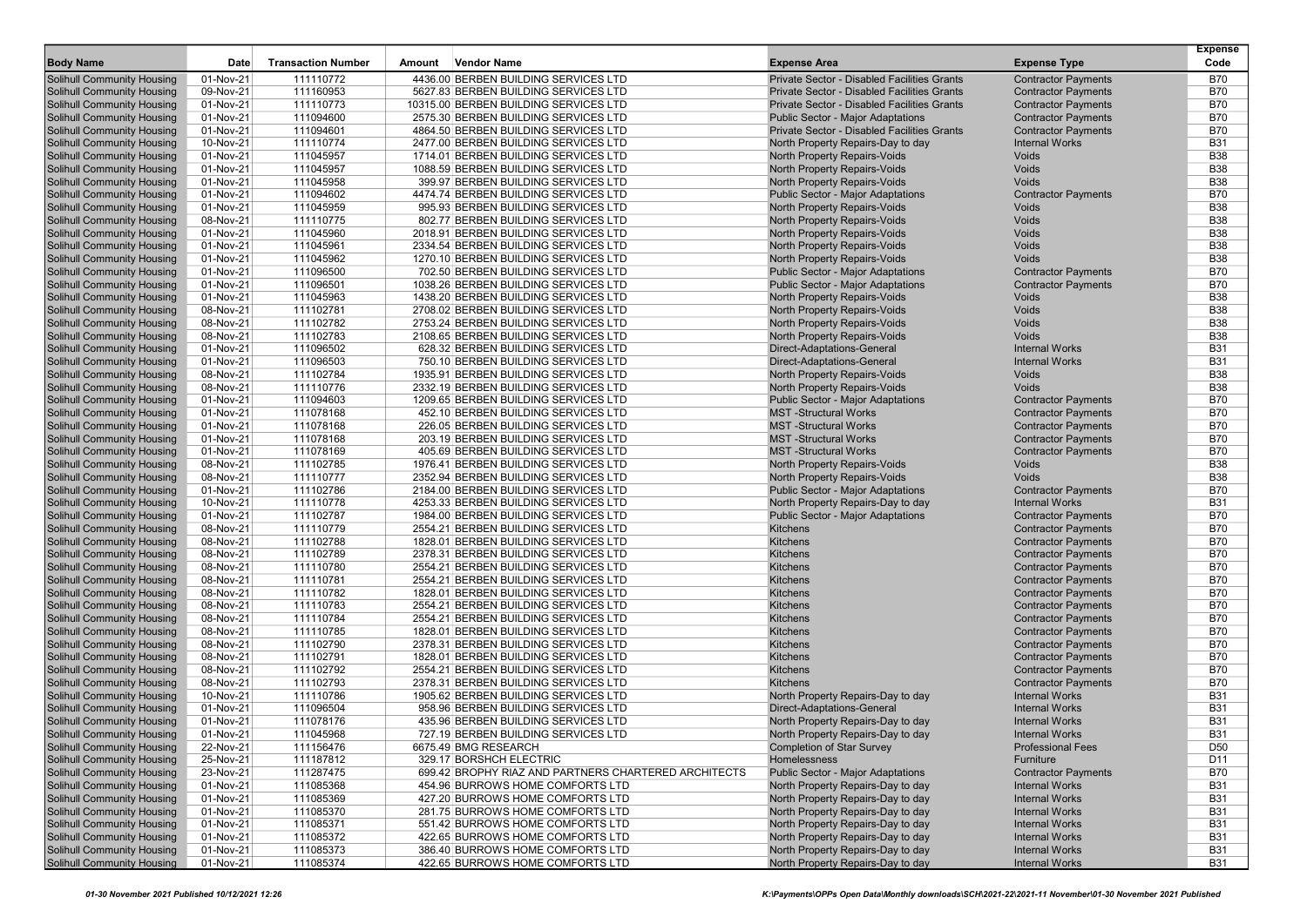| Body Name | Date | Transaction Number | Amount | Vendor Name | Expense Area | Expense Type | Expense Code |
|---|---|---|---|---|---|---|---|
| Solihull Community Housing | 01-Nov-21 | 111110772 | 4436.00 | BERBEN BUILDING SERVICES LTD | Private Sector - Disabled Facilities Grants | Contractor Payments | B70 |
| Solihull Community Housing | 09-Nov-21 | 111160953 | 5627.83 | BERBEN BUILDING SERVICES LTD | Private Sector - Disabled Facilities Grants | Contractor Payments | B70 |
| Solihull Community Housing | 01-Nov-21 | 111110773 | 10315.00 | BERBEN BUILDING SERVICES LTD | Private Sector - Disabled Facilities Grants | Contractor Payments | B70 |
| Solihull Community Housing | 01-Nov-21 | 111094600 | 2575.30 | BERBEN BUILDING SERVICES LTD | Public Sector - Major Adaptations | Contractor Payments | B70 |
| Solihull Community Housing | 01-Nov-21 | 111094601 | 4864.50 | BERBEN BUILDING SERVICES LTD | Private Sector - Disabled Facilities Grants | Contractor Payments | B70 |
| Solihull Community Housing | 10-Nov-21 | 111110774 | 2477.00 | BERBEN BUILDING SERVICES LTD | North Property Repairs-Day to day | Internal Works | B31 |
| Solihull Community Housing | 01-Nov-21 | 111045957 | 1714.01 | BERBEN BUILDING SERVICES LTD | North Property Repairs-Voids | Voids | B38 |
| Solihull Community Housing | 01-Nov-21 | 111045957 | 1088.59 | BERBEN BUILDING SERVICES LTD | North Property Repairs-Voids | Voids | B38 |
| Solihull Community Housing | 01-Nov-21 | 111045958 | 399.97 | BERBEN BUILDING SERVICES LTD | North Property Repairs-Voids | Voids | B38 |
| Solihull Community Housing | 01-Nov-21 | 111094602 | 4474.74 | BERBEN BUILDING SERVICES LTD | Public Sector - Major Adaptations | Contractor Payments | B70 |
| Solihull Community Housing | 01-Nov-21 | 111045959 | 995.93 | BERBEN BUILDING SERVICES LTD | North Property Repairs-Voids | Voids | B38 |
| Solihull Community Housing | 08-Nov-21 | 111110775 | 802.77 | BERBEN BUILDING SERVICES LTD | North Property Repairs-Voids | Voids | B38 |
| Solihull Community Housing | 01-Nov-21 | 111045960 | 2018.91 | BERBEN BUILDING SERVICES LTD | North Property Repairs-Voids | Voids | B38 |
| Solihull Community Housing | 01-Nov-21 | 111045961 | 2334.54 | BERBEN BUILDING SERVICES LTD | North Property Repairs-Voids | Voids | B38 |
| Solihull Community Housing | 01-Nov-21 | 111045962 | 1270.10 | BERBEN BUILDING SERVICES LTD | North Property Repairs-Voids | Voids | B38 |
| Solihull Community Housing | 01-Nov-21 | 111096500 | 702.50 | BERBEN BUILDING SERVICES LTD | Public Sector - Major Adaptations | Contractor Payments | B70 |
| Solihull Community Housing | 01-Nov-21 | 111096501 | 1038.26 | BERBEN BUILDING SERVICES LTD | Public Sector - Major Adaptations | Contractor Payments | B70 |
| Solihull Community Housing | 01-Nov-21 | 111045963 | 1438.20 | BERBEN BUILDING SERVICES LTD | North Property Repairs-Voids | Voids | B38 |
| Solihull Community Housing | 08-Nov-21 | 111102781 | 2708.02 | BERBEN BUILDING SERVICES LTD | North Property Repairs-Voids | Voids | B38 |
| Solihull Community Housing | 08-Nov-21 | 111102782 | 2753.24 | BERBEN BUILDING SERVICES LTD | North Property Repairs-Voids | Voids | B38 |
| Solihull Community Housing | 08-Nov-21 | 111102783 | 2108.65 | BERBEN BUILDING SERVICES LTD | North Property Repairs-Voids | Voids | B38 |
| Solihull Community Housing | 01-Nov-21 | 111096502 | 628.32 | BERBEN BUILDING SERVICES LTD | Direct-Adaptations-General | Internal Works | B31 |
| Solihull Community Housing | 01-Nov-21 | 111096503 | 750.10 | BERBEN BUILDING SERVICES LTD | Direct-Adaptations-General | Internal Works | B31 |
| Solihull Community Housing | 08-Nov-21 | 111102784 | 1935.91 | BERBEN BUILDING SERVICES LTD | North Property Repairs-Voids | Voids | B38 |
| Solihull Community Housing | 08-Nov-21 | 111110776 | 2332.19 | BERBEN BUILDING SERVICES LTD | North Property Repairs-Voids | Voids | B38 |
| Solihull Community Housing | 01-Nov-21 | 111094603 | 1209.65 | BERBEN BUILDING SERVICES LTD | Public Sector - Major Adaptations | Contractor Payments | B70 |
| Solihull Community Housing | 01-Nov-21 | 111078168 | 452.10 | BERBEN BUILDING SERVICES LTD | MST -Structural Works | Contractor Payments | B70 |
| Solihull Community Housing | 01-Nov-21 | 111078168 | 226.05 | BERBEN BUILDING SERVICES LTD | MST -Structural Works | Contractor Payments | B70 |
| Solihull Community Housing | 01-Nov-21 | 111078168 | 203.19 | BERBEN BUILDING SERVICES LTD | MST -Structural Works | Contractor Payments | B70 |
| Solihull Community Housing | 01-Nov-21 | 111078169 | 405.69 | BERBEN BUILDING SERVICES LTD | MST -Structural Works | Contractor Payments | B70 |
| Solihull Community Housing | 08-Nov-21 | 111102785 | 1976.41 | BERBEN BUILDING SERVICES LTD | North Property Repairs-Voids | Voids | B38 |
| Solihull Community Housing | 08-Nov-21 | 111110777 | 2352.94 | BERBEN BUILDING SERVICES LTD | North Property Repairs-Voids | Voids | B38 |
| Solihull Community Housing | 01-Nov-21 | 111102786 | 2184.00 | BERBEN BUILDING SERVICES LTD | Public Sector - Major Adaptations | Contractor Payments | B70 |
| Solihull Community Housing | 10-Nov-21 | 111110778 | 4253.33 | BERBEN BUILDING SERVICES LTD | North Property Repairs-Day to day | Internal Works | B31 |
| Solihull Community Housing | 01-Nov-21 | 111102787 | 1984.00 | BERBEN BUILDING SERVICES LTD | Public Sector - Major Adaptations | Contractor Payments | B70 |
| Solihull Community Housing | 08-Nov-21 | 111110779 | 2554.21 | BERBEN BUILDING SERVICES LTD | Kitchens | Contractor Payments | B70 |
| Solihull Community Housing | 08-Nov-21 | 111102788 | 1828.01 | BERBEN BUILDING SERVICES LTD | Kitchens | Contractor Payments | B70 |
| Solihull Community Housing | 08-Nov-21 | 111102789 | 2378.31 | BERBEN BUILDING SERVICES LTD | Kitchens | Contractor Payments | B70 |
| Solihull Community Housing | 08-Nov-21 | 111110780 | 2554.21 | BERBEN BUILDING SERVICES LTD | Kitchens | Contractor Payments | B70 |
| Solihull Community Housing | 08-Nov-21 | 111110781 | 2554.21 | BERBEN BUILDING SERVICES LTD | Kitchens | Contractor Payments | B70 |
| Solihull Community Housing | 08-Nov-21 | 111110782 | 1828.01 | BERBEN BUILDING SERVICES LTD | Kitchens | Contractor Payments | B70 |
| Solihull Community Housing | 08-Nov-21 | 111110783 | 2554.21 | BERBEN BUILDING SERVICES LTD | Kitchens | Contractor Payments | B70 |
| Solihull Community Housing | 08-Nov-21 | 111110784 | 2554.21 | BERBEN BUILDING SERVICES LTD | Kitchens | Contractor Payments | B70 |
| Solihull Community Housing | 08-Nov-21 | 111110785 | 1828.01 | BERBEN BUILDING SERVICES LTD | Kitchens | Contractor Payments | B70 |
| Solihull Community Housing | 08-Nov-21 | 111102790 | 2378.31 | BERBEN BUILDING SERVICES LTD | Kitchens | Contractor Payments | B70 |
| Solihull Community Housing | 08-Nov-21 | 111102791 | 1828.01 | BERBEN BUILDING SERVICES LTD | Kitchens | Contractor Payments | B70 |
| Solihull Community Housing | 08-Nov-21 | 111102792 | 2554.21 | BERBEN BUILDING SERVICES LTD | Kitchens | Contractor Payments | B70 |
| Solihull Community Housing | 08-Nov-21 | 111102793 | 2378.31 | BERBEN BUILDING SERVICES LTD | Kitchens | Contractor Payments | B70 |
| Solihull Community Housing | 10-Nov-21 | 111110786 | 1905.62 | BERBEN BUILDING SERVICES LTD | North Property Repairs-Day to day | Internal Works | B31 |
| Solihull Community Housing | 01-Nov-21 | 111096504 | 958.96 | BERBEN BUILDING SERVICES LTD | Direct-Adaptations-General | Internal Works | B31 |
| Solihull Community Housing | 01-Nov-21 | 111078176 | 435.96 | BERBEN BUILDING SERVICES LTD | North Property Repairs-Day to day | Internal Works | B31 |
| Solihull Community Housing | 01-Nov-21 | 111045968 | 727.19 | BERBEN BUILDING SERVICES LTD | North Property Repairs-Day to day | Internal Works | B31 |
| Solihull Community Housing | 22-Nov-21 | 111156476 | 6675.49 | BMG RESEARCH | Completion of Star Survey | Professional Fees | D50 |
| Solihull Community Housing | 25-Nov-21 | 111187812 | 329.17 | BORSHCH ELECTRIC | Homelessness | Furniture | D11 |
| Solihull Community Housing | 23-Nov-21 | 111287475 | 699.42 | BROPHY RIAZ AND PARTNERS CHARTERED ARCHITECTS | Public Sector - Major Adaptations | Contractor Payments | B70 |
| Solihull Community Housing | 01-Nov-21 | 111085368 | 454.96 | BURROWS HOME COMFORTS LTD | North Property Repairs-Day to day | Internal Works | B31 |
| Solihull Community Housing | 01-Nov-21 | 111085369 | 427.20 | BURROWS HOME COMFORTS LTD | North Property Repairs-Day to day | Internal Works | B31 |
| Solihull Community Housing | 01-Nov-21 | 111085370 | 281.75 | BURROWS HOME COMFORTS LTD | North Property Repairs-Day to day | Internal Works | B31 |
| Solihull Community Housing | 01-Nov-21 | 111085371 | 551.42 | BURROWS HOME COMFORTS LTD | North Property Repairs-Day to day | Internal Works | B31 |
| Solihull Community Housing | 01-Nov-21 | 111085372 | 422.65 | BURROWS HOME COMFORTS LTD | North Property Repairs-Day to day | Internal Works | B31 |
| Solihull Community Housing | 01-Nov-21 | 111085373 | 386.40 | BURROWS HOME COMFORTS LTD | North Property Repairs-Day to day | Internal Works | B31 |
| Solihull Community Housing | 01-Nov-21 | 111085374 | 422.65 | BURROWS HOME COMFORTS LTD | North Property Repairs-Day to day | Internal Works | B31 |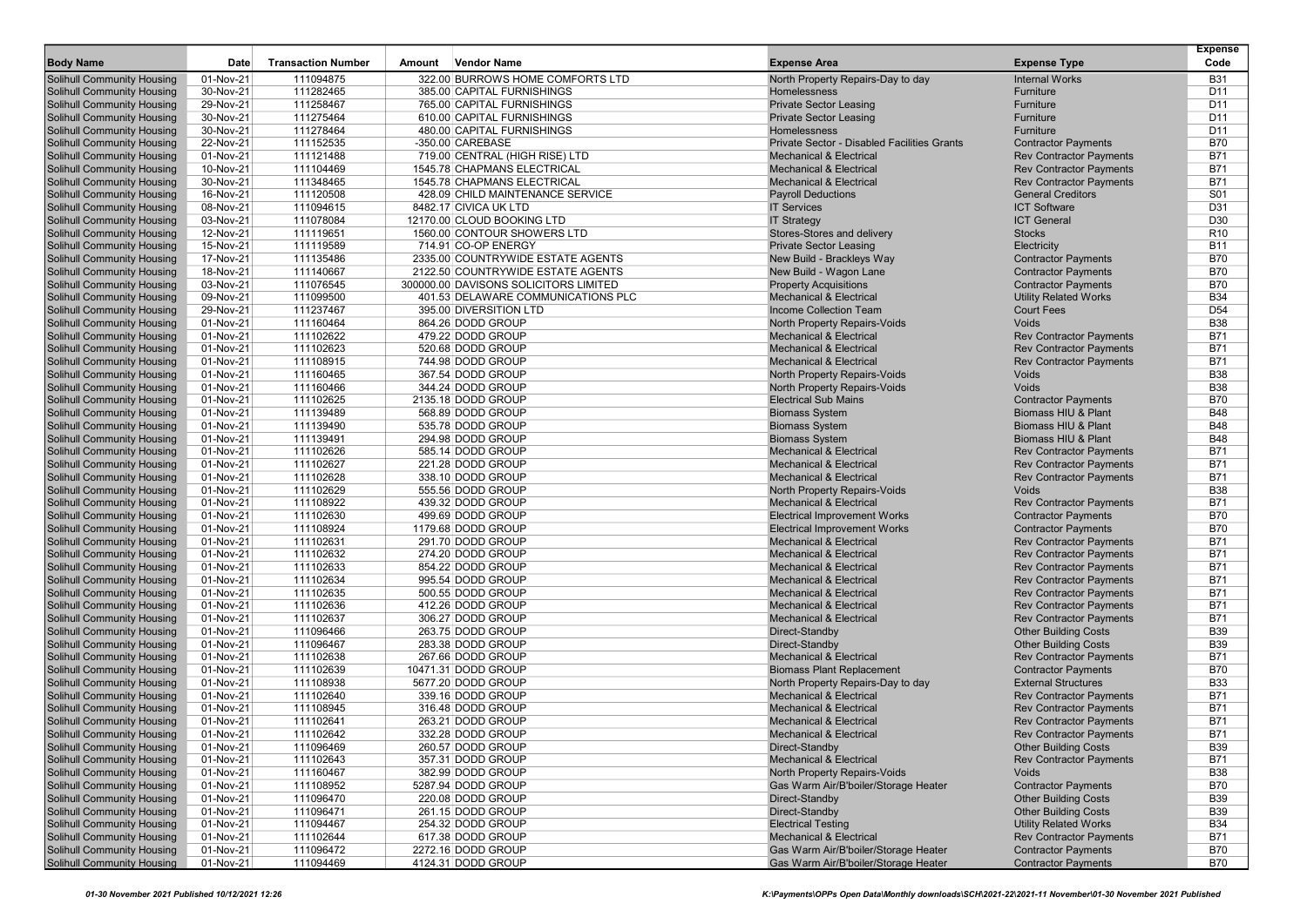| Body Name | Date | Transaction Number | Amount | Vendor Name | Expense Area | Expense Type | Expense Code |
|---|---|---|---|---|---|---|---|
| Solihull Community Housing | 01-Nov-21 | 111094875 | 322.00 | BURROWS HOME COMFORTS LTD | North Property Repairs-Day to day | Internal Works | B31 |
| Solihull Community Housing | 30-Nov-21 | 111282465 | 385.00 | CAPITAL FURNISHINGS | Homelessness | Furniture | D11 |
| Solihull Community Housing | 29-Nov-21 | 111258467 | 765.00 | CAPITAL FURNISHINGS | Private Sector Leasing | Furniture | D11 |
| Solihull Community Housing | 30-Nov-21 | 111275464 | 610.00 | CAPITAL FURNISHINGS | Private Sector Leasing | Furniture | D11 |
| Solihull Community Housing | 30-Nov-21 | 111278464 | 480.00 | CAPITAL FURNISHINGS | Homelessness | Furniture | D11 |
| Solihull Community Housing | 22-Nov-21 | 111152535 | -350.00 | CAREBASE | Private Sector - Disabled Facilities Grants | Contractor Payments | B70 |
| Solihull Community Housing | 01-Nov-21 | 111121488 | 719.00 | CENTRAL (HIGH RISE) LTD | Mechanical & Electrical | Rev Contractor Payments | B71 |
| Solihull Community Housing | 10-Nov-21 | 111104469 | 1545.78 | CHAPMANS ELECTRICAL | Mechanical & Electrical | Rev Contractor Payments | B71 |
| Solihull Community Housing | 30-Nov-21 | 111348465 | 1545.78 | CHAPMANS ELECTRICAL | Mechanical & Electrical | Rev Contractor Payments | B71 |
| Solihull Community Housing | 16-Nov-21 | 111120508 | 428.09 | CHILD MAINTENANCE SERVICE | Payroll Deductions | General Creditors | S01 |
| Solihull Community Housing | 08-Nov-21 | 111094615 | 8482.17 | CIVICA UK LTD | IT Services | ICT Software | D31 |
| Solihull Community Housing | 03-Nov-21 | 111078084 | 12170.00 | CLOUD BOOKING LTD | IT Strategy | ICT General | D30 |
| Solihull Community Housing | 12-Nov-21 | 111119651 | 1560.00 | CONTOUR SHOWERS LTD | Stores-Stores and delivery | Stocks | R10 |
| Solihull Community Housing | 15-Nov-21 | 111119589 | 714.91 | CO-OP ENERGY | Private Sector Leasing | Electricity | B11 |
| Solihull Community Housing | 17-Nov-21 | 111135486 | 2335.00 | COUNTRYWIDE ESTATE AGENTS | New Build - Brackleys Way | Contractor Payments | B70 |
| Solihull Community Housing | 18-Nov-21 | 111140667 | 2122.50 | COUNTRYWIDE ESTATE AGENTS | New Build - Wagon Lane | Contractor Payments | B70 |
| Solihull Community Housing | 03-Nov-21 | 111076545 | 300000.00 | DAVISONS SOLICITORS LIMITED | Property Acquisitions | Contractor Payments | B70 |
| Solihull Community Housing | 09-Nov-21 | 111099500 | 401.53 | DELAWARE COMMUNICATIONS PLC | Mechanical & Electrical | Utility Related Works | B34 |
| Solihull Community Housing | 29-Nov-21 | 111237467 | 395.00 | DIVERSITION LTD | Income Collection Team | Court Fees | D54 |
| Solihull Community Housing | 01-Nov-21 | 111160464 | 864.26 | DODD GROUP | North Property Repairs-Voids | Voids | B38 |
| Solihull Community Housing | 01-Nov-21 | 111102622 | 479.22 | DODD GROUP | Mechanical & Electrical | Rev Contractor Payments | B71 |
| Solihull Community Housing | 01-Nov-21 | 111102623 | 520.68 | DODD GROUP | Mechanical & Electrical | Rev Contractor Payments | B71 |
| Solihull Community Housing | 01-Nov-21 | 111108915 | 744.98 | DODD GROUP | Mechanical & Electrical | Rev Contractor Payments | B71 |
| Solihull Community Housing | 01-Nov-21 | 111160465 | 367.54 | DODD GROUP | North Property Repairs-Voids | Voids | B38 |
| Solihull Community Housing | 01-Nov-21 | 111160466 | 344.24 | DODD GROUP | North Property Repairs-Voids | Voids | B38 |
| Solihull Community Housing | 01-Nov-21 | 111102625 | 2135.18 | DODD GROUP | Electrical Sub Mains | Contractor Payments | B70 |
| Solihull Community Housing | 01-Nov-21 | 111139489 | 568.89 | DODD GROUP | Biomass System | Biomass HIU & Plant | B48 |
| Solihull Community Housing | 01-Nov-21 | 111139490 | 535.78 | DODD GROUP | Biomass System | Biomass HIU & Plant | B48 |
| Solihull Community Housing | 01-Nov-21 | 111139491 | 294.98 | DODD GROUP | Biomass System | Biomass HIU & Plant | B48 |
| Solihull Community Housing | 01-Nov-21 | 111102626 | 585.14 | DODD GROUP | Mechanical & Electrical | Rev Contractor Payments | B71 |
| Solihull Community Housing | 01-Nov-21 | 111102627 | 221.28 | DODD GROUP | Mechanical & Electrical | Rev Contractor Payments | B71 |
| Solihull Community Housing | 01-Nov-21 | 111102628 | 338.10 | DODD GROUP | Mechanical & Electrical | Rev Contractor Payments | B71 |
| Solihull Community Housing | 01-Nov-21 | 111102629 | 555.56 | DODD GROUP | North Property Repairs-Voids | Voids | B38 |
| Solihull Community Housing | 01-Nov-21 | 111108922 | 439.32 | DODD GROUP | Mechanical & Electrical | Rev Contractor Payments | B71 |
| Solihull Community Housing | 01-Nov-21 | 111102630 | 499.69 | DODD GROUP | Electrical Improvement Works | Contractor Payments | B70 |
| Solihull Community Housing | 01-Nov-21 | 111108924 | 1179.68 | DODD GROUP | Electrical Improvement Works | Contractor Payments | B70 |
| Solihull Community Housing | 01-Nov-21 | 111102631 | 291.70 | DODD GROUP | Mechanical & Electrical | Rev Contractor Payments | B71 |
| Solihull Community Housing | 01-Nov-21 | 111102632 | 274.20 | DODD GROUP | Mechanical & Electrical | Rev Contractor Payments | B71 |
| Solihull Community Housing | 01-Nov-21 | 111102633 | 854.22 | DODD GROUP | Mechanical & Electrical | Rev Contractor Payments | B71 |
| Solihull Community Housing | 01-Nov-21 | 111102634 | 995.54 | DODD GROUP | Mechanical & Electrical | Rev Contractor Payments | B71 |
| Solihull Community Housing | 01-Nov-21 | 111102635 | 500.55 | DODD GROUP | Mechanical & Electrical | Rev Contractor Payments | B71 |
| Solihull Community Housing | 01-Nov-21 | 111102636 | 412.26 | DODD GROUP | Mechanical & Electrical | Rev Contractor Payments | B71 |
| Solihull Community Housing | 01-Nov-21 | 111102637 | 306.27 | DODD GROUP | Mechanical & Electrical | Rev Contractor Payments | B71 |
| Solihull Community Housing | 01-Nov-21 | 111096466 | 263.75 | DODD GROUP | Direct-Standby | Other Building Costs | B39 |
| Solihull Community Housing | 01-Nov-21 | 111096467 | 283.38 | DODD GROUP | Direct-Standby | Other Building Costs | B39 |
| Solihull Community Housing | 01-Nov-21 | 111102638 | 267.66 | DODD GROUP | Mechanical & Electrical | Rev Contractor Payments | B71 |
| Solihull Community Housing | 01-Nov-21 | 111102639 | 10471.31 | DODD GROUP | Biomass Plant Replacement | Contractor Payments | B70 |
| Solihull Community Housing | 01-Nov-21 | 111108938 | 5677.20 | DODD GROUP | North Property Repairs-Day to day | External Structures | B33 |
| Solihull Community Housing | 01-Nov-21 | 111102640 | 339.16 | DODD GROUP | Mechanical & Electrical | Rev Contractor Payments | B71 |
| Solihull Community Housing | 01-Nov-21 | 111108945 | 316.48 | DODD GROUP | Mechanical & Electrical | Rev Contractor Payments | B71 |
| Solihull Community Housing | 01-Nov-21 | 111102641 | 263.21 | DODD GROUP | Mechanical & Electrical | Rev Contractor Payments | B71 |
| Solihull Community Housing | 01-Nov-21 | 111102642 | 332.28 | DODD GROUP | Mechanical & Electrical | Rev Contractor Payments | B71 |
| Solihull Community Housing | 01-Nov-21 | 111096469 | 260.57 | DODD GROUP | Direct-Standby | Other Building Costs | B39 |
| Solihull Community Housing | 01-Nov-21 | 111102643 | 357.31 | DODD GROUP | Mechanical & Electrical | Rev Contractor Payments | B71 |
| Solihull Community Housing | 01-Nov-21 | 111160467 | 382.99 | DODD GROUP | North Property Repairs-Voids | Voids | B38 |
| Solihull Community Housing | 01-Nov-21 | 111108952 | 5287.94 | DODD GROUP | Gas Warm Air/B'boiler/Storage Heater | Contractor Payments | B70 |
| Solihull Community Housing | 01-Nov-21 | 111096470 | 220.08 | DODD GROUP | Direct-Standby | Other Building Costs | B39 |
| Solihull Community Housing | 01-Nov-21 | 111096471 | 261.15 | DODD GROUP | Direct-Standby | Other Building Costs | B39 |
| Solihull Community Housing | 01-Nov-21 | 111094467 | 254.32 | DODD GROUP | Electrical Testing | Utility Related Works | B34 |
| Solihull Community Housing | 01-Nov-21 | 111102644 | 617.38 | DODD GROUP | Mechanical & Electrical | Rev Contractor Payments | B71 |
| Solihull Community Housing | 01-Nov-21 | 111096472 | 2272.16 | DODD GROUP | Gas Warm Air/B'boiler/Storage Heater | Contractor Payments | B70 |
| Solihull Community Housing | 01-Nov-21 | 111094469 | 4124.31 | DODD GROUP | Gas Warm Air/B'boiler/Storage Heater | Contractor Payments | B70 |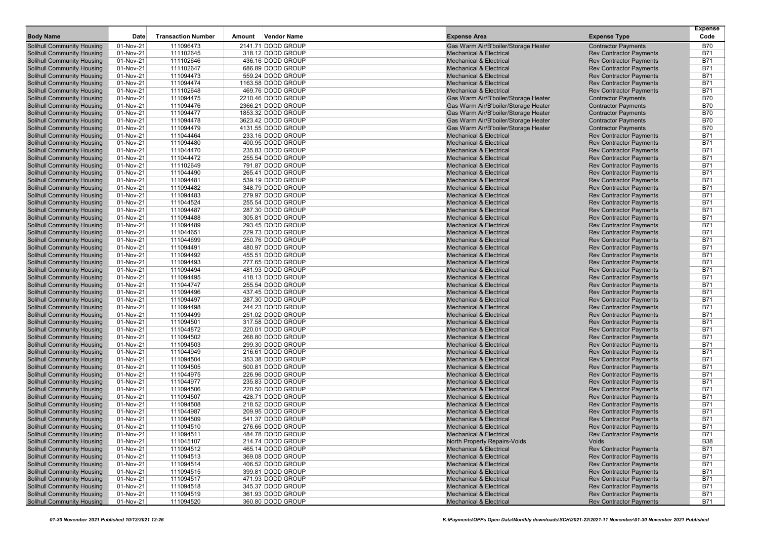| Body Name | Date | Transaction Number | Amount | Vendor Name | Expense Area | Expense Type | Expense Code |
|---|---|---|---|---|---|---|---|
| Solihull Community Housing | 01-Nov-21 | 111096473 | 2141.71 | DODD GROUP | Gas Warm Air/B'boiler/Storage Heater | Contractor Payments | B70 |
| Solihull Community Housing | 01-Nov-21 | 111102645 | 318.12 | DODD GROUP | Mechanical & Electrical | Rev Contractor Payments | B71 |
| Solihull Community Housing | 01-Nov-21 | 111102646 | 436.16 | DODD GROUP | Mechanical & Electrical | Rev Contractor Payments | B71 |
| Solihull Community Housing | 01-Nov-21 | 111102647 | 686.89 | DODD GROUP | Mechanical & Electrical | Rev Contractor Payments | B71 |
| Solihull Community Housing | 01-Nov-21 | 111094473 | 559.24 | DODD GROUP | Mechanical & Electrical | Rev Contractor Payments | B71 |
| Solihull Community Housing | 01-Nov-21 | 111094474 | 1163.58 | DODD GROUP | Mechanical & Electrical | Rev Contractor Payments | B71 |
| Solihull Community Housing | 01-Nov-21 | 111102648 | 469.76 | DODD GROUP | Mechanical & Electrical | Rev Contractor Payments | B71 |
| Solihull Community Housing | 01-Nov-21 | 111094475 | 2210.46 | DODD GROUP | Gas Warm Air/B'boiler/Storage Heater | Contractor Payments | B70 |
| Solihull Community Housing | 01-Nov-21 | 111094476 | 2366.21 | DODD GROUP | Gas Warm Air/B'boiler/Storage Heater | Contractor Payments | B70 |
| Solihull Community Housing | 01-Nov-21 | 111094477 | 1853.32 | DODD GROUP | Gas Warm Air/B'boiler/Storage Heater | Contractor Payments | B70 |
| Solihull Community Housing | 01-Nov-21 | 111094478 | 3623.42 | DODD GROUP | Gas Warm Air/B'boiler/Storage Heater | Contractor Payments | B70 |
| Solihull Community Housing | 01-Nov-21 | 111094479 | 4131.55 | DODD GROUP | Gas Warm Air/B'boiler/Storage Heater | Contractor Payments | B70 |
| Solihull Community Housing | 01-Nov-21 | 111044464 | 233.16 | DODD GROUP | Mechanical & Electrical | Rev Contractor Payments | B71 |
| Solihull Community Housing | 01-Nov-21 | 111094480 | 400.95 | DODD GROUP | Mechanical & Electrical | Rev Contractor Payments | B71 |
| Solihull Community Housing | 01-Nov-21 | 111044470 | 235.83 | DODD GROUP | Mechanical & Electrical | Rev Contractor Payments | B71 |
| Solihull Community Housing | 01-Nov-21 | 111044472 | 255.54 | DODD GROUP | Mechanical & Electrical | Rev Contractor Payments | B71 |
| Solihull Community Housing | 01-Nov-21 | 111102649 | 791.87 | DODD GROUP | Mechanical & Electrical | Rev Contractor Payments | B71 |
| Solihull Community Housing | 01-Nov-21 | 111044490 | 265.41 | DODD GROUP | Mechanical & Electrical | Rev Contractor Payments | B71 |
| Solihull Community Housing | 01-Nov-21 | 111094481 | 539.19 | DODD GROUP | Mechanical & Electrical | Rev Contractor Payments | B71 |
| Solihull Community Housing | 01-Nov-21 | 111094482 | 348.79 | DODD GROUP | Mechanical & Electrical | Rev Contractor Payments | B71 |
| Solihull Community Housing | 01-Nov-21 | 111094483 | 279.97 | DODD GROUP | Mechanical & Electrical | Rev Contractor Payments | B71 |
| Solihull Community Housing | 01-Nov-21 | 111044524 | 255.54 | DODD GROUP | Mechanical & Electrical | Rev Contractor Payments | B71 |
| Solihull Community Housing | 01-Nov-21 | 111094487 | 287.30 | DODD GROUP | Mechanical & Electrical | Rev Contractor Payments | B71 |
| Solihull Community Housing | 01-Nov-21 | 111094488 | 305.81 | DODD GROUP | Mechanical & Electrical | Rev Contractor Payments | B71 |
| Solihull Community Housing | 01-Nov-21 | 111094489 | 293.45 | DODD GROUP | Mechanical & Electrical | Rev Contractor Payments | B71 |
| Solihull Community Housing | 01-Nov-21 | 111044651 | 229.73 | DODD GROUP | Mechanical & Electrical | Rev Contractor Payments | B71 |
| Solihull Community Housing | 01-Nov-21 | 111044699 | 250.76 | DODD GROUP | Mechanical & Electrical | Rev Contractor Payments | B71 |
| Solihull Community Housing | 01-Nov-21 | 111094491 | 480.97 | DODD GROUP | Mechanical & Electrical | Rev Contractor Payments | B71 |
| Solihull Community Housing | 01-Nov-21 | 111094492 | 455.51 | DODD GROUP | Mechanical & Electrical | Rev Contractor Payments | B71 |
| Solihull Community Housing | 01-Nov-21 | 111094493 | 277.65 | DODD GROUP | Mechanical & Electrical | Rev Contractor Payments | B71 |
| Solihull Community Housing | 01-Nov-21 | 111094494 | 481.93 | DODD GROUP | Mechanical & Electrical | Rev Contractor Payments | B71 |
| Solihull Community Housing | 01-Nov-21 | 111094495 | 418.13 | DODD GROUP | Mechanical & Electrical | Rev Contractor Payments | B71 |
| Solihull Community Housing | 01-Nov-21 | 111044747 | 255.54 | DODD GROUP | Mechanical & Electrical | Rev Contractor Payments | B71 |
| Solihull Community Housing | 01-Nov-21 | 111094496 | 437.45 | DODD GROUP | Mechanical & Electrical | Rev Contractor Payments | B71 |
| Solihull Community Housing | 01-Nov-21 | 111094497 | 287.30 | DODD GROUP | Mechanical & Electrical | Rev Contractor Payments | B71 |
| Solihull Community Housing | 01-Nov-21 | 111094498 | 244.23 | DODD GROUP | Mechanical & Electrical | Rev Contractor Payments | B71 |
| Solihull Community Housing | 01-Nov-21 | 111094499 | 251.02 | DODD GROUP | Mechanical & Electrical | Rev Contractor Payments | B71 |
| Solihull Community Housing | 01-Nov-21 | 111094501 | 317.58 | DODD GROUP | Mechanical & Electrical | Rev Contractor Payments | B71 |
| Solihull Community Housing | 01-Nov-21 | 111044872 | 220.01 | DODD GROUP | Mechanical & Electrical | Rev Contractor Payments | B71 |
| Solihull Community Housing | 01-Nov-21 | 111094502 | 268.80 | DODD GROUP | Mechanical & Electrical | Rev Contractor Payments | B71 |
| Solihull Community Housing | 01-Nov-21 | 111094503 | 299.30 | DODD GROUP | Mechanical & Electrical | Rev Contractor Payments | B71 |
| Solihull Community Housing | 01-Nov-21 | 111044949 | 216.61 | DODD GROUP | Mechanical & Electrical | Rev Contractor Payments | B71 |
| Solihull Community Housing | 01-Nov-21 | 111094504 | 353.38 | DODD GROUP | Mechanical & Electrical | Rev Contractor Payments | B71 |
| Solihull Community Housing | 01-Nov-21 | 111094505 | 500.81 | DODD GROUP | Mechanical & Electrical | Rev Contractor Payments | B71 |
| Solihull Community Housing | 01-Nov-21 | 111044975 | 226.96 | DODD GROUP | Mechanical & Electrical | Rev Contractor Payments | B71 |
| Solihull Community Housing | 01-Nov-21 | 111044977 | 235.83 | DODD GROUP | Mechanical & Electrical | Rev Contractor Payments | B71 |
| Solihull Community Housing | 01-Nov-21 | 111094506 | 220.50 | DODD GROUP | Mechanical & Electrical | Rev Contractor Payments | B71 |
| Solihull Community Housing | 01-Nov-21 | 111094507 | 428.71 | DODD GROUP | Mechanical & Electrical | Rev Contractor Payments | B71 |
| Solihull Community Housing | 01-Nov-21 | 111094508 | 218.52 | DODD GROUP | Mechanical & Electrical | Rev Contractor Payments | B71 |
| Solihull Community Housing | 01-Nov-21 | 111044987 | 209.95 | DODD GROUP | Mechanical & Electrical | Rev Contractor Payments | B71 |
| Solihull Community Housing | 01-Nov-21 | 111094509 | 541.37 | DODD GROUP | Mechanical & Electrical | Rev Contractor Payments | B71 |
| Solihull Community Housing | 01-Nov-21 | 111094510 | 276.66 | DODD GROUP | Mechanical & Electrical | Rev Contractor Payments | B71 |
| Solihull Community Housing | 01-Nov-21 | 111094511 | 484.78 | DODD GROUP | Mechanical & Electrical | Rev Contractor Payments | B71 |
| Solihull Community Housing | 01-Nov-21 | 111045107 | 214.74 | DODD GROUP | North Property Repairs-Voids | Voids | B38 |
| Solihull Community Housing | 01-Nov-21 | 111094512 | 465.14 | DODD GROUP | Mechanical & Electrical | Rev Contractor Payments | B71 |
| Solihull Community Housing | 01-Nov-21 | 111094513 | 369.08 | DODD GROUP | Mechanical & Electrical | Rev Contractor Payments | B71 |
| Solihull Community Housing | 01-Nov-21 | 111094514 | 406.52 | DODD GROUP | Mechanical & Electrical | Rev Contractor Payments | B71 |
| Solihull Community Housing | 01-Nov-21 | 111094515 | 399.81 | DODD GROUP | Mechanical & Electrical | Rev Contractor Payments | B71 |
| Solihull Community Housing | 01-Nov-21 | 111094517 | 471.93 | DODD GROUP | Mechanical & Electrical | Rev Contractor Payments | B71 |
| Solihull Community Housing | 01-Nov-21 | 111094518 | 345.37 | DODD GROUP | Mechanical & Electrical | Rev Contractor Payments | B71 |
| Solihull Community Housing | 01-Nov-21 | 111094519 | 361.93 | DODD GROUP | Mechanical & Electrical | Rev Contractor Payments | B71 |
| Solihull Community Housing | 01-Nov-21 | 111094520 | 360.80 | DODD GROUP | Mechanical & Electrical | Rev Contractor Payments | B71 |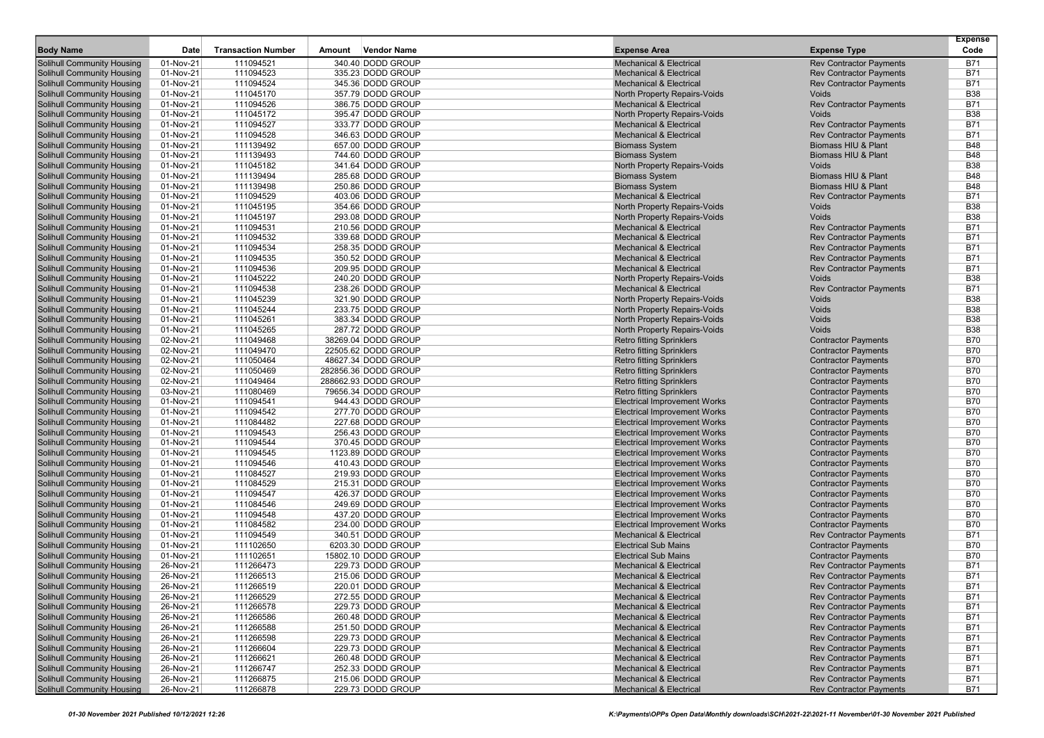| Body Name | Date | Transaction Number | Amount | Vendor Name | Expense Area | Expense Type | Expense Code |
|---|---|---|---|---|---|---|---|
| Solihull Community Housing | 01-Nov-21 | 111094521 | 340.40 | DODD GROUP | Mechanical & Electrical | Rev Contractor Payments | B71 |
| Solihull Community Housing | 01-Nov-21 | 111094523 | 335.23 | DODD GROUP | Mechanical & Electrical | Rev Contractor Payments | B71 |
| Solihull Community Housing | 01-Nov-21 | 111094524 | 345.36 | DODD GROUP | Mechanical & Electrical | Rev Contractor Payments | B71 |
| Solihull Community Housing | 01-Nov-21 | 111045170 | 357.79 | DODD GROUP | North Property Repairs-Voids | Voids | B38 |
| Solihull Community Housing | 01-Nov-21 | 111094526 | 386.75 | DODD GROUP | Mechanical & Electrical | Rev Contractor Payments | B71 |
| Solihull Community Housing | 01-Nov-21 | 111045172 | 395.47 | DODD GROUP | North Property Repairs-Voids | Voids | B38 |
| Solihull Community Housing | 01-Nov-21 | 111094527 | 333.77 | DODD GROUP | Mechanical & Electrical | Rev Contractor Payments | B71 |
| Solihull Community Housing | 01-Nov-21 | 111094528 | 346.63 | DODD GROUP | Mechanical & Electrical | Rev Contractor Payments | B71 |
| Solihull Community Housing | 01-Nov-21 | 111139492 | 657.00 | DODD GROUP | Biomass System | Biomass HIU & Plant | B48 |
| Solihull Community Housing | 01-Nov-21 | 111139493 | 744.60 | DODD GROUP | Biomass System | Biomass HIU & Plant | B48 |
| Solihull Community Housing | 01-Nov-21 | 111045182 | 341.64 | DODD GROUP | North Property Repairs-Voids | Voids | B38 |
| Solihull Community Housing | 01-Nov-21 | 111139494 | 285.68 | DODD GROUP | Biomass System | Biomass HIU & Plant | B48 |
| Solihull Community Housing | 01-Nov-21 | 111139498 | 250.86 | DODD GROUP | Biomass System | Biomass HIU & Plant | B48 |
| Solihull Community Housing | 01-Nov-21 | 111094529 | 403.06 | DODD GROUP | Mechanical & Electrical | Rev Contractor Payments | B71 |
| Solihull Community Housing | 01-Nov-21 | 111045195 | 354.66 | DODD GROUP | North Property Repairs-Voids | Voids | B38 |
| Solihull Community Housing | 01-Nov-21 | 111045197 | 293.08 | DODD GROUP | North Property Repairs-Voids | Voids | B38 |
| Solihull Community Housing | 01-Nov-21 | 111094531 | 210.56 | DODD GROUP | Mechanical & Electrical | Rev Contractor Payments | B71 |
| Solihull Community Housing | 01-Nov-21 | 111094532 | 339.68 | DODD GROUP | Mechanical & Electrical | Rev Contractor Payments | B71 |
| Solihull Community Housing | 01-Nov-21 | 111094534 | 258.35 | DODD GROUP | Mechanical & Electrical | Rev Contractor Payments | B71 |
| Solihull Community Housing | 01-Nov-21 | 111094535 | 350.52 | DODD GROUP | Mechanical & Electrical | Rev Contractor Payments | B71 |
| Solihull Community Housing | 01-Nov-21 | 111094536 | 209.95 | DODD GROUP | Mechanical & Electrical | Rev Contractor Payments | B71 |
| Solihull Community Housing | 01-Nov-21 | 111045222 | 240.20 | DODD GROUP | North Property Repairs-Voids | Voids | B38 |
| Solihull Community Housing | 01-Nov-21 | 111094538 | 238.26 | DODD GROUP | Mechanical & Electrical | Rev Contractor Payments | B71 |
| Solihull Community Housing | 01-Nov-21 | 111045239 | 321.90 | DODD GROUP | North Property Repairs-Voids | Voids | B38 |
| Solihull Community Housing | 01-Nov-21 | 111045244 | 233.75 | DODD GROUP | North Property Repairs-Voids | Voids | B38 |
| Solihull Community Housing | 01-Nov-21 | 111045261 | 383.34 | DODD GROUP | North Property Repairs-Voids | Voids | B38 |
| Solihull Community Housing | 01-Nov-21 | 111045265 | 287.72 | DODD GROUP | North Property Repairs-Voids | Voids | B38 |
| Solihull Community Housing | 02-Nov-21 | 111049468 | 38269.04 | DODD GROUP | Retro fitting Sprinklers | Contractor Payments | B70 |
| Solihull Community Housing | 02-Nov-21 | 111049470 | 22505.62 | DODD GROUP | Retro fitting Sprinklers | Contractor Payments | B70 |
| Solihull Community Housing | 02-Nov-21 | 111050464 | 48627.34 | DODD GROUP | Retro fitting Sprinklers | Contractor Payments | B70 |
| Solihull Community Housing | 02-Nov-21 | 111050469 | 282856.36 | DODD GROUP | Retro fitting Sprinklers | Contractor Payments | B70 |
| Solihull Community Housing | 02-Nov-21 | 111049464 | 288662.93 | DODD GROUP | Retro fitting Sprinklers | Contractor Payments | B70 |
| Solihull Community Housing | 03-Nov-21 | 111080469 | 79656.34 | DODD GROUP | Retro fitting Sprinklers | Contractor Payments | B70 |
| Solihull Community Housing | 01-Nov-21 | 111094541 | 944.43 | DODD GROUP | Electrical Improvement Works | Contractor Payments | B70 |
| Solihull Community Housing | 01-Nov-21 | 111094542 | 277.70 | DODD GROUP | Electrical Improvement Works | Contractor Payments | B70 |
| Solihull Community Housing | 01-Nov-21 | 111084482 | 227.68 | DODD GROUP | Electrical Improvement Works | Contractor Payments | B70 |
| Solihull Community Housing | 01-Nov-21 | 111094543 | 256.43 | DODD GROUP | Electrical Improvement Works | Contractor Payments | B70 |
| Solihull Community Housing | 01-Nov-21 | 111094544 | 370.45 | DODD GROUP | Electrical Improvement Works | Contractor Payments | B70 |
| Solihull Community Housing | 01-Nov-21 | 111094545 | 1123.89 | DODD GROUP | Electrical Improvement Works | Contractor Payments | B70 |
| Solihull Community Housing | 01-Nov-21 | 111094546 | 410.43 | DODD GROUP | Electrical Improvement Works | Contractor Payments | B70 |
| Solihull Community Housing | 01-Nov-21 | 111084527 | 219.93 | DODD GROUP | Electrical Improvement Works | Contractor Payments | B70 |
| Solihull Community Housing | 01-Nov-21 | 111084529 | 215.31 | DODD GROUP | Electrical Improvement Works | Contractor Payments | B70 |
| Solihull Community Housing | 01-Nov-21 | 111094547 | 426.37 | DODD GROUP | Electrical Improvement Works | Contractor Payments | B70 |
| Solihull Community Housing | 01-Nov-21 | 111084546 | 249.69 | DODD GROUP | Electrical Improvement Works | Contractor Payments | B70 |
| Solihull Community Housing | 01-Nov-21 | 111094548 | 437.20 | DODD GROUP | Electrical Improvement Works | Contractor Payments | B70 |
| Solihull Community Housing | 01-Nov-21 | 111084582 | 234.00 | DODD GROUP | Electrical Improvement Works | Contractor Payments | B70 |
| Solihull Community Housing | 01-Nov-21 | 111094549 | 340.51 | DODD GROUP | Mechanical & Electrical | Rev Contractor Payments | B71 |
| Solihull Community Housing | 01-Nov-21 | 111102650 | 6203.30 | DODD GROUP | Electrical Sub Mains | Contractor Payments | B70 |
| Solihull Community Housing | 01-Nov-21 | 111102651 | 15802.10 | DODD GROUP | Electrical Sub Mains | Contractor Payments | B70 |
| Solihull Community Housing | 26-Nov-21 | 111266473 | 229.73 | DODD GROUP | Mechanical & Electrical | Rev Contractor Payments | B71 |
| Solihull Community Housing | 26-Nov-21 | 111266513 | 215.06 | DODD GROUP | Mechanical & Electrical | Rev Contractor Payments | B71 |
| Solihull Community Housing | 26-Nov-21 | 111266519 | 220.01 | DODD GROUP | Mechanical & Electrical | Rev Contractor Payments | B71 |
| Solihull Community Housing | 26-Nov-21 | 111266529 | 272.55 | DODD GROUP | Mechanical & Electrical | Rev Contractor Payments | B71 |
| Solihull Community Housing | 26-Nov-21 | 111266578 | 229.73 | DODD GROUP | Mechanical & Electrical | Rev Contractor Payments | B71 |
| Solihull Community Housing | 26-Nov-21 | 111266586 | 260.48 | DODD GROUP | Mechanical & Electrical | Rev Contractor Payments | B71 |
| Solihull Community Housing | 26-Nov-21 | 111266588 | 251.50 | DODD GROUP | Mechanical & Electrical | Rev Contractor Payments | B71 |
| Solihull Community Housing | 26-Nov-21 | 111266598 | 229.73 | DODD GROUP | Mechanical & Electrical | Rev Contractor Payments | B71 |
| Solihull Community Housing | 26-Nov-21 | 111266604 | 229.73 | DODD GROUP | Mechanical & Electrical | Rev Contractor Payments | B71 |
| Solihull Community Housing | 26-Nov-21 | 111266621 | 260.48 | DODD GROUP | Mechanical & Electrical | Rev Contractor Payments | B71 |
| Solihull Community Housing | 26-Nov-21 | 111266747 | 252.33 | DODD GROUP | Mechanical & Electrical | Rev Contractor Payments | B71 |
| Solihull Community Housing | 26-Nov-21 | 111266875 | 215.06 | DODD GROUP | Mechanical & Electrical | Rev Contractor Payments | B71 |
| Solihull Community Housing | 26-Nov-21 | 111266878 | 229.73 | DODD GROUP | Mechanical & Electrical | Rev Contractor Payments | B71 |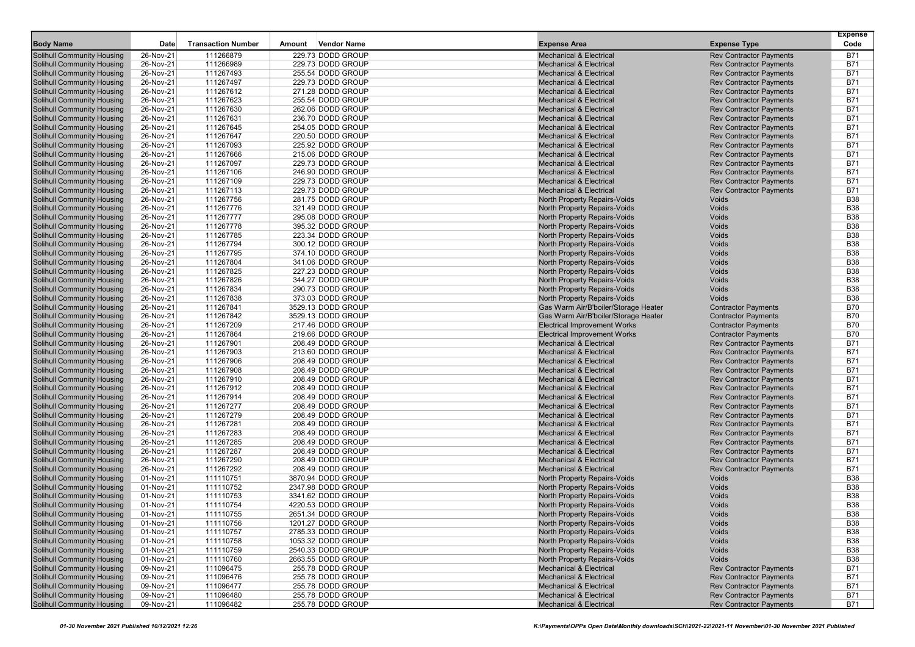| Body Name | Date | Transaction Number | Amount | Vendor Name | Expense Area | Expense Type | Expense Code |
|---|---|---|---|---|---|---|---|
| Solihull Community Housing | 26-Nov-21 | 111266879 | 229.73 | DODD GROUP | Mechanical & Electrical | Rev Contractor Payments | B71 |
| Solihull Community Housing | 26-Nov-21 | 111266989 | 229.73 | DODD GROUP | Mechanical & Electrical | Rev Contractor Payments | B71 |
| Solihull Community Housing | 26-Nov-21 | 111267493 | 255.54 | DODD GROUP | Mechanical & Electrical | Rev Contractor Payments | B71 |
| Solihull Community Housing | 26-Nov-21 | 111267497 | 229.73 | DODD GROUP | Mechanical & Electrical | Rev Contractor Payments | B71 |
| Solihull Community Housing | 26-Nov-21 | 111267612 | 271.28 | DODD GROUP | Mechanical & Electrical | Rev Contractor Payments | B71 |
| Solihull Community Housing | 26-Nov-21 | 111267623 | 255.54 | DODD GROUP | Mechanical & Electrical | Rev Contractor Payments | B71 |
| Solihull Community Housing | 26-Nov-21 | 111267630 | 262.06 | DODD GROUP | Mechanical & Electrical | Rev Contractor Payments | B71 |
| Solihull Community Housing | 26-Nov-21 | 111267631 | 236.70 | DODD GROUP | Mechanical & Electrical | Rev Contractor Payments | B71 |
| Solihull Community Housing | 26-Nov-21 | 111267645 | 254.05 | DODD GROUP | Mechanical & Electrical | Rev Contractor Payments | B71 |
| Solihull Community Housing | 26-Nov-21 | 111267647 | 220.50 | DODD GROUP | Mechanical & Electrical | Rev Contractor Payments | B71 |
| Solihull Community Housing | 26-Nov-21 | 111267093 | 225.92 | DODD GROUP | Mechanical & Electrical | Rev Contractor Payments | B71 |
| Solihull Community Housing | 26-Nov-21 | 111267666 | 215.06 | DODD GROUP | Mechanical & Electrical | Rev Contractor Payments | B71 |
| Solihull Community Housing | 26-Nov-21 | 111267097 | 229.73 | DODD GROUP | Mechanical & Electrical | Rev Contractor Payments | B71 |
| Solihull Community Housing | 26-Nov-21 | 111267106 | 246.90 | DODD GROUP | Mechanical & Electrical | Rev Contractor Payments | B71 |
| Solihull Community Housing | 26-Nov-21 | 111267109 | 229.73 | DODD GROUP | Mechanical & Electrical | Rev Contractor Payments | B71 |
| Solihull Community Housing | 26-Nov-21 | 111267113 | 229.73 | DODD GROUP | Mechanical & Electrical | Rev Contractor Payments | B71 |
| Solihull Community Housing | 26-Nov-21 | 111267756 | 281.75 | DODD GROUP | North Property Repairs-Voids | Voids | B38 |
| Solihull Community Housing | 26-Nov-21 | 111267776 | 321.49 | DODD GROUP | North Property Repairs-Voids | Voids | B38 |
| Solihull Community Housing | 26-Nov-21 | 111267777 | 295.08 | DODD GROUP | North Property Repairs-Voids | Voids | B38 |
| Solihull Community Housing | 26-Nov-21 | 111267778 | 395.32 | DODD GROUP | North Property Repairs-Voids | Voids | B38 |
| Solihull Community Housing | 26-Nov-21 | 111267785 | 223.34 | DODD GROUP | North Property Repairs-Voids | Voids | B38 |
| Solihull Community Housing | 26-Nov-21 | 111267794 | 300.12 | DODD GROUP | North Property Repairs-Voids | Voids | B38 |
| Solihull Community Housing | 26-Nov-21 | 111267795 | 374.10 | DODD GROUP | North Property Repairs-Voids | Voids | B38 |
| Solihull Community Housing | 26-Nov-21 | 111267804 | 341.06 | DODD GROUP | North Property Repairs-Voids | Voids | B38 |
| Solihull Community Housing | 26-Nov-21 | 111267825 | 227.23 | DODD GROUP | North Property Repairs-Voids | Voids | B38 |
| Solihull Community Housing | 26-Nov-21 | 111267826 | 344.27 | DODD GROUP | North Property Repairs-Voids | Voids | B38 |
| Solihull Community Housing | 26-Nov-21 | 111267834 | 290.73 | DODD GROUP | North Property Repairs-Voids | Voids | B38 |
| Solihull Community Housing | 26-Nov-21 | 111267838 | 373.03 | DODD GROUP | North Property Repairs-Voids | Voids | B38 |
| Solihull Community Housing | 26-Nov-21 | 111267841 | 3529.13 | DODD GROUP | Gas Warm Air/B'boiler/Storage Heater | Contractor Payments | B70 |
| Solihull Community Housing | 26-Nov-21 | 111267842 | 3529.13 | DODD GROUP | Gas Warm Air/B'boiler/Storage Heater | Contractor Payments | B70 |
| Solihull Community Housing | 26-Nov-21 | 111267209 | 217.46 | DODD GROUP | Electrical Improvement Works | Contractor Payments | B70 |
| Solihull Community Housing | 26-Nov-21 | 111267864 | 219.66 | DODD GROUP | Electrical Improvement Works | Contractor Payments | B70 |
| Solihull Community Housing | 26-Nov-21 | 111267901 | 208.49 | DODD GROUP | Mechanical & Electrical | Rev Contractor Payments | B71 |
| Solihull Community Housing | 26-Nov-21 | 111267903 | 213.60 | DODD GROUP | Mechanical & Electrical | Rev Contractor Payments | B71 |
| Solihull Community Housing | 26-Nov-21 | 111267906 | 208.49 | DODD GROUP | Mechanical & Electrical | Rev Contractor Payments | B71 |
| Solihull Community Housing | 26-Nov-21 | 111267908 | 208.49 | DODD GROUP | Mechanical & Electrical | Rev Contractor Payments | B71 |
| Solihull Community Housing | 26-Nov-21 | 111267910 | 208.49 | DODD GROUP | Mechanical & Electrical | Rev Contractor Payments | B71 |
| Solihull Community Housing | 26-Nov-21 | 111267912 | 208.49 | DODD GROUP | Mechanical & Electrical | Rev Contractor Payments | B71 |
| Solihull Community Housing | 26-Nov-21 | 111267914 | 208.49 | DODD GROUP | Mechanical & Electrical | Rev Contractor Payments | B71 |
| Solihull Community Housing | 26-Nov-21 | 111267277 | 208.49 | DODD GROUP | Mechanical & Electrical | Rev Contractor Payments | B71 |
| Solihull Community Housing | 26-Nov-21 | 111267279 | 208.49 | DODD GROUP | Mechanical & Electrical | Rev Contractor Payments | B71 |
| Solihull Community Housing | 26-Nov-21 | 111267281 | 208.49 | DODD GROUP | Mechanical & Electrical | Rev Contractor Payments | B71 |
| Solihull Community Housing | 26-Nov-21 | 111267283 | 208.49 | DODD GROUP | Mechanical & Electrical | Rev Contractor Payments | B71 |
| Solihull Community Housing | 26-Nov-21 | 111267285 | 208.49 | DODD GROUP | Mechanical & Electrical | Rev Contractor Payments | B71 |
| Solihull Community Housing | 26-Nov-21 | 111267287 | 208.49 | DODD GROUP | Mechanical & Electrical | Rev Contractor Payments | B71 |
| Solihull Community Housing | 26-Nov-21 | 111267290 | 208.49 | DODD GROUP | Mechanical & Electrical | Rev Contractor Payments | B71 |
| Solihull Community Housing | 26-Nov-21 | 111267292 | 208.49 | DODD GROUP | Mechanical & Electrical | Rev Contractor Payments | B71 |
| Solihull Community Housing | 01-Nov-21 | 111110751 | 3870.94 | DODD GROUP | North Property Repairs-Voids | Voids | B38 |
| Solihull Community Housing | 01-Nov-21 | 111110752 | 2347.98 | DODD GROUP | North Property Repairs-Voids | Voids | B38 |
| Solihull Community Housing | 01-Nov-21 | 111110753 | 3341.62 | DODD GROUP | North Property Repairs-Voids | Voids | B38 |
| Solihull Community Housing | 01-Nov-21 | 111110754 | 4220.53 | DODD GROUP | North Property Repairs-Voids | Voids | B38 |
| Solihull Community Housing | 01-Nov-21 | 111110755 | 2651.34 | DODD GROUP | North Property Repairs-Voids | Voids | B38 |
| Solihull Community Housing | 01-Nov-21 | 111110756 | 1201.27 | DODD GROUP | North Property Repairs-Voids | Voids | B38 |
| Solihull Community Housing | 01-Nov-21 | 111110757 | 2785.33 | DODD GROUP | North Property Repairs-Voids | Voids | B38 |
| Solihull Community Housing | 01-Nov-21 | 111110758 | 1053.32 | DODD GROUP | North Property Repairs-Voids | Voids | B38 |
| Solihull Community Housing | 01-Nov-21 | 111110759 | 2540.33 | DODD GROUP | North Property Repairs-Voids | Voids | B38 |
| Solihull Community Housing | 01-Nov-21 | 111110760 | 2663.55 | DODD GROUP | North Property Repairs-Voids | Voids | B38 |
| Solihull Community Housing | 09-Nov-21 | 111096475 | 255.78 | DODD GROUP | Mechanical & Electrical | Rev Contractor Payments | B71 |
| Solihull Community Housing | 09-Nov-21 | 111096476 | 255.78 | DODD GROUP | Mechanical & Electrical | Rev Contractor Payments | B71 |
| Solihull Community Housing | 09-Nov-21 | 111096477 | 255.78 | DODD GROUP | Mechanical & Electrical | Rev Contractor Payments | B71 |
| Solihull Community Housing | 09-Nov-21 | 111096480 | 255.78 | DODD GROUP | Mechanical & Electrical | Rev Contractor Payments | B71 |
| Solihull Community Housing | 09-Nov-21 | 111096482 | 255.78 | DODD GROUP | Mechanical & Electrical | Rev Contractor Payments | B71 |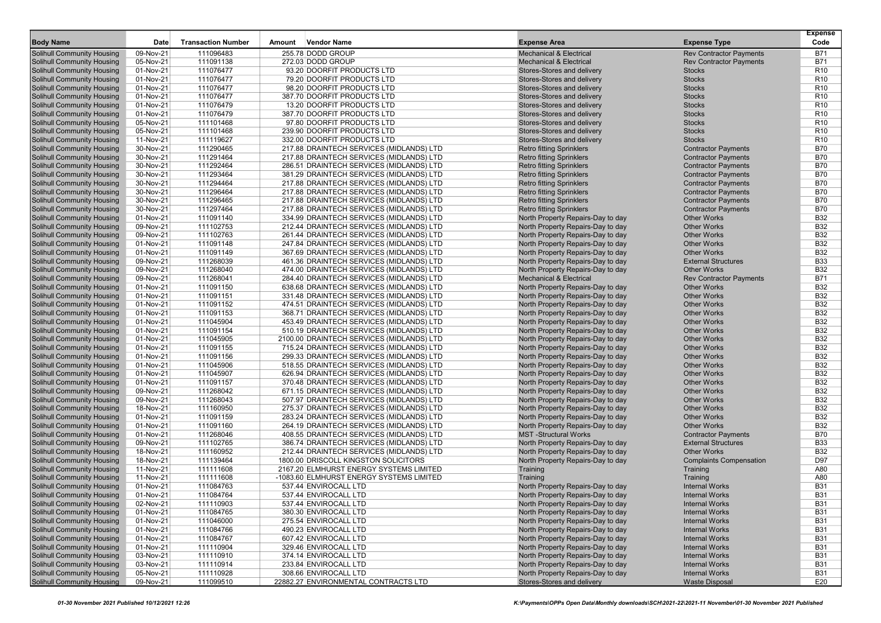| Body Name | Date | Transaction Number | Amount | Vendor Name | Expense Area | Expense Type | Expense Code |
|---|---|---|---|---|---|---|---|
| Solihull Community Housing | 09-Nov-21 | 111096483 | 255.78 | DODD GROUP | Mechanical & Electrical | Rev Contractor Payments | B71 |
| Solihull Community Housing | 05-Nov-21 | 111091138 | 272.03 | DODD GROUP | Mechanical & Electrical | Rev Contractor Payments | B71 |
| Solihull Community Housing | 01-Nov-21 | 111076477 | 93.20 | DOORFIT PRODUCTS LTD | Stores-Stores and delivery | Stocks | R10 |
| Solihull Community Housing | 01-Nov-21 | 111076477 | 79.20 | DOORFIT PRODUCTS LTD | Stores-Stores and delivery | Stocks | R10 |
| Solihull Community Housing | 01-Nov-21 | 111076477 | 98.20 | DOORFIT PRODUCTS LTD | Stores-Stores and delivery | Stocks | R10 |
| Solihull Community Housing | 01-Nov-21 | 111076477 | 387.70 | DOORFIT PRODUCTS LTD | Stores-Stores and delivery | Stocks | R10 |
| Solihull Community Housing | 01-Nov-21 | 111076479 | 13.20 | DOORFIT PRODUCTS LTD | Stores-Stores and delivery | Stocks | R10 |
| Solihull Community Housing | 01-Nov-21 | 111076479 | 387.70 | DOORFIT PRODUCTS LTD | Stores-Stores and delivery | Stocks | R10 |
| Solihull Community Housing | 05-Nov-21 | 111101468 | 97.80 | DOORFIT PRODUCTS LTD | Stores-Stores and delivery | Stocks | R10 |
| Solihull Community Housing | 05-Nov-21 | 111101468 | 239.90 | DOORFIT PRODUCTS LTD | Stores-Stores and delivery | Stocks | R10 |
| Solihull Community Housing | 11-Nov-21 | 111119627 | 332.00 | DOORFIT PRODUCTS LTD | Stores-Stores and delivery | Stocks | R10 |
| Solihull Community Housing | 30-Nov-21 | 111290465 | 217.88 | DRAINTECH SERVICES (MIDLANDS) LTD | Retro fitting Sprinklers | Contractor Payments | B70 |
| Solihull Community Housing | 30-Nov-21 | 111291464 | 217.88 | DRAINTECH SERVICES (MIDLANDS) LTD | Retro fitting Sprinklers | Contractor Payments | B70 |
| Solihull Community Housing | 30-Nov-21 | 111292464 | 286.51 | DRAINTECH SERVICES (MIDLANDS) LTD | Retro fitting Sprinklers | Contractor Payments | B70 |
| Solihull Community Housing | 30-Nov-21 | 111293464 | 381.29 | DRAINTECH SERVICES (MIDLANDS) LTD | Retro fitting Sprinklers | Contractor Payments | B70 |
| Solihull Community Housing | 30-Nov-21 | 111294464 | 217.88 | DRAINTECH SERVICES (MIDLANDS) LTD | Retro fitting Sprinklers | Contractor Payments | B70 |
| Solihull Community Housing | 30-Nov-21 | 111296464 | 217.88 | DRAINTECH SERVICES (MIDLANDS) LTD | Retro fitting Sprinklers | Contractor Payments | B70 |
| Solihull Community Housing | 30-Nov-21 | 111296465 | 217.88 | DRAINTECH SERVICES (MIDLANDS) LTD | Retro fitting Sprinklers | Contractor Payments | B70 |
| Solihull Community Housing | 30-Nov-21 | 111297464 | 217.88 | DRAINTECH SERVICES (MIDLANDS) LTD | Retro fitting Sprinklers | Contractor Payments | B70 |
| Solihull Community Housing | 01-Nov-21 | 111091140 | 334.99 | DRAINTECH SERVICES (MIDLANDS) LTD | North Property Repairs-Day to day | Other Works | B32 |
| Solihull Community Housing | 09-Nov-21 | 111102753 | 212.44 | DRAINTECH SERVICES (MIDLANDS) LTD | North Property Repairs-Day to day | Other Works | B32 |
| Solihull Community Housing | 09-Nov-21 | 111102763 | 261.44 | DRAINTECH SERVICES (MIDLANDS) LTD | North Property Repairs-Day to day | Other Works | B32 |
| Solihull Community Housing | 01-Nov-21 | 111091148 | 247.84 | DRAINTECH SERVICES (MIDLANDS) LTD | North Property Repairs-Day to day | Other Works | B32 |
| Solihull Community Housing | 01-Nov-21 | 111091149 | 367.69 | DRAINTECH SERVICES (MIDLANDS) LTD | North Property Repairs-Day to day | Other Works | B32 |
| Solihull Community Housing | 09-Nov-21 | 111268039 | 461.36 | DRAINTECH SERVICES (MIDLANDS) LTD | North Property Repairs-Day to day | External Structures | B33 |
| Solihull Community Housing | 09-Nov-21 | 111268040 | 474.00 | DRAINTECH SERVICES (MIDLANDS) LTD | North Property Repairs-Day to day | Other Works | B32 |
| Solihull Community Housing | 09-Nov-21 | 111268041 | 284.40 | DRAINTECH SERVICES (MIDLANDS) LTD | Mechanical & Electrical | Rev Contractor Payments | B71 |
| Solihull Community Housing | 01-Nov-21 | 111091150 | 638.68 | DRAINTECH SERVICES (MIDLANDS) LTD | North Property Repairs-Day to day | Other Works | B32 |
| Solihull Community Housing | 01-Nov-21 | 111091151 | 331.48 | DRAINTECH SERVICES (MIDLANDS) LTD | North Property Repairs-Day to day | Other Works | B32 |
| Solihull Community Housing | 01-Nov-21 | 111091152 | 474.51 | DRAINTECH SERVICES (MIDLANDS) LTD | North Property Repairs-Day to day | Other Works | B32 |
| Solihull Community Housing | 01-Nov-21 | 111091153 | 368.71 | DRAINTECH SERVICES (MIDLANDS) LTD | North Property Repairs-Day to day | Other Works | B32 |
| Solihull Community Housing | 01-Nov-21 | 111045904 | 453.49 | DRAINTECH SERVICES (MIDLANDS) LTD | North Property Repairs-Day to day | Other Works | B32 |
| Solihull Community Housing | 01-Nov-21 | 111091154 | 510.19 | DRAINTECH SERVICES (MIDLANDS) LTD | North Property Repairs-Day to day | Other Works | B32 |
| Solihull Community Housing | 01-Nov-21 | 111045905 | 2100.00 | DRAINTECH SERVICES (MIDLANDS) LTD | North Property Repairs-Day to day | Other Works | B32 |
| Solihull Community Housing | 01-Nov-21 | 111091155 | 715.24 | DRAINTECH SERVICES (MIDLANDS) LTD | North Property Repairs-Day to day | Other Works | B32 |
| Solihull Community Housing | 01-Nov-21 | 111091156 | 299.33 | DRAINTECH SERVICES (MIDLANDS) LTD | North Property Repairs-Day to day | Other Works | B32 |
| Solihull Community Housing | 01-Nov-21 | 111045906 | 518.55 | DRAINTECH SERVICES (MIDLANDS) LTD | North Property Repairs-Day to day | Other Works | B32 |
| Solihull Community Housing | 01-Nov-21 | 111045907 | 626.94 | DRAINTECH SERVICES (MIDLANDS) LTD | North Property Repairs-Day to day | Other Works | B32 |
| Solihull Community Housing | 01-Nov-21 | 111091157 | 370.48 | DRAINTECH SERVICES (MIDLANDS) LTD | North Property Repairs-Day to day | Other Works | B32 |
| Solihull Community Housing | 09-Nov-21 | 111268042 | 671.15 | DRAINTECH SERVICES (MIDLANDS) LTD | North Property Repairs-Day to day | Other Works | B32 |
| Solihull Community Housing | 09-Nov-21 | 111268043 | 507.97 | DRAINTECH SERVICES (MIDLANDS) LTD | North Property Repairs-Day to day | Other Works | B32 |
| Solihull Community Housing | 18-Nov-21 | 111160950 | 275.37 | DRAINTECH SERVICES (MIDLANDS) LTD | North Property Repairs-Day to day | Other Works | B32 |
| Solihull Community Housing | 01-Nov-21 | 111091159 | 283.24 | DRAINTECH SERVICES (MIDLANDS) LTD | North Property Repairs-Day to day | Other Works | B32 |
| Solihull Community Housing | 01-Nov-21 | 111091160 | 264.19 | DRAINTECH SERVICES (MIDLANDS) LTD | North Property Repairs-Day to day | Other Works | B32 |
| Solihull Community Housing | 01-Nov-21 | 111268046 | 408.55 | DRAINTECH SERVICES (MIDLANDS) LTD | MST -Structural Works | Contractor Payments | B70 |
| Solihull Community Housing | 09-Nov-21 | 111102765 | 386.74 | DRAINTECH SERVICES (MIDLANDS) LTD | North Property Repairs-Day to day | External Structures | B33 |
| Solihull Community Housing | 18-Nov-21 | 111160952 | 212.44 | DRAINTECH SERVICES (MIDLANDS) LTD | North Property Repairs-Day to day | Other Works | B32 |
| Solihull Community Housing | 18-Nov-21 | 111139464 | 1800.00 | DRISCOLL KINGSTON SOLICITORS | North Property Repairs-Day to day | Complaints Compensation | D97 |
| Solihull Community Housing | 11-Nov-21 | 111111608 | 2167.20 | ELMHURST ENERGY SYSTEMS LIMITED | Training | Training | A80 |
| Solihull Community Housing | 11-Nov-21 | 111111608 | -1083.60 | ELMHURST ENERGY SYSTEMS LIMITED | Training | Training | A80 |
| Solihull Community Housing | 01-Nov-21 | 111084763 | 537.44 | ENVIROCALL LTD | North Property Repairs-Day to day | Internal Works | B31 |
| Solihull Community Housing | 01-Nov-21 | 111084764 | 537.44 | ENVIROCALL LTD | North Property Repairs-Day to day | Internal Works | B31 |
| Solihull Community Housing | 02-Nov-21 | 111110903 | 537.44 | ENVIROCALL LTD | North Property Repairs-Day to day | Internal Works | B31 |
| Solihull Community Housing | 01-Nov-21 | 111084765 | 380.30 | ENVIROCALL LTD | North Property Repairs-Day to day | Internal Works | B31 |
| Solihull Community Housing | 01-Nov-21 | 111046000 | 275.54 | ENVIROCALL LTD | North Property Repairs-Day to day | Internal Works | B31 |
| Solihull Community Housing | 01-Nov-21 | 111084766 | 490.23 | ENVIROCALL LTD | North Property Repairs-Day to day | Internal Works | B31 |
| Solihull Community Housing | 01-Nov-21 | 111084767 | 607.42 | ENVIROCALL LTD | North Property Repairs-Day to day | Internal Works | B31 |
| Solihull Community Housing | 01-Nov-21 | 111110904 | 329.46 | ENVIROCALL LTD | North Property Repairs-Day to day | Internal Works | B31 |
| Solihull Community Housing | 03-Nov-21 | 111110910 | 374.14 | ENVIROCALL LTD | North Property Repairs-Day to day | Internal Works | B31 |
| Solihull Community Housing | 03-Nov-21 | 111110914 | 233.84 | ENVIROCALL LTD | North Property Repairs-Day to day | Internal Works | B31 |
| Solihull Community Housing | 05-Nov-21 | 111110928 | 308.66 | ENVIROCALL LTD | North Property Repairs-Day to day | Internal Works | B31 |
| Solihull Community Housing | 09-Nov-21 | 111099510 | 22882.27 | ENVIRONMENTAL CONTRACTS LTD | Stores-Stores and delivery | Waste Disposal | E20 |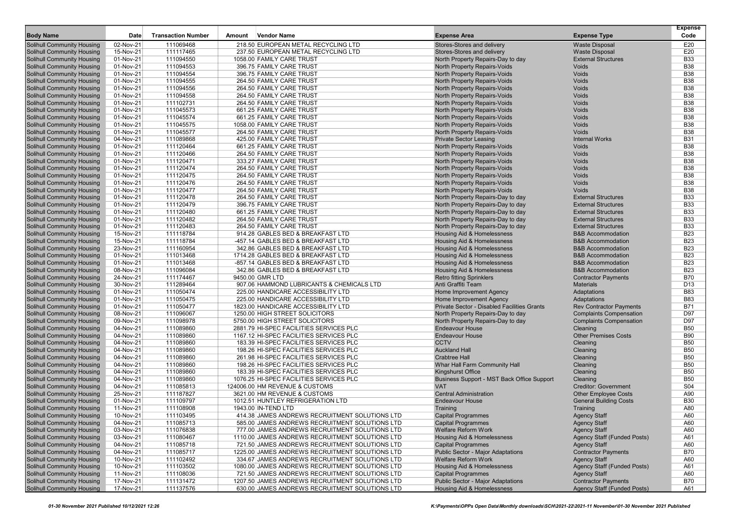| Body Name | Date | Transaction Number | Amount | Vendor Name | Expense Area | Expense Type | Expense Code |
|---|---|---|---|---|---|---|---|
| Solihull Community Housing | 02-Nov-21 | 111069468 | 218.50 | EUROPEAN METAL RECYCLING LTD | Stores-Stores and delivery | Waste Disposal | E20 |
| Solihull Community Housing | 15-Nov-21 | 111117465 | 237.50 | EUROPEAN METAL RECYCLING LTD | Stores-Stores and delivery | Waste Disposal | E20 |
| Solihull Community Housing | 01-Nov-21 | 111094550 | 1058.00 | FAMILY CARE TRUST | North Property Repairs-Day to day | External Structures | B33 |
| Solihull Community Housing | 01-Nov-21 | 111094553 | 396.75 | FAMILY CARE TRUST | North Property Repairs-Voids | Voids | B38 |
| Solihull Community Housing | 01-Nov-21 | 111094554 | 396.75 | FAMILY CARE TRUST | North Property Repairs-Voids | Voids | B38 |
| Solihull Community Housing | 01-Nov-21 | 111094555 | 264.50 | FAMILY CARE TRUST | North Property Repairs-Voids | Voids | B38 |
| Solihull Community Housing | 01-Nov-21 | 111094556 | 264.50 | FAMILY CARE TRUST | North Property Repairs-Voids | Voids | B38 |
| Solihull Community Housing | 01-Nov-21 | 111094558 | 264.50 | FAMILY CARE TRUST | North Property Repairs-Voids | Voids | B38 |
| Solihull Community Housing | 01-Nov-21 | 111102731 | 264.50 | FAMILY CARE TRUST | North Property Repairs-Voids | Voids | B38 |
| Solihull Community Housing | 01-Nov-21 | 111045573 | 661.25 | FAMILY CARE TRUST | North Property Repairs-Voids | Voids | B38 |
| Solihull Community Housing | 01-Nov-21 | 111045574 | 661.25 | FAMILY CARE TRUST | North Property Repairs-Voids | Voids | B38 |
| Solihull Community Housing | 01-Nov-21 | 111045575 | 1058.00 | FAMILY CARE TRUST | North Property Repairs-Voids | Voids | B38 |
| Solihull Community Housing | 01-Nov-21 | 111045577 | 264.50 | FAMILY CARE TRUST | North Property Repairs-Voids | Voids | B38 |
| Solihull Community Housing | 04-Nov-21 | 111089868 | 425.00 | FAMILY CARE TRUST | Private Sector Leasing | Internal Works | B31 |
| Solihull Community Housing | 01-Nov-21 | 111120464 | 661.25 | FAMILY CARE TRUST | North Property Repairs-Voids | Voids | B38 |
| Solihull Community Housing | 01-Nov-21 | 111120466 | 264.50 | FAMILY CARE TRUST | North Property Repairs-Voids | Voids | B38 |
| Solihull Community Housing | 01-Nov-21 | 111120471 | 333.27 | FAMILY CARE TRUST | North Property Repairs-Voids | Voids | B38 |
| Solihull Community Housing | 01-Nov-21 | 111120474 | 264.50 | FAMILY CARE TRUST | North Property Repairs-Voids | Voids | B38 |
| Solihull Community Housing | 01-Nov-21 | 111120475 | 264.50 | FAMILY CARE TRUST | North Property Repairs-Voids | Voids | B38 |
| Solihull Community Housing | 01-Nov-21 | 111120476 | 264.50 | FAMILY CARE TRUST | North Property Repairs-Voids | Voids | B38 |
| Solihull Community Housing | 01-Nov-21 | 111120477 | 264.50 | FAMILY CARE TRUST | North Property Repairs-Voids | Voids | B38 |
| Solihull Community Housing | 01-Nov-21 | 111120478 | 264.50 | FAMILY CARE TRUST | North Property Repairs-Day to day | External Structures | B33 |
| Solihull Community Housing | 01-Nov-21 | 111120479 | 396.75 | FAMILY CARE TRUST | North Property Repairs-Day to day | External Structures | B33 |
| Solihull Community Housing | 01-Nov-21 | 111120480 | 661.25 | FAMILY CARE TRUST | North Property Repairs-Day to day | External Structures | B33 |
| Solihull Community Housing | 01-Nov-21 | 111120482 | 264.50 | FAMILY CARE TRUST | North Property Repairs-Day to day | External Structures | B33 |
| Solihull Community Housing | 01-Nov-21 | 111120483 | 264.50 | FAMILY CARE TRUST | North Property Repairs-Day to day | External Structures | B33 |
| Solihull Community Housing | 15-Nov-21 | 111118784 | 914.28 | GABLES BED & BREAKFAST LTD | Housing Aid & Homelessness | B&B Accommodation | B23 |
| Solihull Community Housing | 15-Nov-21 | 111118784 | -457.14 | GABLES BED & BREAKFAST LTD | Housing Aid & Homelessness | B&B Accommodation | B23 |
| Solihull Community Housing | 23-Nov-21 | 111160954 | 342.86 | GABLES BED & BREAKFAST LTD | Housing Aid & Homelessness | B&B Accommodation | B23 |
| Solihull Community Housing | 01-Nov-21 | 111013468 | 1714.28 | GABLES BED & BREAKFAST LTD | Housing Aid & Homelessness | B&B Accommodation | B23 |
| Solihull Community Housing | 01-Nov-21 | 111013468 | -857.14 | GABLES BED & BREAKFAST LTD | Housing Aid & Homelessness | B&B Accommodation | B23 |
| Solihull Community Housing | 08-Nov-21 | 111096084 | 342.86 | GABLES BED & BREAKFAST LTD | Housing Aid & Homelessness | B&B Accommodation | B23 |
| Solihull Community Housing | 24-Nov-21 | 111174467 | 9450.00 | GMR LTD | Retro fitting Sprinklers | Contractor Payments | B70 |
| Solihull Community Housing | 30-Nov-21 | 111289464 | 907.06 | HAMMOND LUBRICANTS & CHEMICALS LTD | Anti Graffiti Team | Materials | D13 |
| Solihull Community Housing | 01-Nov-21 | 111050474 | 225.00 | HANDICARE ACCESSIBILITY LTD | Home Improvement Agency | Adaptations | B83 |
| Solihull Community Housing | 01-Nov-21 | 111050475 | 225.00 | HANDICARE ACCESSIBILITY LTD | Home Improvement Agency | Adaptations | B83 |
| Solihull Community Housing | 01-Nov-21 | 111050477 | 1823.00 | HANDICARE ACCESSIBILITY LTD | Private Sector - Disabled Facilities Grants | Rev Contractor Payments | B71 |
| Solihull Community Housing | 08-Nov-21 | 111096067 | 1250.00 | HIGH STREET SOLICITORS | North Property Repairs-Day to day | Complaints Compensation | D97 |
| Solihull Community Housing | 09-Nov-21 | 111098978 | 5750.00 | HIGH STREET SOLICITORS | North Property Repairs-Day to day | Complaints Compensation | D97 |
| Solihull Community Housing | 04-Nov-21 | 111089860 | 2881.79 | HI-SPEC FACILITIES SERVICES PLC | Endeavour House | Cleaning | B50 |
| Solihull Community Housing | 04-Nov-21 | 111089860 | 1167.12 | HI-SPEC FACILITIES SERVICES PLC | Endeavour House | Other Premises Costs | B90 |
| Solihull Community Housing | 04-Nov-21 | 111089860 | 183.39 | HI-SPEC FACILITIES SERVICES PLC | CCTV | Cleaning | B50 |
| Solihull Community Housing | 04-Nov-21 | 111089860 | 198.26 | HI-SPEC FACILITIES SERVICES PLC | Auckland Hall | Cleaning | B50 |
| Solihull Community Housing | 04-Nov-21 | 111089860 | 261.98 | HI-SPEC FACILITIES SERVICES PLC | Crabtree Hall | Cleaning | B50 |
| Solihull Community Housing | 04-Nov-21 | 111089860 | 198.26 | HI-SPEC FACILITIES SERVICES PLC | Whar Hall Farm Community Hall | Cleaning | B50 |
| Solihull Community Housing | 04-Nov-21 | 111089860 | 183.39 | HI-SPEC FACILITIES SERVICES PLC | Kingshurst Office | Cleaning | B50 |
| Solihull Community Housing | 04-Nov-21 | 111089860 | 1076.25 | HI-SPEC FACILITIES SERVICES PLC | Business Support - MST Back Office Support | Cleaning | B50 |
| Solihull Community Housing | 04-Nov-21 | 111085813 | 124006.00 | HM REVENUE & CUSTOMS | VAT | Creditor: Government | S04 |
| Solihull Community Housing | 25-Nov-21 | 111187827 | 3621.00 | HM REVENUE & CUSTOMS | Central Administration | Other Employee Costs | A90 |
| Solihull Community Housing | 01-Nov-21 | 111109797 | 1012.51 | HUNTLEY REFRIGERATION LTD | Endeavour House | General Building Costs | B30 |
| Solihull Community Housing | 11-Nov-21 | 111108908 | 1943.00 | IN-TEND LTD | Training | Training | A80 |
| Solihull Community Housing | 10-Nov-21 | 111103495 | 414.38 | JAMES ANDREWS RECRUITMENT SOLUTIONS LTD | Capital Programmes | Agency Staff | A60 |
| Solihull Community Housing | 04-Nov-21 | 111085713 | 585.00 | JAMES ANDREWS RECRUITMENT SOLUTIONS LTD | Capital Programmes | Agency Staff | A60 |
| Solihull Community Housing | 03-Nov-21 | 111076838 | 777.00 | JAMES ANDREWS RECRUITMENT SOLUTIONS LTD | Welfare Reform Work | Agency Staff | A60 |
| Solihull Community Housing | 03-Nov-21 | 111080467 | 1110.00 | JAMES ANDREWS RECRUITMENT SOLUTIONS LTD | Housing Aid & Homelessness | Agency Staff (Funded Posts) | A61 |
| Solihull Community Housing | 04-Nov-21 | 111085718 | 721.50 | JAMES ANDREWS RECRUITMENT SOLUTIONS LTD | Capital Programmes | Agency Staff | A60 |
| Solihull Community Housing | 04-Nov-21 | 111085717 | 1225.00 | JAMES ANDREWS RECRUITMENT SOLUTIONS LTD | Public Sector - Major Adaptations | Contractor Payments | B70 |
| Solihull Community Housing | 10-Nov-21 | 111102492 | 334.67 | JAMES ANDREWS RECRUITMENT SOLUTIONS LTD | Welfare Reform Work | Agency Staff | A60 |
| Solihull Community Housing | 10-Nov-21 | 111103502 | 1080.00 | JAMES ANDREWS RECRUITMENT SOLUTIONS LTD | Housing Aid & Homelessness | Agency Staff (Funded Posts) | A61 |
| Solihull Community Housing | 11-Nov-21 | 111108036 | 721.50 | JAMES ANDREWS RECRUITMENT SOLUTIONS LTD | Capital Programmes | Agency Staff | A60 |
| Solihull Community Housing | 17-Nov-21 | 111131472 | 1207.50 | JAMES ANDREWS RECRUITMENT SOLUTIONS LTD | Public Sector - Major Adaptations | Contractor Payments | B70 |
| Solihull Community Housing | 17-Nov-21 | 111137576 | 630.00 | JAMES ANDREWS RECRUITMENT SOLUTIONS LTD | Housing Aid & Homelessness | Agency Staff (Funded Posts) | A61 |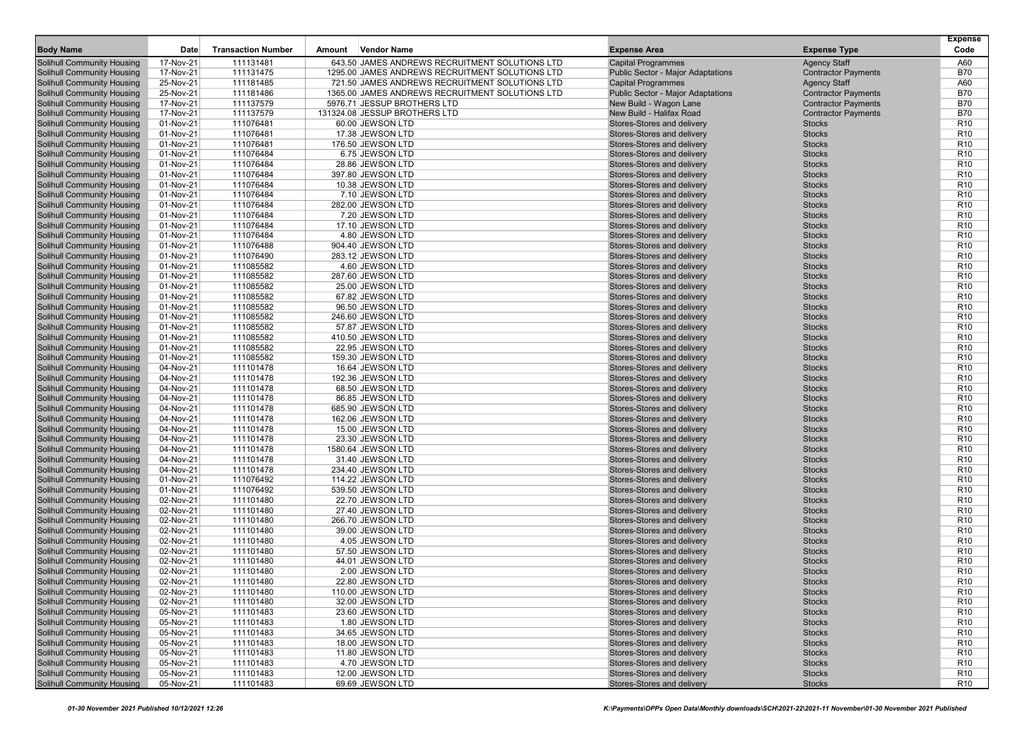| Body Name | Date | Transaction Number | Amount | Vendor Name | Expense Area | Expense Type | Expense Code |
|---|---|---|---|---|---|---|---|
| Solihull Community Housing | 17-Nov-21 | 111131481 | 643.50 | JAMES ANDREWS RECRUITMENT SOLUTIONS LTD | Capital Programmes | Agency Staff | A60 |
| Solihull Community Housing | 17-Nov-21 | 111131475 | 1295.00 | JAMES ANDREWS RECRUITMENT SOLUTIONS LTD | Public Sector - Major Adaptations | Contractor Payments | B70 |
| Solihull Community Housing | 25-Nov-21 | 111181485 | 721.50 | JAMES ANDREWS RECRUITMENT SOLUTIONS LTD | Capital Programmes | Agency Staff | A60 |
| Solihull Community Housing | 25-Nov-21 | 111181486 | 1365.00 | JAMES ANDREWS RECRUITMENT SOLUTIONS LTD | Public Sector - Major Adaptations | Contractor Payments | B70 |
| Solihull Community Housing | 17-Nov-21 | 111137579 | 5976.71 | JESSUP BROTHERS LTD | New Build - Wagon Lane | Contractor Payments | B70 |
| Solihull Community Housing | 17-Nov-21 | 111137579 | 131324.08 | JESSUP BROTHERS LTD | New Build - Halifax Road | Contractor Payments | B70 |
| Solihull Community Housing | 01-Nov-21 | 111076481 | 60.00 | JEWSON LTD | Stores-Stores and delivery | Stocks | R10 |
| Solihull Community Housing | 01-Nov-21 | 111076481 | 17.38 | JEWSON LTD | Stores-Stores and delivery | Stocks | R10 |
| Solihull Community Housing | 01-Nov-21 | 111076481 | 176.50 | JEWSON LTD | Stores-Stores and delivery | Stocks | R10 |
| Solihull Community Housing | 01-Nov-21 | 111076484 | 6.75 | JEWSON LTD | Stores-Stores and delivery | Stocks | R10 |
| Solihull Community Housing | 01-Nov-21 | 111076484 | 28.86 | JEWSON LTD | Stores-Stores and delivery | Stocks | R10 |
| Solihull Community Housing | 01-Nov-21 | 111076484 | 397.80 | JEWSON LTD | Stores-Stores and delivery | Stocks | R10 |
| Solihull Community Housing | 01-Nov-21 | 111076484 | 10.38 | JEWSON LTD | Stores-Stores and delivery | Stocks | R10 |
| Solihull Community Housing | 01-Nov-21 | 111076484 | 7.10 | JEWSON LTD | Stores-Stores and delivery | Stocks | R10 |
| Solihull Community Housing | 01-Nov-21 | 111076484 | 282.00 | JEWSON LTD | Stores-Stores and delivery | Stocks | R10 |
| Solihull Community Housing | 01-Nov-21 | 111076484 | 7.20 | JEWSON LTD | Stores-Stores and delivery | Stocks | R10 |
| Solihull Community Housing | 01-Nov-21 | 111076484 | 17.10 | JEWSON LTD | Stores-Stores and delivery | Stocks | R10 |
| Solihull Community Housing | 01-Nov-21 | 111076484 | 4.80 | JEWSON LTD | Stores-Stores and delivery | Stocks | R10 |
| Solihull Community Housing | 01-Nov-21 | 111076488 | 904.40 | JEWSON LTD | Stores-Stores and delivery | Stocks | R10 |
| Solihull Community Housing | 01-Nov-21 | 111076490 | 283.12 | JEWSON LTD | Stores-Stores and delivery | Stocks | R10 |
| Solihull Community Housing | 01-Nov-21 | 111085582 | 4.60 | JEWSON LTD | Stores-Stores and delivery | Stocks | R10 |
| Solihull Community Housing | 01-Nov-21 | 111085582 | 287.60 | JEWSON LTD | Stores-Stores and delivery | Stocks | R10 |
| Solihull Community Housing | 01-Nov-21 | 111085582 | 25.00 | JEWSON LTD | Stores-Stores and delivery | Stocks | R10 |
| Solihull Community Housing | 01-Nov-21 | 111085582 | 67.82 | JEWSON LTD | Stores-Stores and delivery | Stocks | R10 |
| Solihull Community Housing | 01-Nov-21 | 111085582 | 96.50 | JEWSON LTD | Stores-Stores and delivery | Stocks | R10 |
| Solihull Community Housing | 01-Nov-21 | 111085582 | 246.60 | JEWSON LTD | Stores-Stores and delivery | Stocks | R10 |
| Solihull Community Housing | 01-Nov-21 | 111085582 | 57.87 | JEWSON LTD | Stores-Stores and delivery | Stocks | R10 |
| Solihull Community Housing | 01-Nov-21 | 111085582 | 410.50 | JEWSON LTD | Stores-Stores and delivery | Stocks | R10 |
| Solihull Community Housing | 01-Nov-21 | 111085582 | 22.95 | JEWSON LTD | Stores-Stores and delivery | Stocks | R10 |
| Solihull Community Housing | 01-Nov-21 | 111085582 | 159.30 | JEWSON LTD | Stores-Stores and delivery | Stocks | R10 |
| Solihull Community Housing | 04-Nov-21 | 111101478 | 16.64 | JEWSON LTD | Stores-Stores and delivery | Stocks | R10 |
| Solihull Community Housing | 04-Nov-21 | 111101478 | 192.36 | JEWSON LTD | Stores-Stores and delivery | Stocks | R10 |
| Solihull Community Housing | 04-Nov-21 | 111101478 | 68.50 | JEWSON LTD | Stores-Stores and delivery | Stocks | R10 |
| Solihull Community Housing | 04-Nov-21 | 111101478 | 86.85 | JEWSON LTD | Stores-Stores and delivery | Stocks | R10 |
| Solihull Community Housing | 04-Nov-21 | 111101478 | 685.90 | JEWSON LTD | Stores-Stores and delivery | Stocks | R10 |
| Solihull Community Housing | 04-Nov-21 | 111101478 | 162.06 | JEWSON LTD | Stores-Stores and delivery | Stocks | R10 |
| Solihull Community Housing | 04-Nov-21 | 111101478 | 15.00 | JEWSON LTD | Stores-Stores and delivery | Stocks | R10 |
| Solihull Community Housing | 04-Nov-21 | 111101478 | 23.30 | JEWSON LTD | Stores-Stores and delivery | Stocks | R10 |
| Solihull Community Housing | 04-Nov-21 | 111101478 | 1580.64 | JEWSON LTD | Stores-Stores and delivery | Stocks | R10 |
| Solihull Community Housing | 04-Nov-21 | 111101478 | 31.40 | JEWSON LTD | Stores-Stores and delivery | Stocks | R10 |
| Solihull Community Housing | 04-Nov-21 | 111101478 | 234.40 | JEWSON LTD | Stores-Stores and delivery | Stocks | R10 |
| Solihull Community Housing | 01-Nov-21 | 111076492 | 114.22 | JEWSON LTD | Stores-Stores and delivery | Stocks | R10 |
| Solihull Community Housing | 01-Nov-21 | 111076492 | 539.50 | JEWSON LTD | Stores-Stores and delivery | Stocks | R10 |
| Solihull Community Housing | 02-Nov-21 | 111101480 | 22.70 | JEWSON LTD | Stores-Stores and delivery | Stocks | R10 |
| Solihull Community Housing | 02-Nov-21 | 111101480 | 27.40 | JEWSON LTD | Stores-Stores and delivery | Stocks | R10 |
| Solihull Community Housing | 02-Nov-21 | 111101480 | 266.70 | JEWSON LTD | Stores-Stores and delivery | Stocks | R10 |
| Solihull Community Housing | 02-Nov-21 | 111101480 | 39.00 | JEWSON LTD | Stores-Stores and delivery | Stocks | R10 |
| Solihull Community Housing | 02-Nov-21 | 111101480 | 4.05 | JEWSON LTD | Stores-Stores and delivery | Stocks | R10 |
| Solihull Community Housing | 02-Nov-21 | 111101480 | 57.50 | JEWSON LTD | Stores-Stores and delivery | Stocks | R10 |
| Solihull Community Housing | 02-Nov-21 | 111101480 | 44.01 | JEWSON LTD | Stores-Stores and delivery | Stocks | R10 |
| Solihull Community Housing | 02-Nov-21 | 111101480 | 2.00 | JEWSON LTD | Stores-Stores and delivery | Stocks | R10 |
| Solihull Community Housing | 02-Nov-21 | 111101480 | 22.80 | JEWSON LTD | Stores-Stores and delivery | Stocks | R10 |
| Solihull Community Housing | 02-Nov-21 | 111101480 | 110.00 | JEWSON LTD | Stores-Stores and delivery | Stocks | R10 |
| Solihull Community Housing | 02-Nov-21 | 111101480 | 32.00 | JEWSON LTD | Stores-Stores and delivery | Stocks | R10 |
| Solihull Community Housing | 05-Nov-21 | 111101483 | 23.60 | JEWSON LTD | Stores-Stores and delivery | Stocks | R10 |
| Solihull Community Housing | 05-Nov-21 | 111101483 | 1.80 | JEWSON LTD | Stores-Stores and delivery | Stocks | R10 |
| Solihull Community Housing | 05-Nov-21 | 111101483 | 34.65 | JEWSON LTD | Stores-Stores and delivery | Stocks | R10 |
| Solihull Community Housing | 05-Nov-21 | 111101483 | 18.00 | JEWSON LTD | Stores-Stores and delivery | Stocks | R10 |
| Solihull Community Housing | 05-Nov-21 | 111101483 | 11.80 | JEWSON LTD | Stores-Stores and delivery | Stocks | R10 |
| Solihull Community Housing | 05-Nov-21 | 111101483 | 4.70 | JEWSON LTD | Stores-Stores and delivery | Stocks | R10 |
| Solihull Community Housing | 05-Nov-21 | 111101483 | 12.00 | JEWSON LTD | Stores-Stores and delivery | Stocks | R10 |
| Solihull Community Housing | 05-Nov-21 | 111101483 | 69.69 | JEWSON LTD | Stores-Stores and delivery | Stocks | R10 |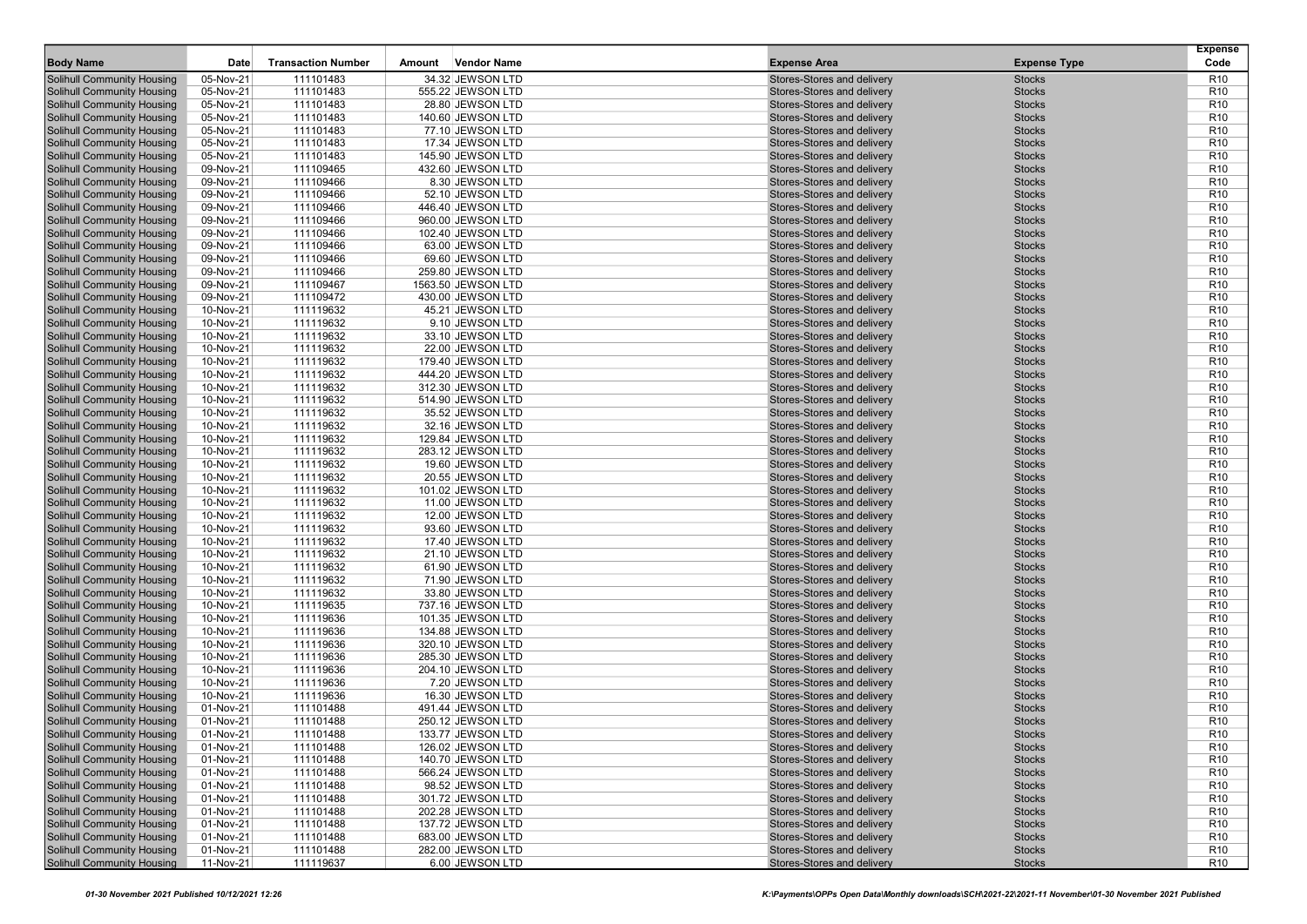| Body Name | Date | Transaction Number | Amount | Vendor Name | Expense Area | Expense Type | Expense Code |
|---|---|---|---|---|---|---|---|
| Solihull Community Housing | 05-Nov-21 | 111101483 | 34.32 | JEWSON LTD | Stores-Stores and delivery | Stocks | R10 |
| Solihull Community Housing | 05-Nov-21 | 111101483 | 555.22 | JEWSON LTD | Stores-Stores and delivery | Stocks | R10 |
| Solihull Community Housing | 05-Nov-21 | 111101483 | 28.80 | JEWSON LTD | Stores-Stores and delivery | Stocks | R10 |
| Solihull Community Housing | 05-Nov-21 | 111101483 | 140.60 | JEWSON LTD | Stores-Stores and delivery | Stocks | R10 |
| Solihull Community Housing | 05-Nov-21 | 111101483 | 77.10 | JEWSON LTD | Stores-Stores and delivery | Stocks | R10 |
| Solihull Community Housing | 05-Nov-21 | 111101483 | 17.34 | JEWSON LTD | Stores-Stores and delivery | Stocks | R10 |
| Solihull Community Housing | 05-Nov-21 | 111101483 | 145.90 | JEWSON LTD | Stores-Stores and delivery | Stocks | R10 |
| Solihull Community Housing | 09-Nov-21 | 111109465 | 432.60 | JEWSON LTD | Stores-Stores and delivery | Stocks | R10 |
| Solihull Community Housing | 09-Nov-21 | 111109466 | 8.30 | JEWSON LTD | Stores-Stores and delivery | Stocks | R10 |
| Solihull Community Housing | 09-Nov-21 | 111109466 | 52.10 | JEWSON LTD | Stores-Stores and delivery | Stocks | R10 |
| Solihull Community Housing | 09-Nov-21 | 111109466 | 446.40 | JEWSON LTD | Stores-Stores and delivery | Stocks | R10 |
| Solihull Community Housing | 09-Nov-21 | 111109466 | 960.00 | JEWSON LTD | Stores-Stores and delivery | Stocks | R10 |
| Solihull Community Housing | 09-Nov-21 | 111109466 | 102.40 | JEWSON LTD | Stores-Stores and delivery | Stocks | R10 |
| Solihull Community Housing | 09-Nov-21 | 111109466 | 63.00 | JEWSON LTD | Stores-Stores and delivery | Stocks | R10 |
| Solihull Community Housing | 09-Nov-21 | 111109466 | 69.60 | JEWSON LTD | Stores-Stores and delivery | Stocks | R10 |
| Solihull Community Housing | 09-Nov-21 | 111109466 | 259.80 | JEWSON LTD | Stores-Stores and delivery | Stocks | R10 |
| Solihull Community Housing | 09-Nov-21 | 111109467 | 1563.50 | JEWSON LTD | Stores-Stores and delivery | Stocks | R10 |
| Solihull Community Housing | 09-Nov-21 | 111109472 | 430.00 | JEWSON LTD | Stores-Stores and delivery | Stocks | R10 |
| Solihull Community Housing | 10-Nov-21 | 111119632 | 45.21 | JEWSON LTD | Stores-Stores and delivery | Stocks | R10 |
| Solihull Community Housing | 10-Nov-21 | 111119632 | 9.10 | JEWSON LTD | Stores-Stores and delivery | Stocks | R10 |
| Solihull Community Housing | 10-Nov-21 | 111119632 | 33.10 | JEWSON LTD | Stores-Stores and delivery | Stocks | R10 |
| Solihull Community Housing | 10-Nov-21 | 111119632 | 22.00 | JEWSON LTD | Stores-Stores and delivery | Stocks | R10 |
| Solihull Community Housing | 10-Nov-21 | 111119632 | 179.40 | JEWSON LTD | Stores-Stores and delivery | Stocks | R10 |
| Solihull Community Housing | 10-Nov-21 | 111119632 | 444.20 | JEWSON LTD | Stores-Stores and delivery | Stocks | R10 |
| Solihull Community Housing | 10-Nov-21 | 111119632 | 312.30 | JEWSON LTD | Stores-Stores and delivery | Stocks | R10 |
| Solihull Community Housing | 10-Nov-21 | 111119632 | 514.90 | JEWSON LTD | Stores-Stores and delivery | Stocks | R10 |
| Solihull Community Housing | 10-Nov-21 | 111119632 | 35.52 | JEWSON LTD | Stores-Stores and delivery | Stocks | R10 |
| Solihull Community Housing | 10-Nov-21 | 111119632 | 32.16 | JEWSON LTD | Stores-Stores and delivery | Stocks | R10 |
| Solihull Community Housing | 10-Nov-21 | 111119632 | 129.84 | JEWSON LTD | Stores-Stores and delivery | Stocks | R10 |
| Solihull Community Housing | 10-Nov-21 | 111119632 | 283.12 | JEWSON LTD | Stores-Stores and delivery | Stocks | R10 |
| Solihull Community Housing | 10-Nov-21 | 111119632 | 19.60 | JEWSON LTD | Stores-Stores and delivery | Stocks | R10 |
| Solihull Community Housing | 10-Nov-21 | 111119632 | 20.55 | JEWSON LTD | Stores-Stores and delivery | Stocks | R10 |
| Solihull Community Housing | 10-Nov-21 | 111119632 | 101.02 | JEWSON LTD | Stores-Stores and delivery | Stocks | R10 |
| Solihull Community Housing | 10-Nov-21 | 111119632 | 11.00 | JEWSON LTD | Stores-Stores and delivery | Stocks | R10 |
| Solihull Community Housing | 10-Nov-21 | 111119632 | 12.00 | JEWSON LTD | Stores-Stores and delivery | Stocks | R10 |
| Solihull Community Housing | 10-Nov-21 | 111119632 | 93.60 | JEWSON LTD | Stores-Stores and delivery | Stocks | R10 |
| Solihull Community Housing | 10-Nov-21 | 111119632 | 17.40 | JEWSON LTD | Stores-Stores and delivery | Stocks | R10 |
| Solihull Community Housing | 10-Nov-21 | 111119632 | 21.10 | JEWSON LTD | Stores-Stores and delivery | Stocks | R10 |
| Solihull Community Housing | 10-Nov-21 | 111119632 | 61.90 | JEWSON LTD | Stores-Stores and delivery | Stocks | R10 |
| Solihull Community Housing | 10-Nov-21 | 111119632 | 71.90 | JEWSON LTD | Stores-Stores and delivery | Stocks | R10 |
| Solihull Community Housing | 10-Nov-21 | 111119632 | 33.80 | JEWSON LTD | Stores-Stores and delivery | Stocks | R10 |
| Solihull Community Housing | 10-Nov-21 | 111119635 | 737.16 | JEWSON LTD | Stores-Stores and delivery | Stocks | R10 |
| Solihull Community Housing | 10-Nov-21 | 111119636 | 101.35 | JEWSON LTD | Stores-Stores and delivery | Stocks | R10 |
| Solihull Community Housing | 10-Nov-21 | 111119636 | 134.88 | JEWSON LTD | Stores-Stores and delivery | Stocks | R10 |
| Solihull Community Housing | 10-Nov-21 | 111119636 | 320.10 | JEWSON LTD | Stores-Stores and delivery | Stocks | R10 |
| Solihull Community Housing | 10-Nov-21 | 111119636 | 285.30 | JEWSON LTD | Stores-Stores and delivery | Stocks | R10 |
| Solihull Community Housing | 10-Nov-21 | 111119636 | 204.10 | JEWSON LTD | Stores-Stores and delivery | Stocks | R10 |
| Solihull Community Housing | 10-Nov-21 | 111119636 | 7.20 | JEWSON LTD | Stores-Stores and delivery | Stocks | R10 |
| Solihull Community Housing | 10-Nov-21 | 111119636 | 16.30 | JEWSON LTD | Stores-Stores and delivery | Stocks | R10 |
| Solihull Community Housing | 01-Nov-21 | 111101488 | 491.44 | JEWSON LTD | Stores-Stores and delivery | Stocks | R10 |
| Solihull Community Housing | 01-Nov-21 | 111101488 | 250.12 | JEWSON LTD | Stores-Stores and delivery | Stocks | R10 |
| Solihull Community Housing | 01-Nov-21 | 111101488 | 133.77 | JEWSON LTD | Stores-Stores and delivery | Stocks | R10 |
| Solihull Community Housing | 01-Nov-21 | 111101488 | 126.02 | JEWSON LTD | Stores-Stores and delivery | Stocks | R10 |
| Solihull Community Housing | 01-Nov-21 | 111101488 | 140.70 | JEWSON LTD | Stores-Stores and delivery | Stocks | R10 |
| Solihull Community Housing | 01-Nov-21 | 111101488 | 566.24 | JEWSON LTD | Stores-Stores and delivery | Stocks | R10 |
| Solihull Community Housing | 01-Nov-21 | 111101488 | 98.52 | JEWSON LTD | Stores-Stores and delivery | Stocks | R10 |
| Solihull Community Housing | 01-Nov-21 | 111101488 | 301.72 | JEWSON LTD | Stores-Stores and delivery | Stocks | R10 |
| Solihull Community Housing | 01-Nov-21 | 111101488 | 202.28 | JEWSON LTD | Stores-Stores and delivery | Stocks | R10 |
| Solihull Community Housing | 01-Nov-21 | 111101488 | 137.72 | JEWSON LTD | Stores-Stores and delivery | Stocks | R10 |
| Solihull Community Housing | 01-Nov-21 | 111101488 | 683.00 | JEWSON LTD | Stores-Stores and delivery | Stocks | R10 |
| Solihull Community Housing | 01-Nov-21 | 111101488 | 282.00 | JEWSON LTD | Stores-Stores and delivery | Stocks | R10 |
| Solihull Community Housing | 11-Nov-21 | 111119637 | 6.00 | JEWSON LTD | Stores-Stores and delivery | Stocks | R10 |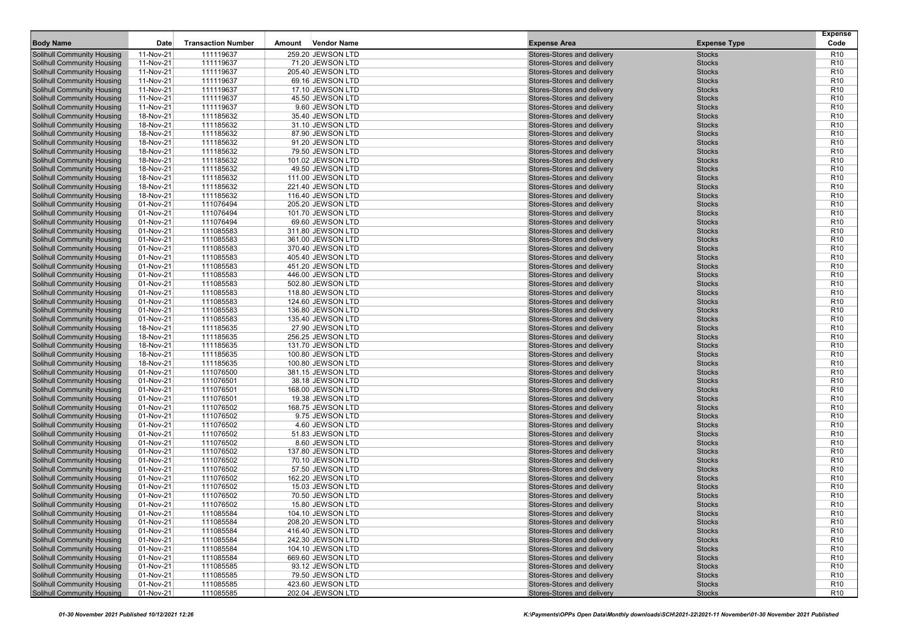| Body Name | Date | Transaction Number | Amount | Vendor Name | Expense Area | Expense Type | Expense Code |
|---|---|---|---|---|---|---|---|
| Solihull Community Housing | 11-Nov-21 | 111119637 | 259.20 | JEWSON LTD | Stores-Stores and delivery | Stocks | R10 |
| Solihull Community Housing | 11-Nov-21 | 111119637 | 71.20 | JEWSON LTD | Stores-Stores and delivery | Stocks | R10 |
| Solihull Community Housing | 11-Nov-21 | 111119637 | 205.40 | JEWSON LTD | Stores-Stores and delivery | Stocks | R10 |
| Solihull Community Housing | 11-Nov-21 | 111119637 | 69.16 | JEWSON LTD | Stores-Stores and delivery | Stocks | R10 |
| Solihull Community Housing | 11-Nov-21 | 111119637 | 17.10 | JEWSON LTD | Stores-Stores and delivery | Stocks | R10 |
| Solihull Community Housing | 11-Nov-21 | 111119637 | 45.50 | JEWSON LTD | Stores-Stores and delivery | Stocks | R10 |
| Solihull Community Housing | 11-Nov-21 | 111119637 | 9.60 | JEWSON LTD | Stores-Stores and delivery | Stocks | R10 |
| Solihull Community Housing | 18-Nov-21 | 111185632 | 35.40 | JEWSON LTD | Stores-Stores and delivery | Stocks | R10 |
| Solihull Community Housing | 18-Nov-21 | 111185632 | 31.10 | JEWSON LTD | Stores-Stores and delivery | Stocks | R10 |
| Solihull Community Housing | 18-Nov-21 | 111185632 | 87.90 | JEWSON LTD | Stores-Stores and delivery | Stocks | R10 |
| Solihull Community Housing | 18-Nov-21 | 111185632 | 91.20 | JEWSON LTD | Stores-Stores and delivery | Stocks | R10 |
| Solihull Community Housing | 18-Nov-21 | 111185632 | 79.50 | JEWSON LTD | Stores-Stores and delivery | Stocks | R10 |
| Solihull Community Housing | 18-Nov-21 | 111185632 | 101.02 | JEWSON LTD | Stores-Stores and delivery | Stocks | R10 |
| Solihull Community Housing | 18-Nov-21 | 111185632 | 49.50 | JEWSON LTD | Stores-Stores and delivery | Stocks | R10 |
| Solihull Community Housing | 18-Nov-21 | 111185632 | 111.00 | JEWSON LTD | Stores-Stores and delivery | Stocks | R10 |
| Solihull Community Housing | 18-Nov-21 | 111185632 | 221.40 | JEWSON LTD | Stores-Stores and delivery | Stocks | R10 |
| Solihull Community Housing | 18-Nov-21 | 111185632 | 116.40 | JEWSON LTD | Stores-Stores and delivery | Stocks | R10 |
| Solihull Community Housing | 01-Nov-21 | 111076494 | 205.20 | JEWSON LTD | Stores-Stores and delivery | Stocks | R10 |
| Solihull Community Housing | 01-Nov-21 | 111076494 | 101.70 | JEWSON LTD | Stores-Stores and delivery | Stocks | R10 |
| Solihull Community Housing | 01-Nov-21 | 111076494 | 69.60 | JEWSON LTD | Stores-Stores and delivery | Stocks | R10 |
| Solihull Community Housing | 01-Nov-21 | 111085583 | 311.80 | JEWSON LTD | Stores-Stores and delivery | Stocks | R10 |
| Solihull Community Housing | 01-Nov-21 | 111085583 | 361.00 | JEWSON LTD | Stores-Stores and delivery | Stocks | R10 |
| Solihull Community Housing | 01-Nov-21 | 111085583 | 370.40 | JEWSON LTD | Stores-Stores and delivery | Stocks | R10 |
| Solihull Community Housing | 01-Nov-21 | 111085583 | 405.40 | JEWSON LTD | Stores-Stores and delivery | Stocks | R10 |
| Solihull Community Housing | 01-Nov-21 | 111085583 | 451.20 | JEWSON LTD | Stores-Stores and delivery | Stocks | R10 |
| Solihull Community Housing | 01-Nov-21 | 111085583 | 446.00 | JEWSON LTD | Stores-Stores and delivery | Stocks | R10 |
| Solihull Community Housing | 01-Nov-21 | 111085583 | 502.80 | JEWSON LTD | Stores-Stores and delivery | Stocks | R10 |
| Solihull Community Housing | 01-Nov-21 | 111085583 | 118.80 | JEWSON LTD | Stores-Stores and delivery | Stocks | R10 |
| Solihull Community Housing | 01-Nov-21 | 111085583 | 124.60 | JEWSON LTD | Stores-Stores and delivery | Stocks | R10 |
| Solihull Community Housing | 01-Nov-21 | 111085583 | 136.80 | JEWSON LTD | Stores-Stores and delivery | Stocks | R10 |
| Solihull Community Housing | 01-Nov-21 | 111085583 | 135.40 | JEWSON LTD | Stores-Stores and delivery | Stocks | R10 |
| Solihull Community Housing | 18-Nov-21 | 111185635 | 27.90 | JEWSON LTD | Stores-Stores and delivery | Stocks | R10 |
| Solihull Community Housing | 18-Nov-21 | 111185635 | 256.25 | JEWSON LTD | Stores-Stores and delivery | Stocks | R10 |
| Solihull Community Housing | 18-Nov-21 | 111185635 | 131.70 | JEWSON LTD | Stores-Stores and delivery | Stocks | R10 |
| Solihull Community Housing | 18-Nov-21 | 111185635 | 100.80 | JEWSON LTD | Stores-Stores and delivery | Stocks | R10 |
| Solihull Community Housing | 18-Nov-21 | 111185635 | 100.80 | JEWSON LTD | Stores-Stores and delivery | Stocks | R10 |
| Solihull Community Housing | 01-Nov-21 | 111076500 | 381.15 | JEWSON LTD | Stores-Stores and delivery | Stocks | R10 |
| Solihull Community Housing | 01-Nov-21 | 111076501 | 38.18 | JEWSON LTD | Stores-Stores and delivery | Stocks | R10 |
| Solihull Community Housing | 01-Nov-21 | 111076501 | 168.00 | JEWSON LTD | Stores-Stores and delivery | Stocks | R10 |
| Solihull Community Housing | 01-Nov-21 | 111076501 | 19.38 | JEWSON LTD | Stores-Stores and delivery | Stocks | R10 |
| Solihull Community Housing | 01-Nov-21 | 111076502 | 168.75 | JEWSON LTD | Stores-Stores and delivery | Stocks | R10 |
| Solihull Community Housing | 01-Nov-21 | 111076502 | 9.75 | JEWSON LTD | Stores-Stores and delivery | Stocks | R10 |
| Solihull Community Housing | 01-Nov-21 | 111076502 | 4.60 | JEWSON LTD | Stores-Stores and delivery | Stocks | R10 |
| Solihull Community Housing | 01-Nov-21 | 111076502 | 51.83 | JEWSON LTD | Stores-Stores and delivery | Stocks | R10 |
| Solihull Community Housing | 01-Nov-21 | 111076502 | 8.60 | JEWSON LTD | Stores-Stores and delivery | Stocks | R10 |
| Solihull Community Housing | 01-Nov-21 | 111076502 | 137.80 | JEWSON LTD | Stores-Stores and delivery | Stocks | R10 |
| Solihull Community Housing | 01-Nov-21 | 111076502 | 70.10 | JEWSON LTD | Stores-Stores and delivery | Stocks | R10 |
| Solihull Community Housing | 01-Nov-21 | 111076502 | 57.50 | JEWSON LTD | Stores-Stores and delivery | Stocks | R10 |
| Solihull Community Housing | 01-Nov-21 | 111076502 | 162.20 | JEWSON LTD | Stores-Stores and delivery | Stocks | R10 |
| Solihull Community Housing | 01-Nov-21 | 111076502 | 15.03 | JEWSON LTD | Stores-Stores and delivery | Stocks | R10 |
| Solihull Community Housing | 01-Nov-21 | 111076502 | 70.50 | JEWSON LTD | Stores-Stores and delivery | Stocks | R10 |
| Solihull Community Housing | 01-Nov-21 | 111076502 | 15.80 | JEWSON LTD | Stores-Stores and delivery | Stocks | R10 |
| Solihull Community Housing | 01-Nov-21 | 111085584 | 104.10 | JEWSON LTD | Stores-Stores and delivery | Stocks | R10 |
| Solihull Community Housing | 01-Nov-21 | 111085584 | 208.20 | JEWSON LTD | Stores-Stores and delivery | Stocks | R10 |
| Solihull Community Housing | 01-Nov-21 | 111085584 | 416.40 | JEWSON LTD | Stores-Stores and delivery | Stocks | R10 |
| Solihull Community Housing | 01-Nov-21 | 111085584 | 242.30 | JEWSON LTD | Stores-Stores and delivery | Stocks | R10 |
| Solihull Community Housing | 01-Nov-21 | 111085584 | 104.10 | JEWSON LTD | Stores-Stores and delivery | Stocks | R10 |
| Solihull Community Housing | 01-Nov-21 | 111085584 | 669.60 | JEWSON LTD | Stores-Stores and delivery | Stocks | R10 |
| Solihull Community Housing | 01-Nov-21 | 111085585 | 93.12 | JEWSON LTD | Stores-Stores and delivery | Stocks | R10 |
| Solihull Community Housing | 01-Nov-21 | 111085585 | 79.50 | JEWSON LTD | Stores-Stores and delivery | Stocks | R10 |
| Solihull Community Housing | 01-Nov-21 | 111085585 | 423.60 | JEWSON LTD | Stores-Stores and delivery | Stocks | R10 |
| Solihull Community Housing | 01-Nov-21 | 111085585 | 202.04 | JEWSON LTD | Stores-Stores and delivery | Stocks | R10 |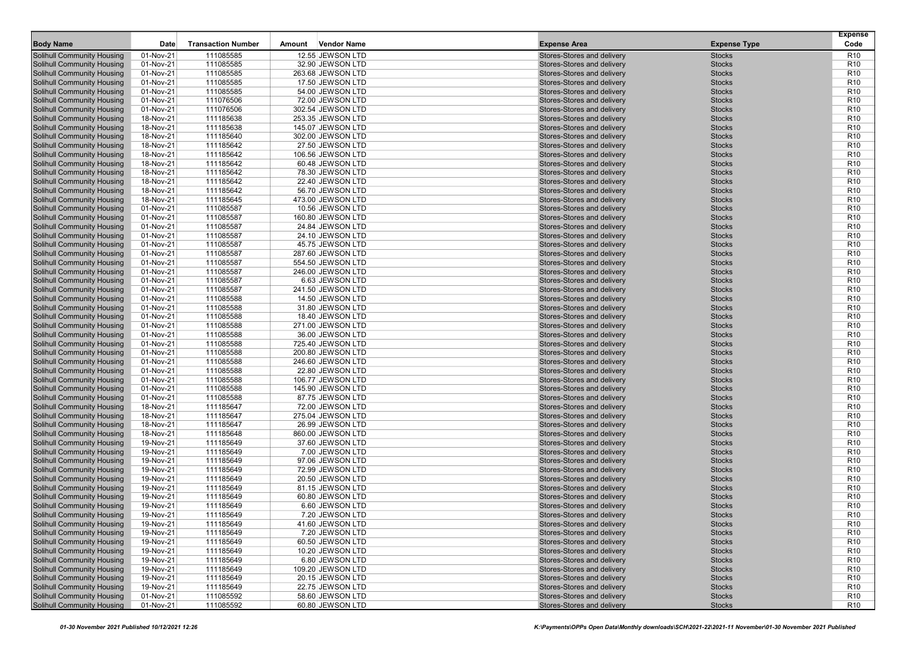| Body Name | Date | Transaction Number | Amount | Vendor Name | Expense Area | Expense Type | Expense Code |
|---|---|---|---|---|---|---|---|
| Solihull Community Housing | 01-Nov-21 | 111085585 | 12.55 | JEWSON LTD | Stores-Stores and delivery | Stocks | R10 |
| Solihull Community Housing | 01-Nov-21 | 111085585 | 32.90 | JEWSON LTD | Stores-Stores and delivery | Stocks | R10 |
| Solihull Community Housing | 01-Nov-21 | 111085585 | 263.68 | JEWSON LTD | Stores-Stores and delivery | Stocks | R10 |
| Solihull Community Housing | 01-Nov-21 | 111085585 | 17.50 | JEWSON LTD | Stores-Stores and delivery | Stocks | R10 |
| Solihull Community Housing | 01-Nov-21 | 111085585 | 54.00 | JEWSON LTD | Stores-Stores and delivery | Stocks | R10 |
| Solihull Community Housing | 01-Nov-21 | 111076506 | 72.00 | JEWSON LTD | Stores-Stores and delivery | Stocks | R10 |
| Solihull Community Housing | 01-Nov-21 | 111076506 | 302.54 | JEWSON LTD | Stores-Stores and delivery | Stocks | R10 |
| Solihull Community Housing | 18-Nov-21 | 111185638 | 253.35 | JEWSON LTD | Stores-Stores and delivery | Stocks | R10 |
| Solihull Community Housing | 18-Nov-21 | 111185638 | 145.07 | JEWSON LTD | Stores-Stores and delivery | Stocks | R10 |
| Solihull Community Housing | 18-Nov-21 | 111185640 | 302.00 | JEWSON LTD | Stores-Stores and delivery | Stocks | R10 |
| Solihull Community Housing | 18-Nov-21 | 111185642 | 27.50 | JEWSON LTD | Stores-Stores and delivery | Stocks | R10 |
| Solihull Community Housing | 18-Nov-21 | 111185642 | 106.56 | JEWSON LTD | Stores-Stores and delivery | Stocks | R10 |
| Solihull Community Housing | 18-Nov-21 | 111185642 | 60.48 | JEWSON LTD | Stores-Stores and delivery | Stocks | R10 |
| Solihull Community Housing | 18-Nov-21 | 111185642 | 78.30 | JEWSON LTD | Stores-Stores and delivery | Stocks | R10 |
| Solihull Community Housing | 18-Nov-21 | 111185642 | 22.40 | JEWSON LTD | Stores-Stores and delivery | Stocks | R10 |
| Solihull Community Housing | 18-Nov-21 | 111185642 | 56.70 | JEWSON LTD | Stores-Stores and delivery | Stocks | R10 |
| Solihull Community Housing | 18-Nov-21 | 111185645 | 473.00 | JEWSON LTD | Stores-Stores and delivery | Stocks | R10 |
| Solihull Community Housing | 01-Nov-21 | 111085587 | 10.56 | JEWSON LTD | Stores-Stores and delivery | Stocks | R10 |
| Solihull Community Housing | 01-Nov-21 | 111085587 | 160.80 | JEWSON LTD | Stores-Stores and delivery | Stocks | R10 |
| Solihull Community Housing | 01-Nov-21 | 111085587 | 24.84 | JEWSON LTD | Stores-Stores and delivery | Stocks | R10 |
| Solihull Community Housing | 01-Nov-21 | 111085587 | 24.10 | JEWSON LTD | Stores-Stores and delivery | Stocks | R10 |
| Solihull Community Housing | 01-Nov-21 | 111085587 | 45.75 | JEWSON LTD | Stores-Stores and delivery | Stocks | R10 |
| Solihull Community Housing | 01-Nov-21 | 111085587 | 287.60 | JEWSON LTD | Stores-Stores and delivery | Stocks | R10 |
| Solihull Community Housing | 01-Nov-21 | 111085587 | 554.50 | JEWSON LTD | Stores-Stores and delivery | Stocks | R10 |
| Solihull Community Housing | 01-Nov-21 | 111085587 | 246.00 | JEWSON LTD | Stores-Stores and delivery | Stocks | R10 |
| Solihull Community Housing | 01-Nov-21 | 111085587 | 6.63 | JEWSON LTD | Stores-Stores and delivery | Stocks | R10 |
| Solihull Community Housing | 01-Nov-21 | 111085587 | 241.50 | JEWSON LTD | Stores-Stores and delivery | Stocks | R10 |
| Solihull Community Housing | 01-Nov-21 | 111085588 | 14.50 | JEWSON LTD | Stores-Stores and delivery | Stocks | R10 |
| Solihull Community Housing | 01-Nov-21 | 111085588 | 31.80 | JEWSON LTD | Stores-Stores and delivery | Stocks | R10 |
| Solihull Community Housing | 01-Nov-21 | 111085588 | 18.40 | JEWSON LTD | Stores-Stores and delivery | Stocks | R10 |
| Solihull Community Housing | 01-Nov-21 | 111085588 | 271.00 | JEWSON LTD | Stores-Stores and delivery | Stocks | R10 |
| Solihull Community Housing | 01-Nov-21 | 111085588 | 36.00 | JEWSON LTD | Stores-Stores and delivery | Stocks | R10 |
| Solihull Community Housing | 01-Nov-21 | 111085588 | 725.40 | JEWSON LTD | Stores-Stores and delivery | Stocks | R10 |
| Solihull Community Housing | 01-Nov-21 | 111085588 | 200.80 | JEWSON LTD | Stores-Stores and delivery | Stocks | R10 |
| Solihull Community Housing | 01-Nov-21 | 111085588 | 246.60 | JEWSON LTD | Stores-Stores and delivery | Stocks | R10 |
| Solihull Community Housing | 01-Nov-21 | 111085588 | 22.80 | JEWSON LTD | Stores-Stores and delivery | Stocks | R10 |
| Solihull Community Housing | 01-Nov-21 | 111085588 | 106.77 | JEWSON LTD | Stores-Stores and delivery | Stocks | R10 |
| Solihull Community Housing | 01-Nov-21 | 111085588 | 145.90 | JEWSON LTD | Stores-Stores and delivery | Stocks | R10 |
| Solihull Community Housing | 01-Nov-21 | 111085588 | 87.75 | JEWSON LTD | Stores-Stores and delivery | Stocks | R10 |
| Solihull Community Housing | 18-Nov-21 | 111185647 | 72.00 | JEWSON LTD | Stores-Stores and delivery | Stocks | R10 |
| Solihull Community Housing | 18-Nov-21 | 111185647 | 275.04 | JEWSON LTD | Stores-Stores and delivery | Stocks | R10 |
| Solihull Community Housing | 18-Nov-21 | 111185647 | 26.99 | JEWSON LTD | Stores-Stores and delivery | Stocks | R10 |
| Solihull Community Housing | 18-Nov-21 | 111185648 | 860.00 | JEWSON LTD | Stores-Stores and delivery | Stocks | R10 |
| Solihull Community Housing | 19-Nov-21 | 111185649 | 37.60 | JEWSON LTD | Stores-Stores and delivery | Stocks | R10 |
| Solihull Community Housing | 19-Nov-21 | 111185649 | 7.00 | JEWSON LTD | Stores-Stores and delivery | Stocks | R10 |
| Solihull Community Housing | 19-Nov-21 | 111185649 | 97.06 | JEWSON LTD | Stores-Stores and delivery | Stocks | R10 |
| Solihull Community Housing | 19-Nov-21 | 111185649 | 72.99 | JEWSON LTD | Stores-Stores and delivery | Stocks | R10 |
| Solihull Community Housing | 19-Nov-21 | 111185649 | 20.50 | JEWSON LTD | Stores-Stores and delivery | Stocks | R10 |
| Solihull Community Housing | 19-Nov-21 | 111185649 | 81.15 | JEWSON LTD | Stores-Stores and delivery | Stocks | R10 |
| Solihull Community Housing | 19-Nov-21 | 111185649 | 60.80 | JEWSON LTD | Stores-Stores and delivery | Stocks | R10 |
| Solihull Community Housing | 19-Nov-21 | 111185649 | 6.60 | JEWSON LTD | Stores-Stores and delivery | Stocks | R10 |
| Solihull Community Housing | 19-Nov-21 | 111185649 | 7.20 | JEWSON LTD | Stores-Stores and delivery | Stocks | R10 |
| Solihull Community Housing | 19-Nov-21 | 111185649 | 41.60 | JEWSON LTD | Stores-Stores and delivery | Stocks | R10 |
| Solihull Community Housing | 19-Nov-21 | 111185649 | 7.20 | JEWSON LTD | Stores-Stores and delivery | Stocks | R10 |
| Solihull Community Housing | 19-Nov-21 | 111185649 | 60.50 | JEWSON LTD | Stores-Stores and delivery | Stocks | R10 |
| Solihull Community Housing | 19-Nov-21 | 111185649 | 10.20 | JEWSON LTD | Stores-Stores and delivery | Stocks | R10 |
| Solihull Community Housing | 19-Nov-21 | 111185649 | 6.80 | JEWSON LTD | Stores-Stores and delivery | Stocks | R10 |
| Solihull Community Housing | 19-Nov-21 | 111185649 | 109.20 | JEWSON LTD | Stores-Stores and delivery | Stocks | R10 |
| Solihull Community Housing | 19-Nov-21 | 111185649 | 20.15 | JEWSON LTD | Stores-Stores and delivery | Stocks | R10 |
| Solihull Community Housing | 19-Nov-21 | 111185649 | 22.75 | JEWSON LTD | Stores-Stores and delivery | Stocks | R10 |
| Solihull Community Housing | 01-Nov-21 | 111085592 | 58.60 | JEWSON LTD | Stores-Stores and delivery | Stocks | R10 |
| Solihull Community Housing | 01-Nov-21 | 111085592 | 60.80 | JEWSON LTD | Stores-Stores and delivery | Stocks | R10 |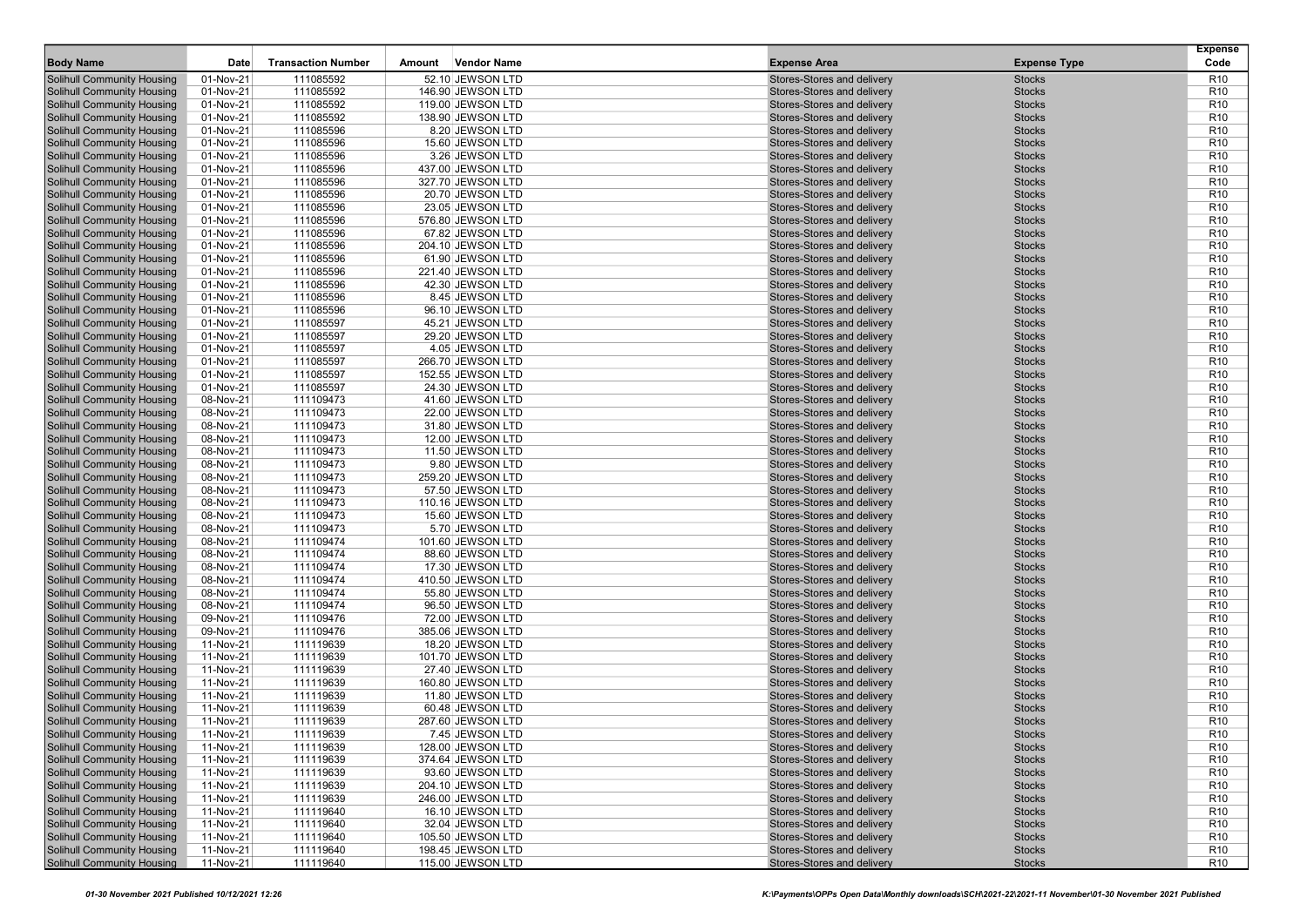| Body Name | Date | Transaction Number | Amount | Vendor Name | Expense Area | Expense Type | Expense Code |
|---|---|---|---|---|---|---|---|
| Solihull Community Housing | 01-Nov-21 | 111085592 | 52.10 | JEWSON LTD | Stores-Stores and delivery | Stocks | R10 |
| Solihull Community Housing | 01-Nov-21 | 111085592 | 146.90 | JEWSON LTD | Stores-Stores and delivery | Stocks | R10 |
| Solihull Community Housing | 01-Nov-21 | 111085592 | 119.00 | JEWSON LTD | Stores-Stores and delivery | Stocks | R10 |
| Solihull Community Housing | 01-Nov-21 | 111085592 | 138.90 | JEWSON LTD | Stores-Stores and delivery | Stocks | R10 |
| Solihull Community Housing | 01-Nov-21 | 111085596 | 8.20 | JEWSON LTD | Stores-Stores and delivery | Stocks | R10 |
| Solihull Community Housing | 01-Nov-21 | 111085596 | 15.60 | JEWSON LTD | Stores-Stores and delivery | Stocks | R10 |
| Solihull Community Housing | 01-Nov-21 | 111085596 | 3.26 | JEWSON LTD | Stores-Stores and delivery | Stocks | R10 |
| Solihull Community Housing | 01-Nov-21 | 111085596 | 437.00 | JEWSON LTD | Stores-Stores and delivery | Stocks | R10 |
| Solihull Community Housing | 01-Nov-21 | 111085596 | 327.70 | JEWSON LTD | Stores-Stores and delivery | Stocks | R10 |
| Solihull Community Housing | 01-Nov-21 | 111085596 | 20.70 | JEWSON LTD | Stores-Stores and delivery | Stocks | R10 |
| Solihull Community Housing | 01-Nov-21 | 111085596 | 23.05 | JEWSON LTD | Stores-Stores and delivery | Stocks | R10 |
| Solihull Community Housing | 01-Nov-21 | 111085596 | 576.80 | JEWSON LTD | Stores-Stores and delivery | Stocks | R10 |
| Solihull Community Housing | 01-Nov-21 | 111085596 | 67.82 | JEWSON LTD | Stores-Stores and delivery | Stocks | R10 |
| Solihull Community Housing | 01-Nov-21 | 111085596 | 204.10 | JEWSON LTD | Stores-Stores and delivery | Stocks | R10 |
| Solihull Community Housing | 01-Nov-21 | 111085596 | 61.90 | JEWSON LTD | Stores-Stores and delivery | Stocks | R10 |
| Solihull Community Housing | 01-Nov-21 | 111085596 | 221.40 | JEWSON LTD | Stores-Stores and delivery | Stocks | R10 |
| Solihull Community Housing | 01-Nov-21 | 111085596 | 42.30 | JEWSON LTD | Stores-Stores and delivery | Stocks | R10 |
| Solihull Community Housing | 01-Nov-21 | 111085596 | 8.45 | JEWSON LTD | Stores-Stores and delivery | Stocks | R10 |
| Solihull Community Housing | 01-Nov-21 | 111085596 | 96.10 | JEWSON LTD | Stores-Stores and delivery | Stocks | R10 |
| Solihull Community Housing | 01-Nov-21 | 111085597 | 45.21 | JEWSON LTD | Stores-Stores and delivery | Stocks | R10 |
| Solihull Community Housing | 01-Nov-21 | 111085597 | 29.20 | JEWSON LTD | Stores-Stores and delivery | Stocks | R10 |
| Solihull Community Housing | 01-Nov-21 | 111085597 | 4.05 | JEWSON LTD | Stores-Stores and delivery | Stocks | R10 |
| Solihull Community Housing | 01-Nov-21 | 111085597 | 266.70 | JEWSON LTD | Stores-Stores and delivery | Stocks | R10 |
| Solihull Community Housing | 01-Nov-21 | 111085597 | 152.55 | JEWSON LTD | Stores-Stores and delivery | Stocks | R10 |
| Solihull Community Housing | 01-Nov-21 | 111085597 | 24.30 | JEWSON LTD | Stores-Stores and delivery | Stocks | R10 |
| Solihull Community Housing | 08-Nov-21 | 111109473 | 41.60 | JEWSON LTD | Stores-Stores and delivery | Stocks | R10 |
| Solihull Community Housing | 08-Nov-21 | 111109473 | 22.00 | JEWSON LTD | Stores-Stores and delivery | Stocks | R10 |
| Solihull Community Housing | 08-Nov-21 | 111109473 | 31.80 | JEWSON LTD | Stores-Stores and delivery | Stocks | R10 |
| Solihull Community Housing | 08-Nov-21 | 111109473 | 12.00 | JEWSON LTD | Stores-Stores and delivery | Stocks | R10 |
| Solihull Community Housing | 08-Nov-21 | 111109473 | 11.50 | JEWSON LTD | Stores-Stores and delivery | Stocks | R10 |
| Solihull Community Housing | 08-Nov-21 | 111109473 | 9.80 | JEWSON LTD | Stores-Stores and delivery | Stocks | R10 |
| Solihull Community Housing | 08-Nov-21 | 111109473 | 259.20 | JEWSON LTD | Stores-Stores and delivery | Stocks | R10 |
| Solihull Community Housing | 08-Nov-21 | 111109473 | 57.50 | JEWSON LTD | Stores-Stores and delivery | Stocks | R10 |
| Solihull Community Housing | 08-Nov-21 | 111109473 | 110.16 | JEWSON LTD | Stores-Stores and delivery | Stocks | R10 |
| Solihull Community Housing | 08-Nov-21 | 111109473 | 15.60 | JEWSON LTD | Stores-Stores and delivery | Stocks | R10 |
| Solihull Community Housing | 08-Nov-21 | 111109473 | 5.70 | JEWSON LTD | Stores-Stores and delivery | Stocks | R10 |
| Solihull Community Housing | 08-Nov-21 | 111109474 | 101.60 | JEWSON LTD | Stores-Stores and delivery | Stocks | R10 |
| Solihull Community Housing | 08-Nov-21 | 111109474 | 88.60 | JEWSON LTD | Stores-Stores and delivery | Stocks | R10 |
| Solihull Community Housing | 08-Nov-21 | 111109474 | 17.30 | JEWSON LTD | Stores-Stores and delivery | Stocks | R10 |
| Solihull Community Housing | 08-Nov-21 | 111109474 | 410.50 | JEWSON LTD | Stores-Stores and delivery | Stocks | R10 |
| Solihull Community Housing | 08-Nov-21 | 111109474 | 55.80 | JEWSON LTD | Stores-Stores and delivery | Stocks | R10 |
| Solihull Community Housing | 08-Nov-21 | 111109474 | 96.50 | JEWSON LTD | Stores-Stores and delivery | Stocks | R10 |
| Solihull Community Housing | 09-Nov-21 | 111109476 | 72.00 | JEWSON LTD | Stores-Stores and delivery | Stocks | R10 |
| Solihull Community Housing | 09-Nov-21 | 111109476 | 385.06 | JEWSON LTD | Stores-Stores and delivery | Stocks | R10 |
| Solihull Community Housing | 11-Nov-21 | 111119639 | 18.20 | JEWSON LTD | Stores-Stores and delivery | Stocks | R10 |
| Solihull Community Housing | 11-Nov-21 | 111119639 | 101.70 | JEWSON LTD | Stores-Stores and delivery | Stocks | R10 |
| Solihull Community Housing | 11-Nov-21 | 111119639 | 27.40 | JEWSON LTD | Stores-Stores and delivery | Stocks | R10 |
| Solihull Community Housing | 11-Nov-21 | 111119639 | 160.80 | JEWSON LTD | Stores-Stores and delivery | Stocks | R10 |
| Solihull Community Housing | 11-Nov-21 | 111119639 | 11.80 | JEWSON LTD | Stores-Stores and delivery | Stocks | R10 |
| Solihull Community Housing | 11-Nov-21 | 111119639 | 60.48 | JEWSON LTD | Stores-Stores and delivery | Stocks | R10 |
| Solihull Community Housing | 11-Nov-21 | 111119639 | 287.60 | JEWSON LTD | Stores-Stores and delivery | Stocks | R10 |
| Solihull Community Housing | 11-Nov-21 | 111119639 | 7.45 | JEWSON LTD | Stores-Stores and delivery | Stocks | R10 |
| Solihull Community Housing | 11-Nov-21 | 111119639 | 128.00 | JEWSON LTD | Stores-Stores and delivery | Stocks | R10 |
| Solihull Community Housing | 11-Nov-21 | 111119639 | 374.64 | JEWSON LTD | Stores-Stores and delivery | Stocks | R10 |
| Solihull Community Housing | 11-Nov-21 | 111119639 | 93.60 | JEWSON LTD | Stores-Stores and delivery | Stocks | R10 |
| Solihull Community Housing | 11-Nov-21 | 111119639 | 204.10 | JEWSON LTD | Stores-Stores and delivery | Stocks | R10 |
| Solihull Community Housing | 11-Nov-21 | 111119639 | 246.00 | JEWSON LTD | Stores-Stores and delivery | Stocks | R10 |
| Solihull Community Housing | 11-Nov-21 | 111119640 | 16.10 | JEWSON LTD | Stores-Stores and delivery | Stocks | R10 |
| Solihull Community Housing | 11-Nov-21 | 111119640 | 32.04 | JEWSON LTD | Stores-Stores and delivery | Stocks | R10 |
| Solihull Community Housing | 11-Nov-21 | 111119640 | 105.50 | JEWSON LTD | Stores-Stores and delivery | Stocks | R10 |
| Solihull Community Housing | 11-Nov-21 | 111119640 | 198.45 | JEWSON LTD | Stores-Stores and delivery | Stocks | R10 |
| Solihull Community Housing | 11-Nov-21 | 111119640 | 115.00 | JEWSON LTD | Stores-Stores and delivery | Stocks | R10 |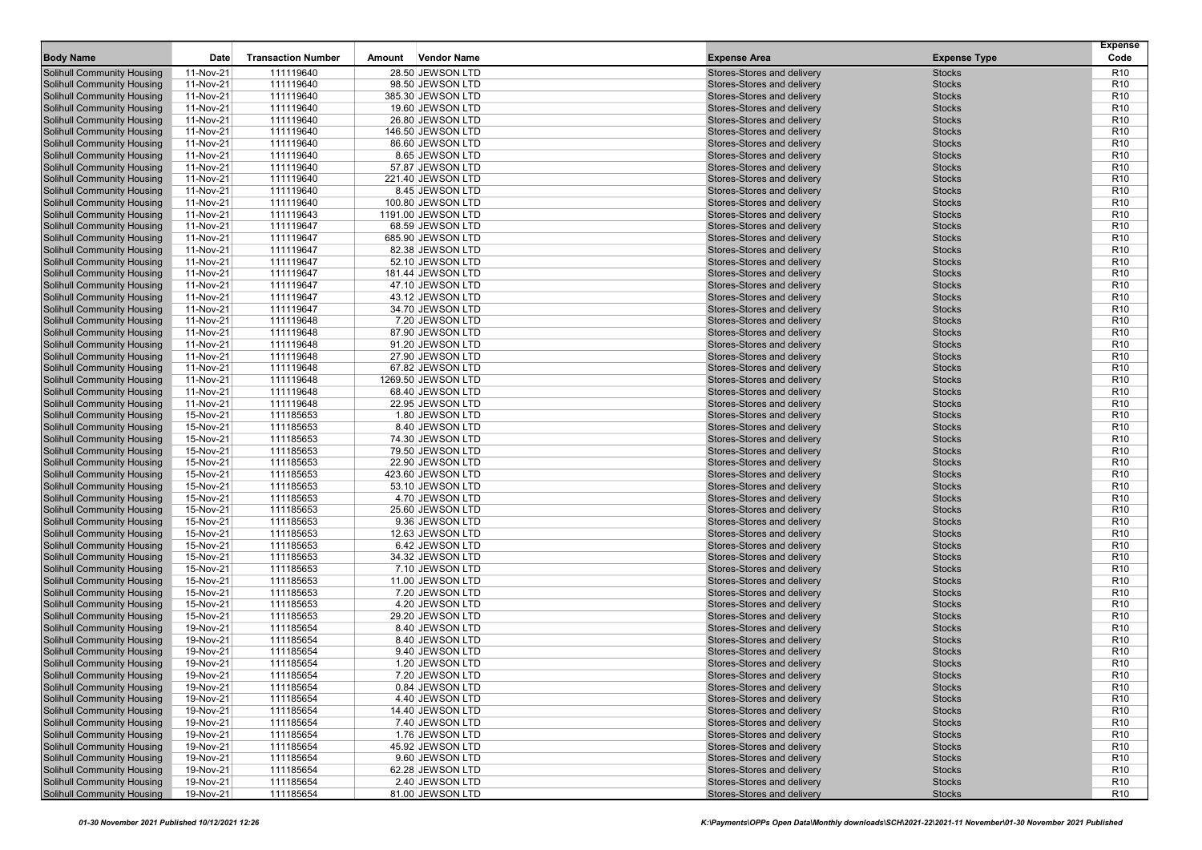| Body Name | Date | Transaction Number | Amount | Vendor Name | Expense Area | Expense Type | Expense Code |
|---|---|---|---|---|---|---|---|
| Solihull Community Housing | 11-Nov-21 | 111119640 | 28.50 | JEWSON LTD | Stores-Stores and delivery | Stocks | R10 |
| Solihull Community Housing | 11-Nov-21 | 111119640 | 98.50 | JEWSON LTD | Stores-Stores and delivery | Stocks | R10 |
| Solihull Community Housing | 11-Nov-21 | 111119640 | 385.30 | JEWSON LTD | Stores-Stores and delivery | Stocks | R10 |
| Solihull Community Housing | 11-Nov-21 | 111119640 | 19.60 | JEWSON LTD | Stores-Stores and delivery | Stocks | R10 |
| Solihull Community Housing | 11-Nov-21 | 111119640 | 26.80 | JEWSON LTD | Stores-Stores and delivery | Stocks | R10 |
| Solihull Community Housing | 11-Nov-21 | 111119640 | 146.50 | JEWSON LTD | Stores-Stores and delivery | Stocks | R10 |
| Solihull Community Housing | 11-Nov-21 | 111119640 | 86.60 | JEWSON LTD | Stores-Stores and delivery | Stocks | R10 |
| Solihull Community Housing | 11-Nov-21 | 111119640 | 8.65 | JEWSON LTD | Stores-Stores and delivery | Stocks | R10 |
| Solihull Community Housing | 11-Nov-21 | 111119640 | 57.87 | JEWSON LTD | Stores-Stores and delivery | Stocks | R10 |
| Solihull Community Housing | 11-Nov-21 | 111119640 | 221.40 | JEWSON LTD | Stores-Stores and delivery | Stocks | R10 |
| Solihull Community Housing | 11-Nov-21 | 111119640 | 8.45 | JEWSON LTD | Stores-Stores and delivery | Stocks | R10 |
| Solihull Community Housing | 11-Nov-21 | 111119640 | 100.80 | JEWSON LTD | Stores-Stores and delivery | Stocks | R10 |
| Solihull Community Housing | 11-Nov-21 | 111119643 | 1191.00 | JEWSON LTD | Stores-Stores and delivery | Stocks | R10 |
| Solihull Community Housing | 11-Nov-21 | 111119647 | 68.59 | JEWSON LTD | Stores-Stores and delivery | Stocks | R10 |
| Solihull Community Housing | 11-Nov-21 | 111119647 | 685.90 | JEWSON LTD | Stores-Stores and delivery | Stocks | R10 |
| Solihull Community Housing | 11-Nov-21 | 111119647 | 82.38 | JEWSON LTD | Stores-Stores and delivery | Stocks | R10 |
| Solihull Community Housing | 11-Nov-21 | 111119647 | 52.10 | JEWSON LTD | Stores-Stores and delivery | Stocks | R10 |
| Solihull Community Housing | 11-Nov-21 | 111119647 | 181.44 | JEWSON LTD | Stores-Stores and delivery | Stocks | R10 |
| Solihull Community Housing | 11-Nov-21 | 111119647 | 47.10 | JEWSON LTD | Stores-Stores and delivery | Stocks | R10 |
| Solihull Community Housing | 11-Nov-21 | 111119647 | 43.12 | JEWSON LTD | Stores-Stores and delivery | Stocks | R10 |
| Solihull Community Housing | 11-Nov-21 | 111119647 | 34.70 | JEWSON LTD | Stores-Stores and delivery | Stocks | R10 |
| Solihull Community Housing | 11-Nov-21 | 111119648 | 7.20 | JEWSON LTD | Stores-Stores and delivery | Stocks | R10 |
| Solihull Community Housing | 11-Nov-21 | 111119648 | 87.90 | JEWSON LTD | Stores-Stores and delivery | Stocks | R10 |
| Solihull Community Housing | 11-Nov-21 | 111119648 | 91.20 | JEWSON LTD | Stores-Stores and delivery | Stocks | R10 |
| Solihull Community Housing | 11-Nov-21 | 111119648 | 27.90 | JEWSON LTD | Stores-Stores and delivery | Stocks | R10 |
| Solihull Community Housing | 11-Nov-21 | 111119648 | 67.82 | JEWSON LTD | Stores-Stores and delivery | Stocks | R10 |
| Solihull Community Housing | 11-Nov-21 | 111119648 | 1269.50 | JEWSON LTD | Stores-Stores and delivery | Stocks | R10 |
| Solihull Community Housing | 11-Nov-21 | 111119648 | 68.40 | JEWSON LTD | Stores-Stores and delivery | Stocks | R10 |
| Solihull Community Housing | 11-Nov-21 | 111119648 | 22.95 | JEWSON LTD | Stores-Stores and delivery | Stocks | R10 |
| Solihull Community Housing | 15-Nov-21 | 111185653 | 1.80 | JEWSON LTD | Stores-Stores and delivery | Stocks | R10 |
| Solihull Community Housing | 15-Nov-21 | 111185653 | 8.40 | JEWSON LTD | Stores-Stores and delivery | Stocks | R10 |
| Solihull Community Housing | 15-Nov-21 | 111185653 | 74.30 | JEWSON LTD | Stores-Stores and delivery | Stocks | R10 |
| Solihull Community Housing | 15-Nov-21 | 111185653 | 79.50 | JEWSON LTD | Stores-Stores and delivery | Stocks | R10 |
| Solihull Community Housing | 15-Nov-21 | 111185653 | 22.90 | JEWSON LTD | Stores-Stores and delivery | Stocks | R10 |
| Solihull Community Housing | 15-Nov-21 | 111185653 | 423.60 | JEWSON LTD | Stores-Stores and delivery | Stocks | R10 |
| Solihull Community Housing | 15-Nov-21 | 111185653 | 53.10 | JEWSON LTD | Stores-Stores and delivery | Stocks | R10 |
| Solihull Community Housing | 15-Nov-21 | 111185653 | 4.70 | JEWSON LTD | Stores-Stores and delivery | Stocks | R10 |
| Solihull Community Housing | 15-Nov-21 | 111185653 | 25.60 | JEWSON LTD | Stores-Stores and delivery | Stocks | R10 |
| Solihull Community Housing | 15-Nov-21 | 111185653 | 9.36 | JEWSON LTD | Stores-Stores and delivery | Stocks | R10 |
| Solihull Community Housing | 15-Nov-21 | 111185653 | 12.63 | JEWSON LTD | Stores-Stores and delivery | Stocks | R10 |
| Solihull Community Housing | 15-Nov-21 | 111185653 | 6.42 | JEWSON LTD | Stores-Stores and delivery | Stocks | R10 |
| Solihull Community Housing | 15-Nov-21 | 111185653 | 34.32 | JEWSON LTD | Stores-Stores and delivery | Stocks | R10 |
| Solihull Community Housing | 15-Nov-21 | 111185653 | 7.10 | JEWSON LTD | Stores-Stores and delivery | Stocks | R10 |
| Solihull Community Housing | 15-Nov-21 | 111185653 | 11.00 | JEWSON LTD | Stores-Stores and delivery | Stocks | R10 |
| Solihull Community Housing | 15-Nov-21 | 111185653 | 7.20 | JEWSON LTD | Stores-Stores and delivery | Stocks | R10 |
| Solihull Community Housing | 15-Nov-21 | 111185653 | 4.20 | JEWSON LTD | Stores-Stores and delivery | Stocks | R10 |
| Solihull Community Housing | 15-Nov-21 | 111185653 | 29.20 | JEWSON LTD | Stores-Stores and delivery | Stocks | R10 |
| Solihull Community Housing | 19-Nov-21 | 111185654 | 8.40 | JEWSON LTD | Stores-Stores and delivery | Stocks | R10 |
| Solihull Community Housing | 19-Nov-21 | 111185654 | 8.40 | JEWSON LTD | Stores-Stores and delivery | Stocks | R10 |
| Solihull Community Housing | 19-Nov-21 | 111185654 | 9.40 | JEWSON LTD | Stores-Stores and delivery | Stocks | R10 |
| Solihull Community Housing | 19-Nov-21 | 111185654 | 1.20 | JEWSON LTD | Stores-Stores and delivery | Stocks | R10 |
| Solihull Community Housing | 19-Nov-21 | 111185654 | 7.20 | JEWSON LTD | Stores-Stores and delivery | Stocks | R10 |
| Solihull Community Housing | 19-Nov-21 | 111185654 | 0.84 | JEWSON LTD | Stores-Stores and delivery | Stocks | R10 |
| Solihull Community Housing | 19-Nov-21 | 111185654 | 4.40 | JEWSON LTD | Stores-Stores and delivery | Stocks | R10 |
| Solihull Community Housing | 19-Nov-21 | 111185654 | 14.40 | JEWSON LTD | Stores-Stores and delivery | Stocks | R10 |
| Solihull Community Housing | 19-Nov-21 | 111185654 | 7.40 | JEWSON LTD | Stores-Stores and delivery | Stocks | R10 |
| Solihull Community Housing | 19-Nov-21 | 111185654 | 1.76 | JEWSON LTD | Stores-Stores and delivery | Stocks | R10 |
| Solihull Community Housing | 19-Nov-21 | 111185654 | 45.92 | JEWSON LTD | Stores-Stores and delivery | Stocks | R10 |
| Solihull Community Housing | 19-Nov-21 | 111185654 | 9.60 | JEWSON LTD | Stores-Stores and delivery | Stocks | R10 |
| Solihull Community Housing | 19-Nov-21 | 111185654 | 62.28 | JEWSON LTD | Stores-Stores and delivery | Stocks | R10 |
| Solihull Community Housing | 19-Nov-21 | 111185654 | 2.40 | JEWSON LTD | Stores-Stores and delivery | Stocks | R10 |
| Solihull Community Housing | 19-Nov-21 | 111185654 | 81.00 | JEWSON LTD | Stores-Stores and delivery | Stocks | R10 |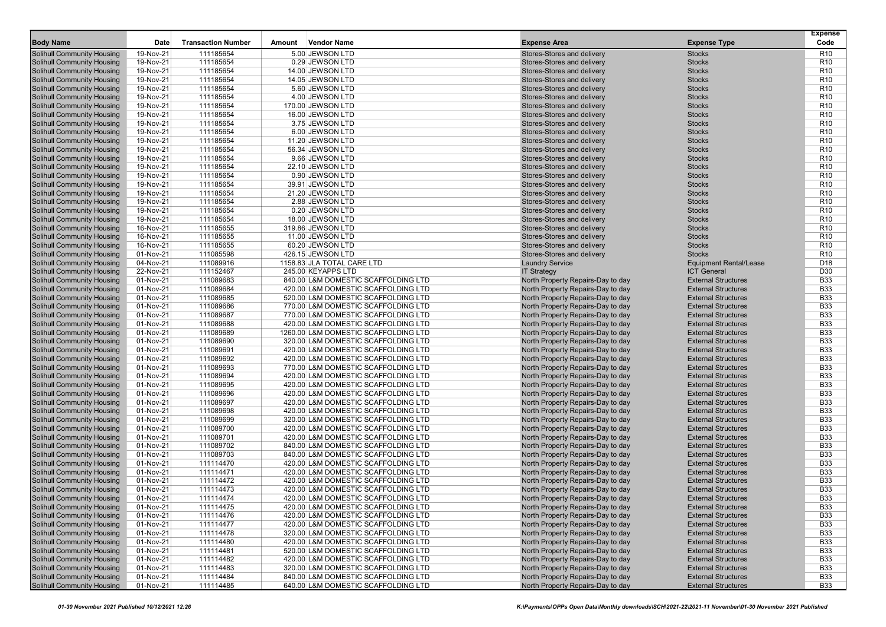| Body Name | Date | Transaction Number | Amount | Vendor Name | Expense Area | Expense Type | Expense Code |
|---|---|---|---|---|---|---|---|
| Solihull Community Housing | 19-Nov-21 | 111185654 | 5.00 | JEWSON LTD | Stores-Stores and delivery | Stocks | R10 |
| Solihull Community Housing | 19-Nov-21 | 111185654 | 0.29 | JEWSON LTD | Stores-Stores and delivery | Stocks | R10 |
| Solihull Community Housing | 19-Nov-21 | 111185654 | 14.00 | JEWSON LTD | Stores-Stores and delivery | Stocks | R10 |
| Solihull Community Housing | 19-Nov-21 | 111185654 | 14.05 | JEWSON LTD | Stores-Stores and delivery | Stocks | R10 |
| Solihull Community Housing | 19-Nov-21 | 111185654 | 5.60 | JEWSON LTD | Stores-Stores and delivery | Stocks | R10 |
| Solihull Community Housing | 19-Nov-21 | 111185654 | 4.00 | JEWSON LTD | Stores-Stores and delivery | Stocks | R10 |
| Solihull Community Housing | 19-Nov-21 | 111185654 | 170.00 | JEWSON LTD | Stores-Stores and delivery | Stocks | R10 |
| Solihull Community Housing | 19-Nov-21 | 111185654 | 16.00 | JEWSON LTD | Stores-Stores and delivery | Stocks | R10 |
| Solihull Community Housing | 19-Nov-21 | 111185654 | 3.75 | JEWSON LTD | Stores-Stores and delivery | Stocks | R10 |
| Solihull Community Housing | 19-Nov-21 | 111185654 | 6.00 | JEWSON LTD | Stores-Stores and delivery | Stocks | R10 |
| Solihull Community Housing | 19-Nov-21 | 111185654 | 11.20 | JEWSON LTD | Stores-Stores and delivery | Stocks | R10 |
| Solihull Community Housing | 19-Nov-21 | 111185654 | 56.34 | JEWSON LTD | Stores-Stores and delivery | Stocks | R10 |
| Solihull Community Housing | 19-Nov-21 | 111185654 | 9.66 | JEWSON LTD | Stores-Stores and delivery | Stocks | R10 |
| Solihull Community Housing | 19-Nov-21 | 111185654 | 22.10 | JEWSON LTD | Stores-Stores and delivery | Stocks | R10 |
| Solihull Community Housing | 19-Nov-21 | 111185654 | 0.90 | JEWSON LTD | Stores-Stores and delivery | Stocks | R10 |
| Solihull Community Housing | 19-Nov-21 | 111185654 | 39.91 | JEWSON LTD | Stores-Stores and delivery | Stocks | R10 |
| Solihull Community Housing | 19-Nov-21 | 111185654 | 21.20 | JEWSON LTD | Stores-Stores and delivery | Stocks | R10 |
| Solihull Community Housing | 19-Nov-21 | 111185654 | 2.88 | JEWSON LTD | Stores-Stores and delivery | Stocks | R10 |
| Solihull Community Housing | 19-Nov-21 | 111185654 | 0.20 | JEWSON LTD | Stores-Stores and delivery | Stocks | R10 |
| Solihull Community Housing | 19-Nov-21 | 111185654 | 18.00 | JEWSON LTD | Stores-Stores and delivery | Stocks | R10 |
| Solihull Community Housing | 16-Nov-21 | 111185655 | 319.86 | JEWSON LTD | Stores-Stores and delivery | Stocks | R10 |
| Solihull Community Housing | 16-Nov-21 | 111185655 | 11.00 | JEWSON LTD | Stores-Stores and delivery | Stocks | R10 |
| Solihull Community Housing | 16-Nov-21 | 111185655 | 60.20 | JEWSON LTD | Stores-Stores and delivery | Stocks | R10 |
| Solihull Community Housing | 01-Nov-21 | 111085598 | 426.15 | JEWSON LTD | Stores-Stores and delivery | Stocks | R10 |
| Solihull Community Housing | 04-Nov-21 | 111089916 | 1158.83 | JLA TOTAL CARE LTD | Laundry Service | Equipment Rental/Lease | D18 |
| Solihull Community Housing | 22-Nov-21 | 111152467 | 245.00 | KEYAPPS LTD | IT Strategy | ICT General | D30 |
| Solihull Community Housing | 01-Nov-21 | 111089683 | 840.00 | L&M DOMESTIC SCAFFOLDING LTD | North Property Repairs-Day to day | External Structures | B33 |
| Solihull Community Housing | 01-Nov-21 | 111089684 | 420.00 | L&M DOMESTIC SCAFFOLDING LTD | North Property Repairs-Day to day | External Structures | B33 |
| Solihull Community Housing | 01-Nov-21 | 111089685 | 520.00 | L&M DOMESTIC SCAFFOLDING LTD | North Property Repairs-Day to day | External Structures | B33 |
| Solihull Community Housing | 01-Nov-21 | 111089686 | 770.00 | L&M DOMESTIC SCAFFOLDING LTD | North Property Repairs-Day to day | External Structures | B33 |
| Solihull Community Housing | 01-Nov-21 | 111089687 | 770.00 | L&M DOMESTIC SCAFFOLDING LTD | North Property Repairs-Day to day | External Structures | B33 |
| Solihull Community Housing | 01-Nov-21 | 111089688 | 420.00 | L&M DOMESTIC SCAFFOLDING LTD | North Property Repairs-Day to day | External Structures | B33 |
| Solihull Community Housing | 01-Nov-21 | 111089689 | 1260.00 | L&M DOMESTIC SCAFFOLDING LTD | North Property Repairs-Day to day | External Structures | B33 |
| Solihull Community Housing | 01-Nov-21 | 111089690 | 320.00 | L&M DOMESTIC SCAFFOLDING LTD | North Property Repairs-Day to day | External Structures | B33 |
| Solihull Community Housing | 01-Nov-21 | 111089691 | 420.00 | L&M DOMESTIC SCAFFOLDING LTD | North Property Repairs-Day to day | External Structures | B33 |
| Solihull Community Housing | 01-Nov-21 | 111089692 | 420.00 | L&M DOMESTIC SCAFFOLDING LTD | North Property Repairs-Day to day | External Structures | B33 |
| Solihull Community Housing | 01-Nov-21 | 111089693 | 770.00 | L&M DOMESTIC SCAFFOLDING LTD | North Property Repairs-Day to day | External Structures | B33 |
| Solihull Community Housing | 01-Nov-21 | 111089694 | 420.00 | L&M DOMESTIC SCAFFOLDING LTD | North Property Repairs-Day to day | External Structures | B33 |
| Solihull Community Housing | 01-Nov-21 | 111089695 | 420.00 | L&M DOMESTIC SCAFFOLDING LTD | North Property Repairs-Day to day | External Structures | B33 |
| Solihull Community Housing | 01-Nov-21 | 111089696 | 420.00 | L&M DOMESTIC SCAFFOLDING LTD | North Property Repairs-Day to day | External Structures | B33 |
| Solihull Community Housing | 01-Nov-21 | 111089697 | 420.00 | L&M DOMESTIC SCAFFOLDING LTD | North Property Repairs-Day to day | External Structures | B33 |
| Solihull Community Housing | 01-Nov-21 | 111089698 | 420.00 | L&M DOMESTIC SCAFFOLDING LTD | North Property Repairs-Day to day | External Structures | B33 |
| Solihull Community Housing | 01-Nov-21 | 111089699 | 320.00 | L&M DOMESTIC SCAFFOLDING LTD | North Property Repairs-Day to day | External Structures | B33 |
| Solihull Community Housing | 01-Nov-21 | 111089700 | 420.00 | L&M DOMESTIC SCAFFOLDING LTD | North Property Repairs-Day to day | External Structures | B33 |
| Solihull Community Housing | 01-Nov-21 | 111089701 | 420.00 | L&M DOMESTIC SCAFFOLDING LTD | North Property Repairs-Day to day | External Structures | B33 |
| Solihull Community Housing | 01-Nov-21 | 111089702 | 840.00 | L&M DOMESTIC SCAFFOLDING LTD | North Property Repairs-Day to day | External Structures | B33 |
| Solihull Community Housing | 01-Nov-21 | 111089703 | 840.00 | L&M DOMESTIC SCAFFOLDING LTD | North Property Repairs-Day to day | External Structures | B33 |
| Solihull Community Housing | 01-Nov-21 | 111114470 | 420.00 | L&M DOMESTIC SCAFFOLDING LTD | North Property Repairs-Day to day | External Structures | B33 |
| Solihull Community Housing | 01-Nov-21 | 111114471 | 420.00 | L&M DOMESTIC SCAFFOLDING LTD | North Property Repairs-Day to day | External Structures | B33 |
| Solihull Community Housing | 01-Nov-21 | 111114472 | 420.00 | L&M DOMESTIC SCAFFOLDING LTD | North Property Repairs-Day to day | External Structures | B33 |
| Solihull Community Housing | 01-Nov-21 | 111114473 | 420.00 | L&M DOMESTIC SCAFFOLDING LTD | North Property Repairs-Day to day | External Structures | B33 |
| Solihull Community Housing | 01-Nov-21 | 111114474 | 420.00 | L&M DOMESTIC SCAFFOLDING LTD | North Property Repairs-Day to day | External Structures | B33 |
| Solihull Community Housing | 01-Nov-21 | 111114475 | 420.00 | L&M DOMESTIC SCAFFOLDING LTD | North Property Repairs-Day to day | External Structures | B33 |
| Solihull Community Housing | 01-Nov-21 | 111114476 | 420.00 | L&M DOMESTIC SCAFFOLDING LTD | North Property Repairs-Day to day | External Structures | B33 |
| Solihull Community Housing | 01-Nov-21 | 111114477 | 420.00 | L&M DOMESTIC SCAFFOLDING LTD | North Property Repairs-Day to day | External Structures | B33 |
| Solihull Community Housing | 01-Nov-21 | 111114478 | 320.00 | L&M DOMESTIC SCAFFOLDING LTD | North Property Repairs-Day to day | External Structures | B33 |
| Solihull Community Housing | 01-Nov-21 | 111114480 | 420.00 | L&M DOMESTIC SCAFFOLDING LTD | North Property Repairs-Day to day | External Structures | B33 |
| Solihull Community Housing | 01-Nov-21 | 111114481 | 520.00 | L&M DOMESTIC SCAFFOLDING LTD | North Property Repairs-Day to day | External Structures | B33 |
| Solihull Community Housing | 01-Nov-21 | 111114482 | 420.00 | L&M DOMESTIC SCAFFOLDING LTD | North Property Repairs-Day to day | External Structures | B33 |
| Solihull Community Housing | 01-Nov-21 | 111114483 | 320.00 | L&M DOMESTIC SCAFFOLDING LTD | North Property Repairs-Day to day | External Structures | B33 |
| Solihull Community Housing | 01-Nov-21 | 111114484 | 840.00 | L&M DOMESTIC SCAFFOLDING LTD | North Property Repairs-Day to day | External Structures | B33 |
| Solihull Community Housing | 01-Nov-21 | 111114485 | 640.00 | L&M DOMESTIC SCAFFOLDING LTD | North Property Repairs-Day to day | External Structures | B33 |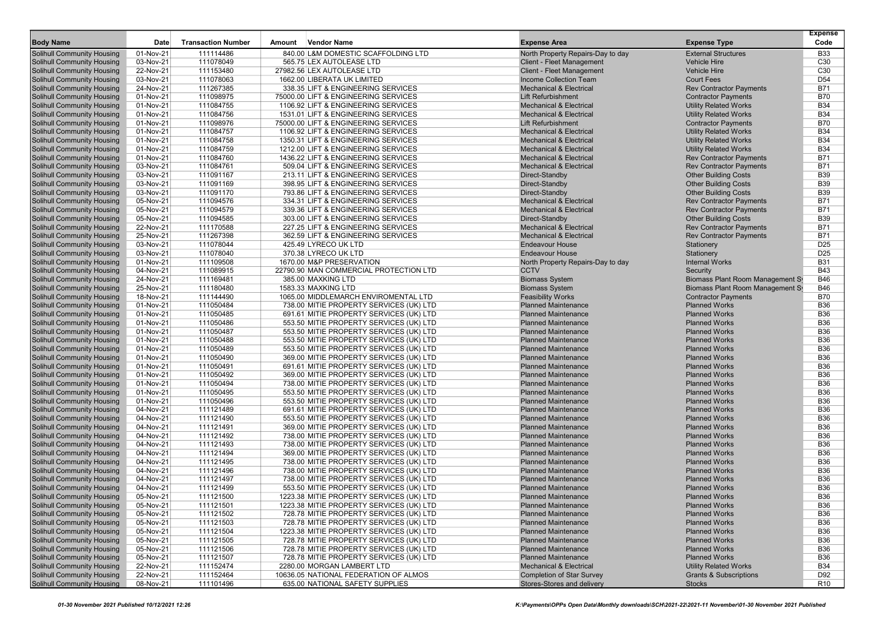| Body Name | Date | Transaction Number | Amount | Vendor Name | Expense Area | Expense Type | Expense Code |
|---|---|---|---|---|---|---|---|
| Solihull Community Housing | 01-Nov-21 | 111114486 | 840.00 | L&M DOMESTIC SCAFFOLDING LTD | North Property Repairs-Day to day | External Structures | B33 |
| Solihull Community Housing | 03-Nov-21 | 111078049 | 565.75 | LEX AUTOLEASE LTD | Client - Fleet Management | Vehicle Hire | C30 |
| Solihull Community Housing | 22-Nov-21 | 111153480 | 27982.56 | LEX AUTOLEASE LTD | Client - Fleet Management | Vehicle Hire | C30 |
| Solihull Community Housing | 03-Nov-21 | 111078063 | 1662.00 | LIBERATA UK LIMITED | Income Collection Team | Court Fees | D54 |
| Solihull Community Housing | 24-Nov-21 | 111267385 | 338.35 | LIFT & ENGINEERING SERVICES | Mechanical & Electrical | Rev Contractor Payments | B71 |
| Solihull Community Housing | 01-Nov-21 | 111098975 | 75000.00 | LIFT & ENGINEERING SERVICES | Lift Refurbishment | Contractor Payments | B70 |
| Solihull Community Housing | 01-Nov-21 | 111084755 | 1106.92 | LIFT & ENGINEERING SERVICES | Mechanical & Electrical | Utility Related Works | B34 |
| Solihull Community Housing | 01-Nov-21 | 111084756 | 1531.01 | LIFT & ENGINEERING SERVICES | Mechanical & Electrical | Utility Related Works | B34 |
| Solihull Community Housing | 01-Nov-21 | 111098976 | 75000.00 | LIFT & ENGINEERING SERVICES | Lift Refurbishment | Contractor Payments | B70 |
| Solihull Community Housing | 01-Nov-21 | 111084757 | 1106.92 | LIFT & ENGINEERING SERVICES | Mechanical & Electrical | Utility Related Works | B34 |
| Solihull Community Housing | 01-Nov-21 | 111084758 | 1350.31 | LIFT & ENGINEERING SERVICES | Mechanical & Electrical | Utility Related Works | B34 |
| Solihull Community Housing | 01-Nov-21 | 111084759 | 1212.00 | LIFT & ENGINEERING SERVICES | Mechanical & Electrical | Utility Related Works | B34 |
| Solihull Community Housing | 01-Nov-21 | 111084760 | 1436.22 | LIFT & ENGINEERING SERVICES | Mechanical & Electrical | Rev Contractor Payments | B71 |
| Solihull Community Housing | 03-Nov-21 | 111084761 | 509.04 | LIFT & ENGINEERING SERVICES | Mechanical & Electrical | Rev Contractor Payments | B71 |
| Solihull Community Housing | 03-Nov-21 | 111091167 | 213.11 | LIFT & ENGINEERING SERVICES | Direct-Standby | Other Building Costs | B39 |
| Solihull Community Housing | 03-Nov-21 | 111091169 | 398.95 | LIFT & ENGINEERING SERVICES | Direct-Standby | Other Building Costs | B39 |
| Solihull Community Housing | 03-Nov-21 | 111091170 | 793.86 | LIFT & ENGINEERING SERVICES | Direct-Standby | Other Building Costs | B39 |
| Solihull Community Housing | 05-Nov-21 | 111094576 | 334.31 | LIFT & ENGINEERING SERVICES | Mechanical & Electrical | Rev Contractor Payments | B71 |
| Solihull Community Housing | 05-Nov-21 | 111094579 | 339.36 | LIFT & ENGINEERING SERVICES | Mechanical & Electrical | Rev Contractor Payments | B71 |
| Solihull Community Housing | 05-Nov-21 | 111094585 | 303.00 | LIFT & ENGINEERING SERVICES | Direct-Standby | Other Building Costs | B39 |
| Solihull Community Housing | 22-Nov-21 | 111170588 | 227.25 | LIFT & ENGINEERING SERVICES | Mechanical & Electrical | Rev Contractor Payments | B71 |
| Solihull Community Housing | 25-Nov-21 | 111267398 | 362.59 | LIFT & ENGINEERING SERVICES | Mechanical & Electrical | Rev Contractor Payments | B71 |
| Solihull Community Housing | 03-Nov-21 | 111078044 | 425.49 | LYRECO UK LTD | Endeavour House | Stationery | D25 |
| Solihull Community Housing | 03-Nov-21 | 111078040 | 370.38 | LYRECO UK LTD | Endeavour House | Stationery | D25 |
| Solihull Community Housing | 01-Nov-21 | 111109508 | 1670.00 | M&P PRESERVATION | North Property Repairs-Day to day | Internal Works | B31 |
| Solihull Community Housing | 04-Nov-21 | 111089915 | 22790.90 | MAN COMMERCIAL PROTECTION LTD | CCTV | Security | B43 |
| Solihull Community Housing | 24-Nov-21 | 111169481 | 385.00 | MAXKING LTD | Biomass System | Biomass Plant Room Management Sy | B46 |
| Solihull Community Housing | 25-Nov-21 | 111180480 | 1583.33 | MAXKING LTD | Biomass System | Biomass Plant Room Management Sy | B46 |
| Solihull Community Housing | 18-Nov-21 | 111144490 | 1065.00 | MIDDLEMARCH ENVIROMENTAL LTD | Feasibility Works | Contractor Payments | B70 |
| Solihull Community Housing | 01-Nov-21 | 111050484 | 738.00 | MITIE PROPERTY SERVICES (UK) LTD | Planned Maintenance | Planned Works | B36 |
| Solihull Community Housing | 01-Nov-21 | 111050485 | 691.61 | MITIE PROPERTY SERVICES (UK) LTD | Planned Maintenance | Planned Works | B36 |
| Solihull Community Housing | 01-Nov-21 | 111050486 | 553.50 | MITIE PROPERTY SERVICES (UK) LTD | Planned Maintenance | Planned Works | B36 |
| Solihull Community Housing | 01-Nov-21 | 111050487 | 553.50 | MITIE PROPERTY SERVICES (UK) LTD | Planned Maintenance | Planned Works | B36 |
| Solihull Community Housing | 01-Nov-21 | 111050488 | 553.50 | MITIE PROPERTY SERVICES (UK) LTD | Planned Maintenance | Planned Works | B36 |
| Solihull Community Housing | 01-Nov-21 | 111050489 | 553.50 | MITIE PROPERTY SERVICES (UK) LTD | Planned Maintenance | Planned Works | B36 |
| Solihull Community Housing | 01-Nov-21 | 111050490 | 369.00 | MITIE PROPERTY SERVICES (UK) LTD | Planned Maintenance | Planned Works | B36 |
| Solihull Community Housing | 01-Nov-21 | 111050491 | 691.61 | MITIE PROPERTY SERVICES (UK) LTD | Planned Maintenance | Planned Works | B36 |
| Solihull Community Housing | 01-Nov-21 | 111050492 | 369.00 | MITIE PROPERTY SERVICES (UK) LTD | Planned Maintenance | Planned Works | B36 |
| Solihull Community Housing | 01-Nov-21 | 111050494 | 738.00 | MITIE PROPERTY SERVICES (UK) LTD | Planned Maintenance | Planned Works | B36 |
| Solihull Community Housing | 01-Nov-21 | 111050495 | 553.50 | MITIE PROPERTY SERVICES (UK) LTD | Planned Maintenance | Planned Works | B36 |
| Solihull Community Housing | 01-Nov-21 | 111050496 | 553.50 | MITIE PROPERTY SERVICES (UK) LTD | Planned Maintenance | Planned Works | B36 |
| Solihull Community Housing | 04-Nov-21 | 111121489 | 691.61 | MITIE PROPERTY SERVICES (UK) LTD | Planned Maintenance | Planned Works | B36 |
| Solihull Community Housing | 04-Nov-21 | 111121490 | 553.50 | MITIE PROPERTY SERVICES (UK) LTD | Planned Maintenance | Planned Works | B36 |
| Solihull Community Housing | 04-Nov-21 | 111121491 | 369.00 | MITIE PROPERTY SERVICES (UK) LTD | Planned Maintenance | Planned Works | B36 |
| Solihull Community Housing | 04-Nov-21 | 111121492 | 738.00 | MITIE PROPERTY SERVICES (UK) LTD | Planned Maintenance | Planned Works | B36 |
| Solihull Community Housing | 04-Nov-21 | 111121493 | 738.00 | MITIE PROPERTY SERVICES (UK) LTD | Planned Maintenance | Planned Works | B36 |
| Solihull Community Housing | 04-Nov-21 | 111121494 | 369.00 | MITIE PROPERTY SERVICES (UK) LTD | Planned Maintenance | Planned Works | B36 |
| Solihull Community Housing | 04-Nov-21 | 111121495 | 738.00 | MITIE PROPERTY SERVICES (UK) LTD | Planned Maintenance | Planned Works | B36 |
| Solihull Community Housing | 04-Nov-21 | 111121496 | 738.00 | MITIE PROPERTY SERVICES (UK) LTD | Planned Maintenance | Planned Works | B36 |
| Solihull Community Housing | 04-Nov-21 | 111121497 | 738.00 | MITIE PROPERTY SERVICES (UK) LTD | Planned Maintenance | Planned Works | B36 |
| Solihull Community Housing | 04-Nov-21 | 111121499 | 553.50 | MITIE PROPERTY SERVICES (UK) LTD | Planned Maintenance | Planned Works | B36 |
| Solihull Community Housing | 05-Nov-21 | 111121500 | 1223.38 | MITIE PROPERTY SERVICES (UK) LTD | Planned Maintenance | Planned Works | B36 |
| Solihull Community Housing | 05-Nov-21 | 111121501 | 1223.38 | MITIE PROPERTY SERVICES (UK) LTD | Planned Maintenance | Planned Works | B36 |
| Solihull Community Housing | 05-Nov-21 | 111121502 | 728.78 | MITIE PROPERTY SERVICES (UK) LTD | Planned Maintenance | Planned Works | B36 |
| Solihull Community Housing | 05-Nov-21 | 111121503 | 728.78 | MITIE PROPERTY SERVICES (UK) LTD | Planned Maintenance | Planned Works | B36 |
| Solihull Community Housing | 05-Nov-21 | 111121504 | 1223.38 | MITIE PROPERTY SERVICES (UK) LTD | Planned Maintenance | Planned Works | B36 |
| Solihull Community Housing | 05-Nov-21 | 111121505 | 728.78 | MITIE PROPERTY SERVICES (UK) LTD | Planned Maintenance | Planned Works | B36 |
| Solihull Community Housing | 05-Nov-21 | 111121506 | 728.78 | MITIE PROPERTY SERVICES (UK) LTD | Planned Maintenance | Planned Works | B36 |
| Solihull Community Housing | 05-Nov-21 | 111121507 | 728.78 | MITIE PROPERTY SERVICES (UK) LTD | Planned Maintenance | Planned Works | B36 |
| Solihull Community Housing | 22-Nov-21 | 111152474 | 2280.00 | MORGAN LAMBERT LTD | Mechanical & Electrical | Utility Related Works | B34 |
| Solihull Community Housing | 22-Nov-21 | 111152464 | 10636.05 | NATIONAL FEDERATION OF ALMOS | Completion of Star Survey | Grants & Subscriptions | D92 |
| Solihull Community Housing | 08-Nov-21 | 111101496 | 635.00 | NATIONAL SAFETY SUPPLIES | Stores-Stores and delivery | Stocks | R10 |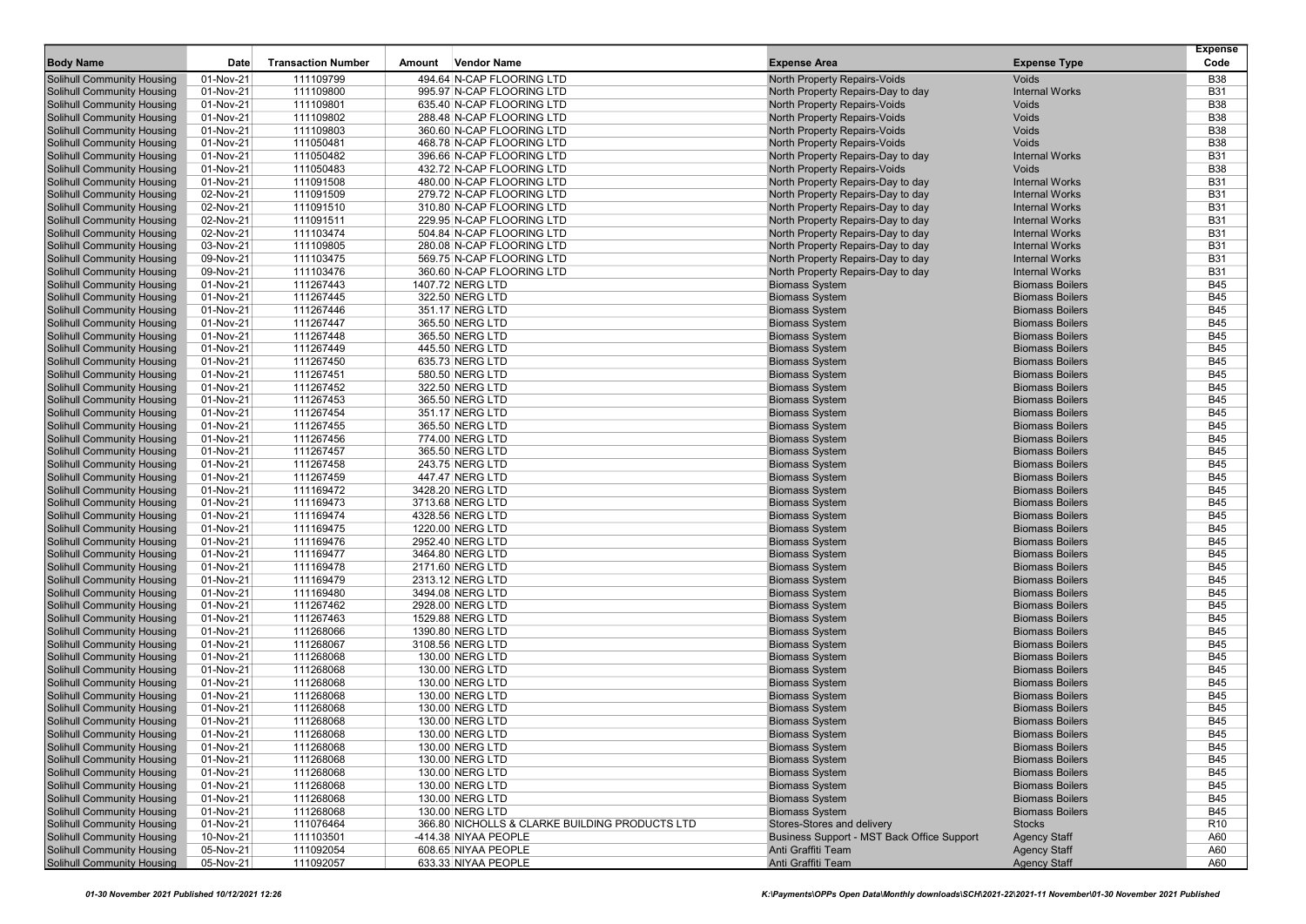| Body Name | Date | Transaction Number | Amount | Vendor Name | Expense Area | Expense Type | Expense Code |
|---|---|---|---|---|---|---|---|
| Solihull Community Housing | 01-Nov-21 | 111109799 | 494.64 | N-CAP FLOORING LTD | North Property Repairs-Voids | Voids | B38 |
| Solihull Community Housing | 01-Nov-21 | 111109800 | 995.97 | N-CAP FLOORING LTD | North Property Repairs-Day to day | Internal Works | B31 |
| Solihull Community Housing | 01-Nov-21 | 111109801 | 635.40 | N-CAP FLOORING LTD | North Property Repairs-Voids | Voids | B38 |
| Solihull Community Housing | 01-Nov-21 | 111109802 | 288.48 | N-CAP FLOORING LTD | North Property Repairs-Voids | Voids | B38 |
| Solihull Community Housing | 01-Nov-21 | 111109803 | 360.60 | N-CAP FLOORING LTD | North Property Repairs-Voids | Voids | B38 |
| Solihull Community Housing | 01-Nov-21 | 111050481 | 468.78 | N-CAP FLOORING LTD | North Property Repairs-Voids | Voids | B38 |
| Solihull Community Housing | 01-Nov-21 | 111050482 | 396.66 | N-CAP FLOORING LTD | North Property Repairs-Day to day | Internal Works | B31 |
| Solihull Community Housing | 01-Nov-21 | 111050483 | 432.72 | N-CAP FLOORING LTD | North Property Repairs-Voids | Voids | B38 |
| Solihull Community Housing | 01-Nov-21 | 111091508 | 480.00 | N-CAP FLOORING LTD | North Property Repairs-Day to day | Internal Works | B31 |
| Solihull Community Housing | 02-Nov-21 | 111091509 | 279.72 | N-CAP FLOORING LTD | North Property Repairs-Day to day | Internal Works | B31 |
| Solihull Community Housing | 02-Nov-21 | 111091510 | 310.80 | N-CAP FLOORING LTD | North Property Repairs-Day to day | Internal Works | B31 |
| Solihull Community Housing | 02-Nov-21 | 111091511 | 229.95 | N-CAP FLOORING LTD | North Property Repairs-Day to day | Internal Works | B31 |
| Solihull Community Housing | 02-Nov-21 | 111103474 | 504.84 | N-CAP FLOORING LTD | North Property Repairs-Day to day | Internal Works | B31 |
| Solihull Community Housing | 03-Nov-21 | 111109805 | 280.08 | N-CAP FLOORING LTD | North Property Repairs-Day to day | Internal Works | B31 |
| Solihull Community Housing | 09-Nov-21 | 111103475 | 569.75 | N-CAP FLOORING LTD | North Property Repairs-Day to day | Internal Works | B31 |
| Solihull Community Housing | 09-Nov-21 | 111103476 | 360.60 | N-CAP FLOORING LTD | North Property Repairs-Day to day | Internal Works | B31 |
| Solihull Community Housing | 01-Nov-21 | 111267443 | 1407.72 | NERG LTD | Biomass System | Biomass Boilers | B45 |
| Solihull Community Housing | 01-Nov-21 | 111267445 | 322.50 | NERG LTD | Biomass System | Biomass Boilers | B45 |
| Solihull Community Housing | 01-Nov-21 | 111267446 | 351.17 | NERG LTD | Biomass System | Biomass Boilers | B45 |
| Solihull Community Housing | 01-Nov-21 | 111267447 | 365.50 | NERG LTD | Biomass System | Biomass Boilers | B45 |
| Solihull Community Housing | 01-Nov-21 | 111267448 | 365.50 | NERG LTD | Biomass System | Biomass Boilers | B45 |
| Solihull Community Housing | 01-Nov-21 | 111267449 | 445.50 | NERG LTD | Biomass System | Biomass Boilers | B45 |
| Solihull Community Housing | 01-Nov-21 | 111267450 | 635.73 | NERG LTD | Biomass System | Biomass Boilers | B45 |
| Solihull Community Housing | 01-Nov-21 | 111267451 | 580.50 | NERG LTD | Biomass System | Biomass Boilers | B45 |
| Solihull Community Housing | 01-Nov-21 | 111267452 | 322.50 | NERG LTD | Biomass System | Biomass Boilers | B45 |
| Solihull Community Housing | 01-Nov-21 | 111267453 | 365.50 | NERG LTD | Biomass System | Biomass Boilers | B45 |
| Solihull Community Housing | 01-Nov-21 | 111267454 | 351.17 | NERG LTD | Biomass System | Biomass Boilers | B45 |
| Solihull Community Housing | 01-Nov-21 | 111267455 | 365.50 | NERG LTD | Biomass System | Biomass Boilers | B45 |
| Solihull Community Housing | 01-Nov-21 | 111267456 | 774.00 | NERG LTD | Biomass System | Biomass Boilers | B45 |
| Solihull Community Housing | 01-Nov-21 | 111267457 | 365.50 | NERG LTD | Biomass System | Biomass Boilers | B45 |
| Solihull Community Housing | 01-Nov-21 | 111267458 | 243.75 | NERG LTD | Biomass System | Biomass Boilers | B45 |
| Solihull Community Housing | 01-Nov-21 | 111267459 | 447.47 | NERG LTD | Biomass System | Biomass Boilers | B45 |
| Solihull Community Housing | 01-Nov-21 | 111169472 | 3428.20 | NERG LTD | Biomass System | Biomass Boilers | B45 |
| Solihull Community Housing | 01-Nov-21 | 111169473 | 3713.68 | NERG LTD | Biomass System | Biomass Boilers | B45 |
| Solihull Community Housing | 01-Nov-21 | 111169474 | 4328.56 | NERG LTD | Biomass System | Biomass Boilers | B45 |
| Solihull Community Housing | 01-Nov-21 | 111169475 | 1220.00 | NERG LTD | Biomass System | Biomass Boilers | B45 |
| Solihull Community Housing | 01-Nov-21 | 111169476 | 2952.40 | NERG LTD | Biomass System | Biomass Boilers | B45 |
| Solihull Community Housing | 01-Nov-21 | 111169477 | 3464.80 | NERG LTD | Biomass System | Biomass Boilers | B45 |
| Solihull Community Housing | 01-Nov-21 | 111169478 | 2171.60 | NERG LTD | Biomass System | Biomass Boilers | B45 |
| Solihull Community Housing | 01-Nov-21 | 111169479 | 2313.12 | NERG LTD | Biomass System | Biomass Boilers | B45 |
| Solihull Community Housing | 01-Nov-21 | 111169480 | 3494.08 | NERG LTD | Biomass System | Biomass Boilers | B45 |
| Solihull Community Housing | 01-Nov-21 | 111267462 | 2928.00 | NERG LTD | Biomass System | Biomass Boilers | B45 |
| Solihull Community Housing | 01-Nov-21 | 111267463 | 1529.88 | NERG LTD | Biomass System | Biomass Boilers | B45 |
| Solihull Community Housing | 01-Nov-21 | 111268066 | 1390.80 | NERG LTD | Biomass System | Biomass Boilers | B45 |
| Solihull Community Housing | 01-Nov-21 | 111268067 | 3108.56 | NERG LTD | Biomass System | Biomass Boilers | B45 |
| Solihull Community Housing | 01-Nov-21 | 111268068 | 130.00 | NERG LTD | Biomass System | Biomass Boilers | B45 |
| Solihull Community Housing | 01-Nov-21 | 111268068 | 130.00 | NERG LTD | Biomass System | Biomass Boilers | B45 |
| Solihull Community Housing | 01-Nov-21 | 111268068 | 130.00 | NERG LTD | Biomass System | Biomass Boilers | B45 |
| Solihull Community Housing | 01-Nov-21 | 111268068 | 130.00 | NERG LTD | Biomass System | Biomass Boilers | B45 |
| Solihull Community Housing | 01-Nov-21 | 111268068 | 130.00 | NERG LTD | Biomass System | Biomass Boilers | B45 |
| Solihull Community Housing | 01-Nov-21 | 111268068 | 130.00 | NERG LTD | Biomass System | Biomass Boilers | B45 |
| Solihull Community Housing | 01-Nov-21 | 111268068 | 130.00 | NERG LTD | Biomass System | Biomass Boilers | B45 |
| Solihull Community Housing | 01-Nov-21 | 111268068 | 130.00 | NERG LTD | Biomass System | Biomass Boilers | B45 |
| Solihull Community Housing | 01-Nov-21 | 111268068 | 130.00 | NERG LTD | Biomass System | Biomass Boilers | B45 |
| Solihull Community Housing | 01-Nov-21 | 111268068 | 130.00 | NERG LTD | Biomass System | Biomass Boilers | B45 |
| Solihull Community Housing | 01-Nov-21 | 111268068 | 130.00 | NERG LTD | Biomass System | Biomass Boilers | B45 |
| Solihull Community Housing | 01-Nov-21 | 111268068 | 130.00 | NERG LTD | Biomass System | Biomass Boilers | B45 |
| Solihull Community Housing | 01-Nov-21 | 111268068 | 130.00 | NERG LTD | Biomass System | Biomass Boilers | B45 |
| Solihull Community Housing | 01-Nov-21 | 111076464 | 366.80 | NICHOLLS & CLARKE BUILDING PRODUCTS LTD | Stores-Stores and delivery | Stocks | R10 |
| Solihull Community Housing | 10-Nov-21 | 111103501 | -414.38 | NIYAA PEOPLE | Business Support - MST Back Office Support | Agency Staff | A60 |
| Solihull Community Housing | 05-Nov-21 | 111092054 | 608.65 | NIYAA PEOPLE | Anti Graffiti Team | Agency Staff | A60 |
| Solihull Community Housing | 05-Nov-21 | 111092057 | 633.33 | NIYAA PEOPLE | Anti Graffiti Team | Agency Staff | A60 |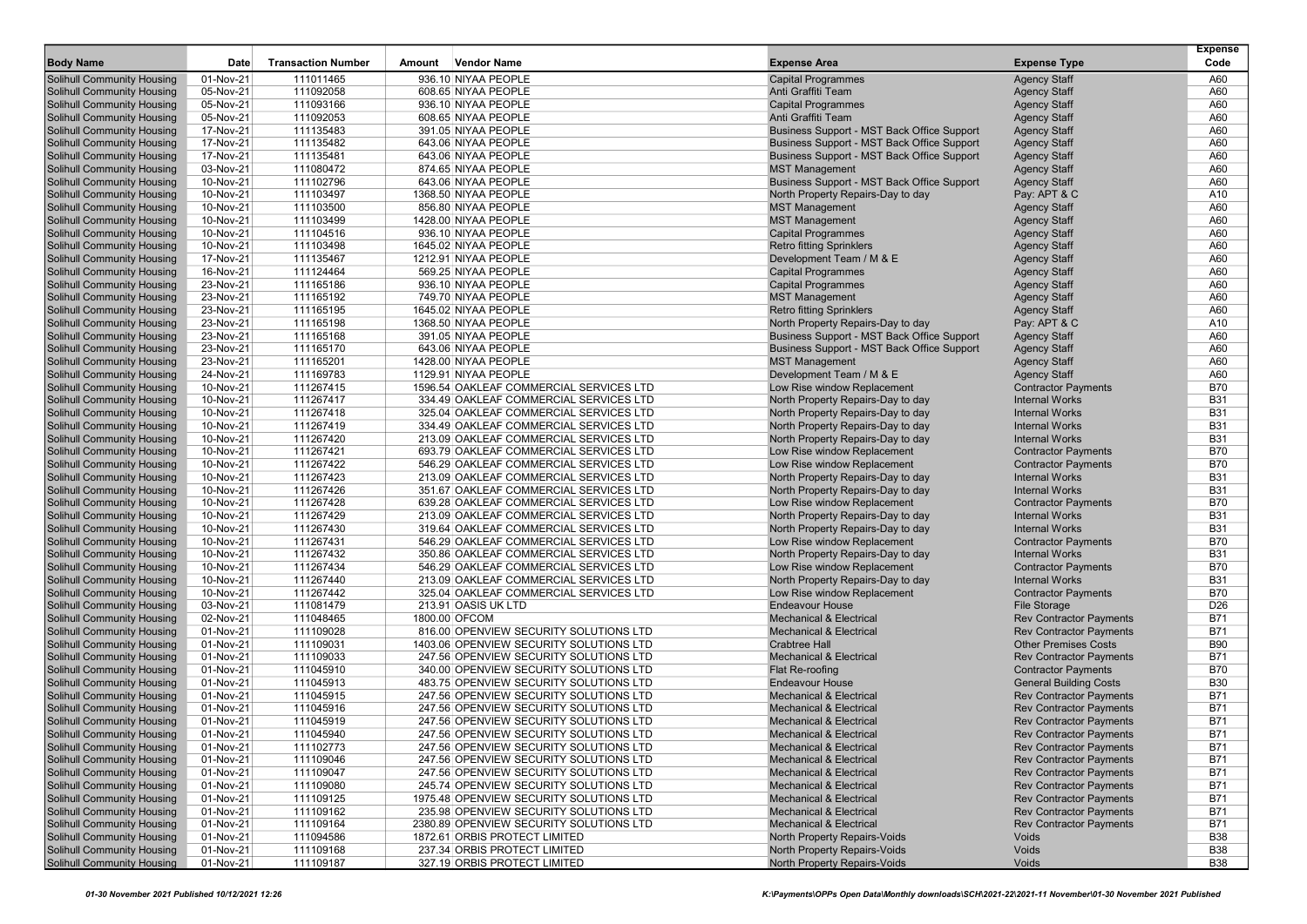| Body Name | Date | Transaction Number | Amount | Vendor Name | Expense Area | Expense Type | Expense Code |
|---|---|---|---|---|---|---|---|
| Solihull Community Housing | 01-Nov-21 | 111011465 | 936.10 | NIYAA PEOPLE | Capital Programmes | Agency Staff | A60 |
| Solihull Community Housing | 05-Nov-21 | 111092058 | 608.65 | NIYAA PEOPLE | Anti Graffiti Team | Agency Staff | A60 |
| Solihull Community Housing | 05-Nov-21 | 111093166 | 936.10 | NIYAA PEOPLE | Capital Programmes | Agency Staff | A60 |
| Solihull Community Housing | 05-Nov-21 | 111092053 | 608.65 | NIYAA PEOPLE | Anti Graffiti Team | Agency Staff | A60 |
| Solihull Community Housing | 17-Nov-21 | 111135483 | 391.05 | NIYAA PEOPLE | Business Support - MST Back Office Support | Agency Staff | A60 |
| Solihull Community Housing | 17-Nov-21 | 111135482 | 643.06 | NIYAA PEOPLE | Business Support - MST Back Office Support | Agency Staff | A60 |
| Solihull Community Housing | 17-Nov-21 | 111135481 | 643.06 | NIYAA PEOPLE | Business Support - MST Back Office Support | Agency Staff | A60 |
| Solihull Community Housing | 03-Nov-21 | 111080472 | 874.65 | NIYAA PEOPLE | MST Management | Agency Staff | A60 |
| Solihull Community Housing | 10-Nov-21 | 111102796 | 643.06 | NIYAA PEOPLE | Business Support - MST Back Office Support | Agency Staff | A60 |
| Solihull Community Housing | 10-Nov-21 | 111103497 | 1368.50 | NIYAA PEOPLE | North Property Repairs-Day to day | Pay: APT & C | A10 |
| Solihull Community Housing | 10-Nov-21 | 111103500 | 856.80 | NIYAA PEOPLE | MST Management | Agency Staff | A60 |
| Solihull Community Housing | 10-Nov-21 | 111103499 | 1428.00 | NIYAA PEOPLE | MST Management | Agency Staff | A60 |
| Solihull Community Housing | 10-Nov-21 | 111104516 | 936.10 | NIYAA PEOPLE | Capital Programmes | Agency Staff | A60 |
| Solihull Community Housing | 10-Nov-21 | 111103498 | 1645.02 | NIYAA PEOPLE | Retro fitting Sprinklers | Agency Staff | A60 |
| Solihull Community Housing | 17-Nov-21 | 111135467 | 1212.91 | NIYAA PEOPLE | Development Team / M & E | Agency Staff | A60 |
| Solihull Community Housing | 16-Nov-21 | 111124464 | 569.25 | NIYAA PEOPLE | Capital Programmes | Agency Staff | A60 |
| Solihull Community Housing | 23-Nov-21 | 111165186 | 936.10 | NIYAA PEOPLE | Capital Programmes | Agency Staff | A60 |
| Solihull Community Housing | 23-Nov-21 | 111165192 | 749.70 | NIYAA PEOPLE | MST Management | Agency Staff | A60 |
| Solihull Community Housing | 23-Nov-21 | 111165195 | 1645.02 | NIYAA PEOPLE | Retro fitting Sprinklers | Agency Staff | A60 |
| Solihull Community Housing | 23-Nov-21 | 111165198 | 1368.50 | NIYAA PEOPLE | North Property Repairs-Day to day | Pay: APT & C | A10 |
| Solihull Community Housing | 23-Nov-21 | 111165168 | 391.05 | NIYAA PEOPLE | Business Support - MST Back Office Support | Agency Staff | A60 |
| Solihull Community Housing | 23-Nov-21 | 111165170 | 643.06 | NIYAA PEOPLE | Business Support - MST Back Office Support | Agency Staff | A60 |
| Solihull Community Housing | 23-Nov-21 | 111165201 | 1428.00 | NIYAA PEOPLE | MST Management | Agency Staff | A60 |
| Solihull Community Housing | 24-Nov-21 | 111169783 | 1129.91 | NIYAA PEOPLE | Development Team / M & E | Agency Staff | A60 |
| Solihull Community Housing | 10-Nov-21 | 111267415 | 1596.54 | OAKLEAF COMMERCIAL SERVICES LTD | Low Rise window Replacement | Contractor Payments | B70 |
| Solihull Community Housing | 10-Nov-21 | 111267417 | 334.49 | OAKLEAF COMMERCIAL SERVICES LTD | North Property Repairs-Day to day | Internal Works | B31 |
| Solihull Community Housing | 10-Nov-21 | 111267418 | 325.04 | OAKLEAF COMMERCIAL SERVICES LTD | North Property Repairs-Day to day | Internal Works | B31 |
| Solihull Community Housing | 10-Nov-21 | 111267419 | 334.49 | OAKLEAF COMMERCIAL SERVICES LTD | North Property Repairs-Day to day | Internal Works | B31 |
| Solihull Community Housing | 10-Nov-21 | 111267420 | 213.09 | OAKLEAF COMMERCIAL SERVICES LTD | North Property Repairs-Day to day | Internal Works | B31 |
| Solihull Community Housing | 10-Nov-21 | 111267421 | 693.79 | OAKLEAF COMMERCIAL SERVICES LTD | Low Rise window Replacement | Contractor Payments | B70 |
| Solihull Community Housing | 10-Nov-21 | 111267422 | 546.29 | OAKLEAF COMMERCIAL SERVICES LTD | Low Rise window Replacement | Contractor Payments | B70 |
| Solihull Community Housing | 10-Nov-21 | 111267423 | 213.09 | OAKLEAF COMMERCIAL SERVICES LTD | North Property Repairs-Day to day | Internal Works | B31 |
| Solihull Community Housing | 10-Nov-21 | 111267426 | 351.67 | OAKLEAF COMMERCIAL SERVICES LTD | North Property Repairs-Day to day | Internal Works | B31 |
| Solihull Community Housing | 10-Nov-21 | 111267428 | 639.28 | OAKLEAF COMMERCIAL SERVICES LTD | Low Rise window Replacement | Contractor Payments | B70 |
| Solihull Community Housing | 10-Nov-21 | 111267429 | 213.09 | OAKLEAF COMMERCIAL SERVICES LTD | North Property Repairs-Day to day | Internal Works | B31 |
| Solihull Community Housing | 10-Nov-21 | 111267430 | 319.64 | OAKLEAF COMMERCIAL SERVICES LTD | North Property Repairs-Day to day | Internal Works | B31 |
| Solihull Community Housing | 10-Nov-21 | 111267431 | 546.29 | OAKLEAF COMMERCIAL SERVICES LTD | Low Rise window Replacement | Contractor Payments | B70 |
| Solihull Community Housing | 10-Nov-21 | 111267432 | 350.86 | OAKLEAF COMMERCIAL SERVICES LTD | North Property Repairs-Day to day | Internal Works | B31 |
| Solihull Community Housing | 10-Nov-21 | 111267434 | 546.29 | OAKLEAF COMMERCIAL SERVICES LTD | Low Rise window Replacement | Contractor Payments | B70 |
| Solihull Community Housing | 10-Nov-21 | 111267440 | 213.09 | OAKLEAF COMMERCIAL SERVICES LTD | North Property Repairs-Day to day | Internal Works | B31 |
| Solihull Community Housing | 10-Nov-21 | 111267442 | 325.04 | OAKLEAF COMMERCIAL SERVICES LTD | Low Rise window Replacement | Contractor Payments | B70 |
| Solihull Community Housing | 03-Nov-21 | 111081479 | 213.91 | OASIS UK LTD | Endeavour House | File Storage | D26 |
| Solihull Community Housing | 02-Nov-21 | 111048465 | 1800.00 | OFCOM | Mechanical & Electrical | Rev Contractor Payments | B71 |
| Solihull Community Housing | 01-Nov-21 | 111109028 | 816.00 | OPENVIEW SECURITY SOLUTIONS LTD | Mechanical & Electrical | Rev Contractor Payments | B71 |
| Solihull Community Housing | 01-Nov-21 | 111109031 | 1403.06 | OPENVIEW SECURITY SOLUTIONS LTD | Crabtree Hall | Other Premises Costs | B90 |
| Solihull Community Housing | 01-Nov-21 | 111109033 | 247.56 | OPENVIEW SECURITY SOLUTIONS LTD | Mechanical & Electrical | Rev Contractor Payments | B71 |
| Solihull Community Housing | 01-Nov-21 | 111045910 | 340.00 | OPENVIEW SECURITY SOLUTIONS LTD | Flat Re-roofing | Contractor Payments | B70 |
| Solihull Community Housing | 01-Nov-21 | 111045913 | 483.75 | OPENVIEW SECURITY SOLUTIONS LTD | Endeavour House | General Building Costs | B30 |
| Solihull Community Housing | 01-Nov-21 | 111045915 | 247.56 | OPENVIEW SECURITY SOLUTIONS LTD | Mechanical & Electrical | Rev Contractor Payments | B71 |
| Solihull Community Housing | 01-Nov-21 | 111045916 | 247.56 | OPENVIEW SECURITY SOLUTIONS LTD | Mechanical & Electrical | Rev Contractor Payments | B71 |
| Solihull Community Housing | 01-Nov-21 | 111045919 | 247.56 | OPENVIEW SECURITY SOLUTIONS LTD | Mechanical & Electrical | Rev Contractor Payments | B71 |
| Solihull Community Housing | 01-Nov-21 | 111045940 | 247.56 | OPENVIEW SECURITY SOLUTIONS LTD | Mechanical & Electrical | Rev Contractor Payments | B71 |
| Solihull Community Housing | 01-Nov-21 | 111102773 | 247.56 | OPENVIEW SECURITY SOLUTIONS LTD | Mechanical & Electrical | Rev Contractor Payments | B71 |
| Solihull Community Housing | 01-Nov-21 | 111109046 | 247.56 | OPENVIEW SECURITY SOLUTIONS LTD | Mechanical & Electrical | Rev Contractor Payments | B71 |
| Solihull Community Housing | 01-Nov-21 | 111109047 | 247.56 | OPENVIEW SECURITY SOLUTIONS LTD | Mechanical & Electrical | Rev Contractor Payments | B71 |
| Solihull Community Housing | 01-Nov-21 | 111109080 | 245.74 | OPENVIEW SECURITY SOLUTIONS LTD | Mechanical & Electrical | Rev Contractor Payments | B71 |
| Solihull Community Housing | 01-Nov-21 | 111109125 | 1975.48 | OPENVIEW SECURITY SOLUTIONS LTD | Mechanical & Electrical | Rev Contractor Payments | B71 |
| Solihull Community Housing | 01-Nov-21 | 111109162 | 235.98 | OPENVIEW SECURITY SOLUTIONS LTD | Mechanical & Electrical | Rev Contractor Payments | B71 |
| Solihull Community Housing | 01-Nov-21 | 111109164 | 2380.89 | OPENVIEW SECURITY SOLUTIONS LTD | Mechanical & Electrical | Rev Contractor Payments | B71 |
| Solihull Community Housing | 01-Nov-21 | 111094586 | 1872.61 | ORBIS PROTECT LIMITED | North Property Repairs-Voids | Voids | B38 |
| Solihull Community Housing | 01-Nov-21 | 111109168 | 237.34 | ORBIS PROTECT LIMITED | North Property Repairs-Voids | Voids | B38 |
| Solihull Community Housing | 01-Nov-21 | 111109187 | 327.19 | ORBIS PROTECT LIMITED | North Property Repairs-Voids | Voids | B38 |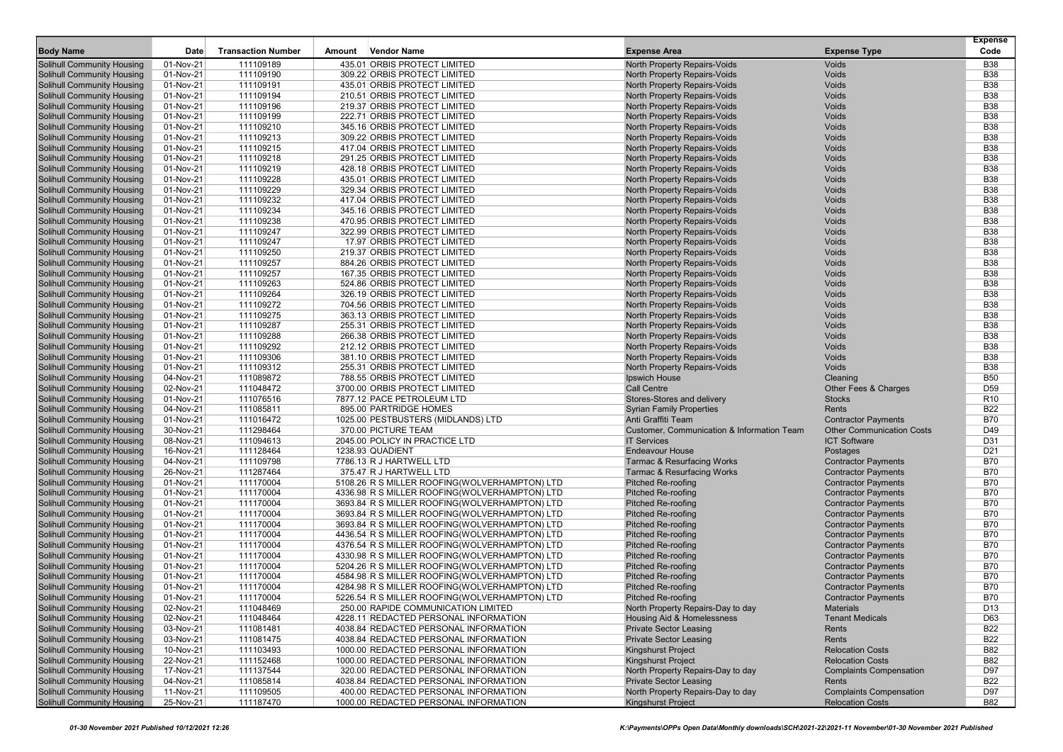| Body Name | Date | Transaction Number | Amount | Vendor Name | Expense Area | Expense Type | Expense Code |
|---|---|---|---|---|---|---|---|
| Solihull Community Housing | 01-Nov-21 | 111109189 | 435.01 | ORBIS PROTECT LIMITED | North Property Repairs-Voids | Voids | B38 |
| Solihull Community Housing | 01-Nov-21 | 111109190 | 309.22 | ORBIS PROTECT LIMITED | North Property Repairs-Voids | Voids | B38 |
| Solihull Community Housing | 01-Nov-21 | 111109191 | 435.01 | ORBIS PROTECT LIMITED | North Property Repairs-Voids | Voids | B38 |
| Solihull Community Housing | 01-Nov-21 | 111109194 | 210.51 | ORBIS PROTECT LIMITED | North Property Repairs-Voids | Voids | B38 |
| Solihull Community Housing | 01-Nov-21 | 111109196 | 219.37 | ORBIS PROTECT LIMITED | North Property Repairs-Voids | Voids | B38 |
| Solihull Community Housing | 01-Nov-21 | 111109199 | 222.71 | ORBIS PROTECT LIMITED | North Property Repairs-Voids | Voids | B38 |
| Solihull Community Housing | 01-Nov-21 | 111109210 | 345.16 | ORBIS PROTECT LIMITED | North Property Repairs-Voids | Voids | B38 |
| Solihull Community Housing | 01-Nov-21 | 111109213 | 309.22 | ORBIS PROTECT LIMITED | North Property Repairs-Voids | Voids | B38 |
| Solihull Community Housing | 01-Nov-21 | 111109215 | 417.04 | ORBIS PROTECT LIMITED | North Property Repairs-Voids | Voids | B38 |
| Solihull Community Housing | 01-Nov-21 | 111109218 | 291.25 | ORBIS PROTECT LIMITED | North Property Repairs-Voids | Voids | B38 |
| Solihull Community Housing | 01-Nov-21 | 111109219 | 428.18 | ORBIS PROTECT LIMITED | North Property Repairs-Voids | Voids | B38 |
| Solihull Community Housing | 01-Nov-21 | 111109228 | 435.01 | ORBIS PROTECT LIMITED | North Property Repairs-Voids | Voids | B38 |
| Solihull Community Housing | 01-Nov-21 | 111109229 | 329.34 | ORBIS PROTECT LIMITED | North Property Repairs-Voids | Voids | B38 |
| Solihull Community Housing | 01-Nov-21 | 111109232 | 417.04 | ORBIS PROTECT LIMITED | North Property Repairs-Voids | Voids | B38 |
| Solihull Community Housing | 01-Nov-21 | 111109234 | 345.16 | ORBIS PROTECT LIMITED | North Property Repairs-Voids | Voids | B38 |
| Solihull Community Housing | 01-Nov-21 | 111109238 | 470.95 | ORBIS PROTECT LIMITED | North Property Repairs-Voids | Voids | B38 |
| Solihull Community Housing | 01-Nov-21 | 111109247 | 322.99 | ORBIS PROTECT LIMITED | North Property Repairs-Voids | Voids | B38 |
| Solihull Community Housing | 01-Nov-21 | 111109247 | 17.97 | ORBIS PROTECT LIMITED | North Property Repairs-Voids | Voids | B38 |
| Solihull Community Housing | 01-Nov-21 | 111109250 | 219.37 | ORBIS PROTECT LIMITED | North Property Repairs-Voids | Voids | B38 |
| Solihull Community Housing | 01-Nov-21 | 111109257 | 884.26 | ORBIS PROTECT LIMITED | North Property Repairs-Voids | Voids | B38 |
| Solihull Community Housing | 01-Nov-21 | 111109257 | 167.35 | ORBIS PROTECT LIMITED | North Property Repairs-Voids | Voids | B38 |
| Solihull Community Housing | 01-Nov-21 | 111109263 | 524.86 | ORBIS PROTECT LIMITED | North Property Repairs-Voids | Voids | B38 |
| Solihull Community Housing | 01-Nov-21 | 111109264 | 326.19 | ORBIS PROTECT LIMITED | North Property Repairs-Voids | Voids | B38 |
| Solihull Community Housing | 01-Nov-21 | 111109272 | 704.56 | ORBIS PROTECT LIMITED | North Property Repairs-Voids | Voids | B38 |
| Solihull Community Housing | 01-Nov-21 | 111109275 | 363.13 | ORBIS PROTECT LIMITED | North Property Repairs-Voids | Voids | B38 |
| Solihull Community Housing | 01-Nov-21 | 111109287 | 255.31 | ORBIS PROTECT LIMITED | North Property Repairs-Voids | Voids | B38 |
| Solihull Community Housing | 01-Nov-21 | 111109288 | 266.38 | ORBIS PROTECT LIMITED | North Property Repairs-Voids | Voids | B38 |
| Solihull Community Housing | 01-Nov-21 | 111109292 | 212.12 | ORBIS PROTECT LIMITED | North Property Repairs-Voids | Voids | B38 |
| Solihull Community Housing | 01-Nov-21 | 111109306 | 381.10 | ORBIS PROTECT LIMITED | North Property Repairs-Voids | Voids | B38 |
| Solihull Community Housing | 01-Nov-21 | 111109312 | 255.31 | ORBIS PROTECT LIMITED | North Property Repairs-Voids | Voids | B38 |
| Solihull Community Housing | 04-Nov-21 | 111089872 | 788.55 | ORBIS PROTECT LIMITED | Ipswich House | Cleaning | B50 |
| Solihull Community Housing | 02-Nov-21 | 111048472 | 3700.00 | ORBIS PROTECT LIMITED | Call Centre | Other Fees & Charges | D59 |
| Solihull Community Housing | 01-Nov-21 | 111076516 | 7877.12 | PACE PETROLEUM LTD | Stores-Stores and delivery | Stocks | R10 |
| Solihull Community Housing | 04-Nov-21 | 111085811 | 895.00 | PARTRIDGE HOMES | Syrian Family Properties | Rents | B22 |
| Solihull Community Housing | 01-Nov-21 | 111016472 | 1025.00 | PESTBUSTERS (MIDLANDS) LTD | Anti Graffiti Team | Contractor Payments | B70 |
| Solihull Community Housing | 30-Nov-21 | 111298464 | 370.00 | PICTURE TEAM | Customer, Communication & Information Team | Other Communication Costs | D49 |
| Solihull Community Housing | 08-Nov-21 | 111094613 | 2045.00 | POLICY IN PRACTICE LTD | IT Services | ICT Software | D31 |
| Solihull Community Housing | 16-Nov-21 | 111128464 | 1238.93 | QUADIENT | Endeavour House | Postages | D21 |
| Solihull Community Housing | 04-Nov-21 | 111109798 | 7786.13 | R J HARTWELL LTD | Tarmac & Resurfacing Works | Contractor Payments | B70 |
| Solihull Community Housing | 26-Nov-21 | 111287464 | 375.47 | R J HARTWELL LTD | Tarmac & Resurfacing Works | Contractor Payments | B70 |
| Solihull Community Housing | 01-Nov-21 | 111170004 | 5108.26 | R S MILLER ROOFING(WOLVERHAMPTON) LTD | Pitched Re-roofing | Contractor Payments | B70 |
| Solihull Community Housing | 01-Nov-21 | 111170004 | 4336.98 | R S MILLER ROOFING(WOLVERHAMPTON) LTD | Pitched Re-roofing | Contractor Payments | B70 |
| Solihull Community Housing | 01-Nov-21 | 111170004 | 3693.84 | R S MILLER ROOFING(WOLVERHAMPTON) LTD | Pitched Re-roofing | Contractor Payments | B70 |
| Solihull Community Housing | 01-Nov-21 | 111170004 | 3693.84 | R S MILLER ROOFING(WOLVERHAMPTON) LTD | Pitched Re-roofing | Contractor Payments | B70 |
| Solihull Community Housing | 01-Nov-21 | 111170004 | 3693.84 | R S MILLER ROOFING(WOLVERHAMPTON) LTD | Pitched Re-roofing | Contractor Payments | B70 |
| Solihull Community Housing | 01-Nov-21 | 111170004 | 4436.54 | R S MILLER ROOFING(WOLVERHAMPTON) LTD | Pitched Re-roofing | Contractor Payments | B70 |
| Solihull Community Housing | 01-Nov-21 | 111170004 | 4376.54 | R S MILLER ROOFING(WOLVERHAMPTON) LTD | Pitched Re-roofing | Contractor Payments | B70 |
| Solihull Community Housing | 01-Nov-21 | 111170004 | 4330.98 | R S MILLER ROOFING(WOLVERHAMPTON) LTD | Pitched Re-roofing | Contractor Payments | B70 |
| Solihull Community Housing | 01-Nov-21 | 111170004 | 5204.26 | R S MILLER ROOFING(WOLVERHAMPTON) LTD | Pitched Re-roofing | Contractor Payments | B70 |
| Solihull Community Housing | 01-Nov-21 | 111170004 | 4584.98 | R S MILLER ROOFING(WOLVERHAMPTON) LTD | Pitched Re-roofing | Contractor Payments | B70 |
| Solihull Community Housing | 01-Nov-21 | 111170004 | 4284.98 | R S MILLER ROOFING(WOLVERHAMPTON) LTD | Pitched Re-roofing | Contractor Payments | B70 |
| Solihull Community Housing | 01-Nov-21 | 111170004 | 5226.54 | R S MILLER ROOFING(WOLVERHAMPTON) LTD | Pitched Re-roofing | Contractor Payments | B70 |
| Solihull Community Housing | 02-Nov-21 | 111048469 | 250.00 | RAPIDE COMMUNICATION LIMITED | North Property Repairs-Day to day | Materials | D13 |
| Solihull Community Housing | 02-Nov-21 | 111048464 | 4228.11 | REDACTED PERSONAL INFORMATION | Housing Aid & Homelessness | Tenant Medicals | D63 |
| Solihull Community Housing | 03-Nov-21 | 111081481 | 4038.84 | REDACTED PERSONAL INFORMATION | Private Sector Leasing | Rents | B22 |
| Solihull Community Housing | 03-Nov-21 | 111081475 | 4038.84 | REDACTED PERSONAL INFORMATION | Private Sector Leasing | Rents | B22 |
| Solihull Community Housing | 10-Nov-21 | 111103493 | 1000.00 | REDACTED PERSONAL INFORMATION | Kingshurst Project | Relocation Costs | B82 |
| Solihull Community Housing | 22-Nov-21 | 111152468 | 1000.00 | REDACTED PERSONAL INFORMATION | Kingshurst Project | Relocation Costs | B82 |
| Solihull Community Housing | 17-Nov-21 | 111137544 | 320.00 | REDACTED PERSONAL INFORMATION | North Property Repairs-Day to day | Complaints Compensation | D97 |
| Solihull Community Housing | 04-Nov-21 | 111085814 | 4038.84 | REDACTED PERSONAL INFORMATION | Private Sector Leasing | Rents | B22 |
| Solihull Community Housing | 11-Nov-21 | 111109505 | 400.00 | REDACTED PERSONAL INFORMATION | North Property Repairs-Day to day | Complaints Compensation | D97 |
| Solihull Community Housing | 25-Nov-21 | 111187470 | 1000.00 | REDACTED PERSONAL INFORMATION | Kingshurst Project | Relocation Costs | B82 |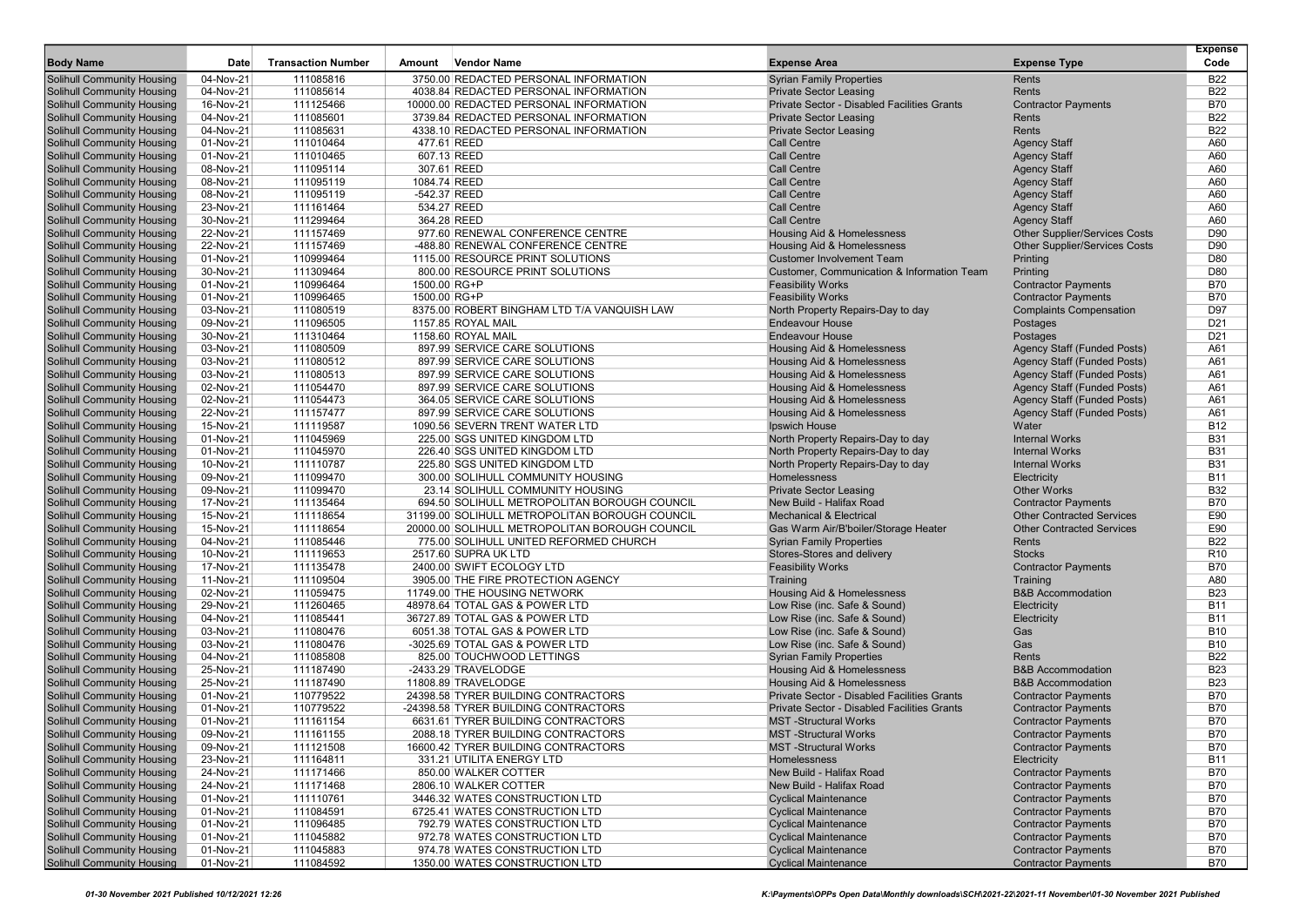| Body Name | Date | Transaction Number | Amount | Vendor Name | Expense Area | Expense Type | Expense Code |
|---|---|---|---|---|---|---|---|
| Solihull Community Housing | 04-Nov-21 | 111085816 | 3750.00 | REDACTED PERSONAL INFORMATION | Syrian Family Properties | Rents | B22 |
| Solihull Community Housing | 04-Nov-21 | 111085614 | 4038.84 | REDACTED PERSONAL INFORMATION | Private Sector Leasing | Rents | B22 |
| Solihull Community Housing | 16-Nov-21 | 111125466 | 10000.00 | REDACTED PERSONAL INFORMATION | Private Sector - Disabled Facilities Grants | Contractor Payments | B70 |
| Solihull Community Housing | 04-Nov-21 | 111085601 | 3739.84 | REDACTED PERSONAL INFORMATION | Private Sector Leasing | Rents | B22 |
| Solihull Community Housing | 04-Nov-21 | 111085631 | 4338.10 | REDACTED PERSONAL INFORMATION | Private Sector Leasing | Rents | B22 |
| Solihull Community Housing | 01-Nov-21 | 111010464 | 477.61 | REED | Call Centre | Agency Staff | A60 |
| Solihull Community Housing | 01-Nov-21 | 111010465 | 607.13 | REED | Call Centre | Agency Staff | A60 |
| Solihull Community Housing | 08-Nov-21 | 111095114 | 307.61 | REED | Call Centre | Agency Staff | A60 |
| Solihull Community Housing | 08-Nov-21 | 111095119 | 1084.74 | REED | Call Centre | Agency Staff | A60 |
| Solihull Community Housing | 08-Nov-21 | 111095119 | -542.37 | REED | Call Centre | Agency Staff | A60 |
| Solihull Community Housing | 23-Nov-21 | 111161464 | 534.27 | REED | Call Centre | Agency Staff | A60 |
| Solihull Community Housing | 30-Nov-21 | 111299464 | 364.28 | REED | Call Centre | Agency Staff | A60 |
| Solihull Community Housing | 22-Nov-21 | 111157469 | 977.60 | RENEWAL CONFERENCE CENTRE | Housing Aid & Homelessness | Other Supplier/Services Costs | D90 |
| Solihull Community Housing | 22-Nov-21 | 111157469 | -488.80 | RENEWAL CONFERENCE CENTRE | Housing Aid & Homelessness | Other Supplier/Services Costs | D90 |
| Solihull Community Housing | 01-Nov-21 | 110999464 | 1115.00 | RESOURCE PRINT SOLUTIONS | Customer Involvement Team | Printing | D80 |
| Solihull Community Housing | 30-Nov-21 | 111309464 | 800.00 | RESOURCE PRINT SOLUTIONS | Customer, Communication & Information Team | Printing | D80 |
| Solihull Community Housing | 01-Nov-21 | 110996464 | 1500.00 | RG+P | Feasibility Works | Contractor Payments | B70 |
| Solihull Community Housing | 01-Nov-21 | 110996465 | 1500.00 | RG+P | Feasibility Works | Contractor Payments | B70 |
| Solihull Community Housing | 03-Nov-21 | 111080519 | 8375.00 | ROBERT BINGHAM LTD T/A VANQUISH LAW | North Property Repairs-Day to day | Complaints Compensation | D97 |
| Solihull Community Housing | 09-Nov-21 | 111096505 | 1157.85 | ROYAL MAIL | Endeavour House | Postages | D21 |
| Solihull Community Housing | 30-Nov-21 | 111310464 | 1158.60 | ROYAL MAIL | Endeavour House | Postages | D21 |
| Solihull Community Housing | 03-Nov-21 | 111080509 | 897.99 | SERVICE CARE SOLUTIONS | Housing Aid & Homelessness | Agency Staff (Funded Posts) | A61 |
| Solihull Community Housing | 03-Nov-21 | 111080512 | 897.99 | SERVICE CARE SOLUTIONS | Housing Aid & Homelessness | Agency Staff (Funded Posts) | A61 |
| Solihull Community Housing | 03-Nov-21 | 111080513 | 897.99 | SERVICE CARE SOLUTIONS | Housing Aid & Homelessness | Agency Staff (Funded Posts) | A61 |
| Solihull Community Housing | 02-Nov-21 | 111054470 | 897.99 | SERVICE CARE SOLUTIONS | Housing Aid & Homelessness | Agency Staff (Funded Posts) | A61 |
| Solihull Community Housing | 02-Nov-21 | 111054473 | 364.05 | SERVICE CARE SOLUTIONS | Housing Aid & Homelessness | Agency Staff (Funded Posts) | A61 |
| Solihull Community Housing | 22-Nov-21 | 111157477 | 897.99 | SERVICE CARE SOLUTIONS | Housing Aid & Homelessness | Agency Staff (Funded Posts) | A61 |
| Solihull Community Housing | 15-Nov-21 | 111119587 | 1090.56 | SEVERN TRENT WATER LTD | Ipswich House | Water | B12 |
| Solihull Community Housing | 01-Nov-21 | 111045969 | 225.00 | SGS UNITED KINGDOM LTD | North Property Repairs-Day to day | Internal Works | B31 |
| Solihull Community Housing | 01-Nov-21 | 111045970 | 226.40 | SGS UNITED KINGDOM LTD | North Property Repairs-Day to day | Internal Works | B31 |
| Solihull Community Housing | 10-Nov-21 | 111110787 | 225.80 | SGS UNITED KINGDOM LTD | North Property Repairs-Day to day | Internal Works | B31 |
| Solihull Community Housing | 09-Nov-21 | 111099470 | 300.00 | SOLIHULL COMMUNITY HOUSING | Homelessness | Electricity | B11 |
| Solihull Community Housing | 09-Nov-21 | 111099470 | 23.14 | SOLIHULL COMMUNITY HOUSING | Private Sector Leasing | Other Works | B32 |
| Solihull Community Housing | 17-Nov-21 | 111135464 | 694.50 | SOLIHULL METROPOLITAN BOROUGH COUNCIL | New Build - Halifax Road | Contractor Payments | B70 |
| Solihull Community Housing | 15-Nov-21 | 111118654 | 31199.00 | SOLIHULL METROPOLITAN BOROUGH COUNCIL | Mechanical & Electrical | Other Contracted Services | E90 |
| Solihull Community Housing | 15-Nov-21 | 111118654 | 20000.00 | SOLIHULL METROPOLITAN BOROUGH COUNCIL | Gas Warm Air/B'boiler/Storage Heater | Other Contracted Services | E90 |
| Solihull Community Housing | 04-Nov-21 | 111085446 | 775.00 | SOLIHULL UNITED REFORMED CHURCH | Syrian Family Properties | Rents | B22 |
| Solihull Community Housing | 10-Nov-21 | 111119653 | 2517.60 | SUPRA UK LTD | Stores-Stores and delivery | Stocks | R10 |
| Solihull Community Housing | 17-Nov-21 | 111135478 | 2400.00 | SWIFT ECOLOGY LTD | Feasibility Works | Contractor Payments | B70 |
| Solihull Community Housing | 11-Nov-21 | 111109504 | 3905.00 | THE FIRE PROTECTION AGENCY | Training | Training | A80 |
| Solihull Community Housing | 02-Nov-21 | 111059475 | 11749.00 | THE HOUSING NETWORK | Housing Aid & Homelessness | B&B Accommodation | B23 |
| Solihull Community Housing | 29-Nov-21 | 111260465 | 48978.64 | TOTAL GAS & POWER LTD | Low Rise (inc. Safe & Sound) | Electricity | B11 |
| Solihull Community Housing | 04-Nov-21 | 111085441 | 36727.89 | TOTAL GAS & POWER LTD | Low Rise (inc. Safe & Sound) | Electricity | B11 |
| Solihull Community Housing | 03-Nov-21 | 111080476 | 6051.38 | TOTAL GAS & POWER LTD | Low Rise (inc. Safe & Sound) | Gas | B10 |
| Solihull Community Housing | 03-Nov-21 | 111080476 | -3025.69 | TOTAL GAS & POWER LTD | Low Rise (inc. Safe & Sound) | Gas | B10 |
| Solihull Community Housing | 04-Nov-21 | 111085808 | 825.00 | TOUCHWOOD LETTINGS | Syrian Family Properties | Rents | B22 |
| Solihull Community Housing | 25-Nov-21 | 111187490 | -2433.29 | TRAVELODGE | Housing Aid & Homelessness | B&B Accommodation | B23 |
| Solihull Community Housing | 25-Nov-21 | 111187490 | 11808.89 | TRAVELODGE | Housing Aid & Homelessness | B&B Accommodation | B23 |
| Solihull Community Housing | 01-Nov-21 | 110779522 | 24398.58 | TYRER BUILDING CONTRACTORS | Private Sector - Disabled Facilities Grants | Contractor Payments | B70 |
| Solihull Community Housing | 01-Nov-21 | 110779522 | -24398.58 | TYRER BUILDING CONTRACTORS | Private Sector - Disabled Facilities Grants | Contractor Payments | B70 |
| Solihull Community Housing | 01-Nov-21 | 111161154 | 6631.61 | TYRER BUILDING CONTRACTORS | MST -Structural Works | Contractor Payments | B70 |
| Solihull Community Housing | 09-Nov-21 | 111161155 | 2088.18 | TYRER BUILDING CONTRACTORS | MST -Structural Works | Contractor Payments | B70 |
| Solihull Community Housing | 09-Nov-21 | 111121508 | 16600.42 | TYRER BUILDING CONTRACTORS | MST -Structural Works | Contractor Payments | B70 |
| Solihull Community Housing | 23-Nov-21 | 111164811 | 331.21 | UTILITA ENERGY LTD | Homelessness | Electricity | B11 |
| Solihull Community Housing | 24-Nov-21 | 111171466 | 850.00 | WALKER COTTER | New Build - Halifax Road | Contractor Payments | B70 |
| Solihull Community Housing | 24-Nov-21 | 111171468 | 2806.10 | WALKER COTTER | New Build - Halifax Road | Contractor Payments | B70 |
| Solihull Community Housing | 01-Nov-21 | 111110761 | 3446.32 | WATES CONSTRUCTION LTD | Cyclical Maintenance | Contractor Payments | B70 |
| Solihull Community Housing | 01-Nov-21 | 111084591 | 6725.41 | WATES CONSTRUCTION LTD | Cyclical Maintenance | Contractor Payments | B70 |
| Solihull Community Housing | 01-Nov-21 | 111096485 | 792.79 | WATES CONSTRUCTION LTD | Cyclical Maintenance | Contractor Payments | B70 |
| Solihull Community Housing | 01-Nov-21 | 111045882 | 972.78 | WATES CONSTRUCTION LTD | Cyclical Maintenance | Contractor Payments | B70 |
| Solihull Community Housing | 01-Nov-21 | 111045883 | 974.78 | WATES CONSTRUCTION LTD | Cyclical Maintenance | Contractor Payments | B70 |
| Solihull Community Housing | 01-Nov-21 | 111084592 | 1350.00 | WATES CONSTRUCTION LTD | Cyclical Maintenance | Contractor Payments | B70 |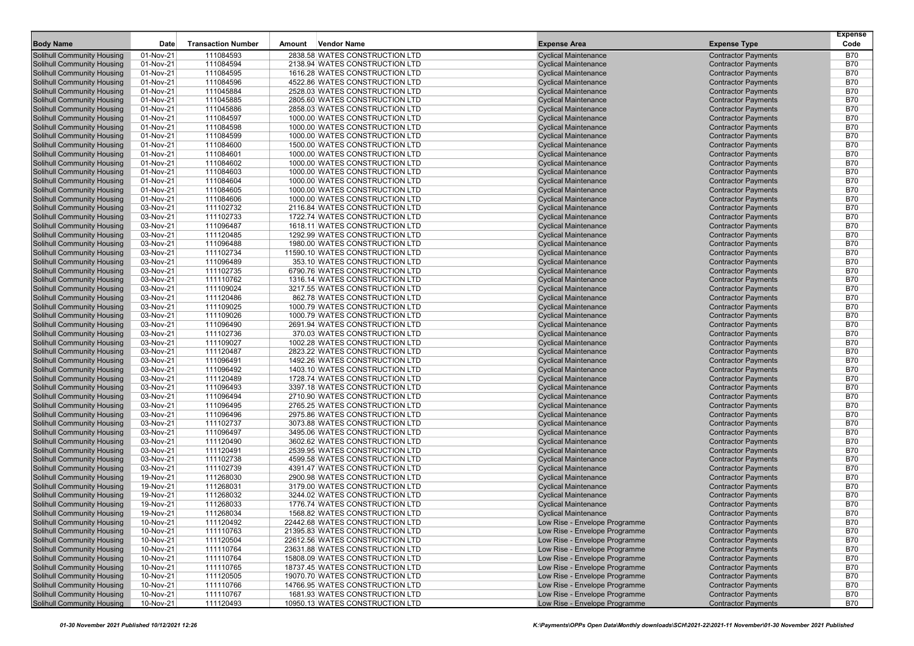| Body Name | Date | Transaction Number | Amount | Vendor Name | Expense Area | Expense Type | Expense Code |
|---|---|---|---|---|---|---|---|
| Solihull Community Housing | 01-Nov-21 | 111084593 | 2838.58 | WATES CONSTRUCTION LTD | Cyclical Maintenance | Contractor Payments | B70 |
| Solihull Community Housing | 01-Nov-21 | 111084594 | 2138.94 | WATES CONSTRUCTION LTD | Cyclical Maintenance | Contractor Payments | B70 |
| Solihull Community Housing | 01-Nov-21 | 111084595 | 1616.28 | WATES CONSTRUCTION LTD | Cyclical Maintenance | Contractor Payments | B70 |
| Solihull Community Housing | 01-Nov-21 | 111084596 | 4522.86 | WATES CONSTRUCTION LTD | Cyclical Maintenance | Contractor Payments | B70 |
| Solihull Community Housing | 01-Nov-21 | 111045884 | 2528.03 | WATES CONSTRUCTION LTD | Cyclical Maintenance | Contractor Payments | B70 |
| Solihull Community Housing | 01-Nov-21 | 111045885 | 2805.60 | WATES CONSTRUCTION LTD | Cyclical Maintenance | Contractor Payments | B70 |
| Solihull Community Housing | 01-Nov-21 | 111045886 | 2858.03 | WATES CONSTRUCTION LTD | Cyclical Maintenance | Contractor Payments | B70 |
| Solihull Community Housing | 01-Nov-21 | 111084597 | 1000.00 | WATES CONSTRUCTION LTD | Cyclical Maintenance | Contractor Payments | B70 |
| Solihull Community Housing | 01-Nov-21 | 111084598 | 1000.00 | WATES CONSTRUCTION LTD | Cyclical Maintenance | Contractor Payments | B70 |
| Solihull Community Housing | 01-Nov-21 | 111084599 | 1000.00 | WATES CONSTRUCTION LTD | Cyclical Maintenance | Contractor Payments | B70 |
| Solihull Community Housing | 01-Nov-21 | 111084600 | 1500.00 | WATES CONSTRUCTION LTD | Cyclical Maintenance | Contractor Payments | B70 |
| Solihull Community Housing | 01-Nov-21 | 111084601 | 1000.00 | WATES CONSTRUCTION LTD | Cyclical Maintenance | Contractor Payments | B70 |
| Solihull Community Housing | 01-Nov-21 | 111084602 | 1000.00 | WATES CONSTRUCTION LTD | Cyclical Maintenance | Contractor Payments | B70 |
| Solihull Community Housing | 01-Nov-21 | 111084603 | 1000.00 | WATES CONSTRUCTION LTD | Cyclical Maintenance | Contractor Payments | B70 |
| Solihull Community Housing | 01-Nov-21 | 111084604 | 1000.00 | WATES CONSTRUCTION LTD | Cyclical Maintenance | Contractor Payments | B70 |
| Solihull Community Housing | 01-Nov-21 | 111084605 | 1000.00 | WATES CONSTRUCTION LTD | Cyclical Maintenance | Contractor Payments | B70 |
| Solihull Community Housing | 01-Nov-21 | 111084606 | 1000.00 | WATES CONSTRUCTION LTD | Cyclical Maintenance | Contractor Payments | B70 |
| Solihull Community Housing | 03-Nov-21 | 111102732 | 2116.84 | WATES CONSTRUCTION LTD | Cyclical Maintenance | Contractor Payments | B70 |
| Solihull Community Housing | 03-Nov-21 | 111102733 | 1722.74 | WATES CONSTRUCTION LTD | Cyclical Maintenance | Contractor Payments | B70 |
| Solihull Community Housing | 03-Nov-21 | 111096487 | 1618.11 | WATES CONSTRUCTION LTD | Cyclical Maintenance | Contractor Payments | B70 |
| Solihull Community Housing | 03-Nov-21 | 111120485 | 1292.99 | WATES CONSTRUCTION LTD | Cyclical Maintenance | Contractor Payments | B70 |
| Solihull Community Housing | 03-Nov-21 | 111096488 | 1980.00 | WATES CONSTRUCTION LTD | Cyclical Maintenance | Contractor Payments | B70 |
| Solihull Community Housing | 03-Nov-21 | 111102734 | 11590.10 | WATES CONSTRUCTION LTD | Cyclical Maintenance | Contractor Payments | B70 |
| Solihull Community Housing | 03-Nov-21 | 111096489 | 353.10 | WATES CONSTRUCTION LTD | Cyclical Maintenance | Contractor Payments | B70 |
| Solihull Community Housing | 03-Nov-21 | 111102735 | 6790.76 | WATES CONSTRUCTION LTD | Cyclical Maintenance | Contractor Payments | B70 |
| Solihull Community Housing | 03-Nov-21 | 111110762 | 1316.14 | WATES CONSTRUCTION LTD | Cyclical Maintenance | Contractor Payments | B70 |
| Solihull Community Housing | 03-Nov-21 | 111109024 | 3217.55 | WATES CONSTRUCTION LTD | Cyclical Maintenance | Contractor Payments | B70 |
| Solihull Community Housing | 03-Nov-21 | 111120486 | 862.78 | WATES CONSTRUCTION LTD | Cyclical Maintenance | Contractor Payments | B70 |
| Solihull Community Housing | 03-Nov-21 | 111109025 | 1000.79 | WATES CONSTRUCTION LTD | Cyclical Maintenance | Contractor Payments | B70 |
| Solihull Community Housing | 03-Nov-21 | 111109026 | 1000.79 | WATES CONSTRUCTION LTD | Cyclical Maintenance | Contractor Payments | B70 |
| Solihull Community Housing | 03-Nov-21 | 111096490 | 2691.94 | WATES CONSTRUCTION LTD | Cyclical Maintenance | Contractor Payments | B70 |
| Solihull Community Housing | 03-Nov-21 | 111102736 | 370.03 | WATES CONSTRUCTION LTD | Cyclical Maintenance | Contractor Payments | B70 |
| Solihull Community Housing | 03-Nov-21 | 111109027 | 1002.28 | WATES CONSTRUCTION LTD | Cyclical Maintenance | Contractor Payments | B70 |
| Solihull Community Housing | 03-Nov-21 | 111120487 | 2823.22 | WATES CONSTRUCTION LTD | Cyclical Maintenance | Contractor Payments | B70 |
| Solihull Community Housing | 03-Nov-21 | 111096491 | 1492.26 | WATES CONSTRUCTION LTD | Cyclical Maintenance | Contractor Payments | B70 |
| Solihull Community Housing | 03-Nov-21 | 111096492 | 1403.10 | WATES CONSTRUCTION LTD | Cyclical Maintenance | Contractor Payments | B70 |
| Solihull Community Housing | 03-Nov-21 | 111120489 | 1728.74 | WATES CONSTRUCTION LTD | Cyclical Maintenance | Contractor Payments | B70 |
| Solihull Community Housing | 03-Nov-21 | 111096493 | 3397.18 | WATES CONSTRUCTION LTD | Cyclical Maintenance | Contractor Payments | B70 |
| Solihull Community Housing | 03-Nov-21 | 111096494 | 2710.90 | WATES CONSTRUCTION LTD | Cyclical Maintenance | Contractor Payments | B70 |
| Solihull Community Housing | 03-Nov-21 | 111096495 | 2765.25 | WATES CONSTRUCTION LTD | Cyclical Maintenance | Contractor Payments | B70 |
| Solihull Community Housing | 03-Nov-21 | 111096496 | 2975.86 | WATES CONSTRUCTION LTD | Cyclical Maintenance | Contractor Payments | B70 |
| Solihull Community Housing | 03-Nov-21 | 111102737 | 3073.88 | WATES CONSTRUCTION LTD | Cyclical Maintenance | Contractor Payments | B70 |
| Solihull Community Housing | 03-Nov-21 | 111096497 | 3495.06 | WATES CONSTRUCTION LTD | Cyclical Maintenance | Contractor Payments | B70 |
| Solihull Community Housing | 03-Nov-21 | 111120490 | 3602.62 | WATES CONSTRUCTION LTD | Cyclical Maintenance | Contractor Payments | B70 |
| Solihull Community Housing | 03-Nov-21 | 111120491 | 2539.95 | WATES CONSTRUCTION LTD | Cyclical Maintenance | Contractor Payments | B70 |
| Solihull Community Housing | 03-Nov-21 | 111102738 | 4599.58 | WATES CONSTRUCTION LTD | Cyclical Maintenance | Contractor Payments | B70 |
| Solihull Community Housing | 03-Nov-21 | 111102739 | 4391.47 | WATES CONSTRUCTION LTD | Cyclical Maintenance | Contractor Payments | B70 |
| Solihull Community Housing | 19-Nov-21 | 111268030 | 2900.98 | WATES CONSTRUCTION LTD | Cyclical Maintenance | Contractor Payments | B70 |
| Solihull Community Housing | 19-Nov-21 | 111268031 | 3179.00 | WATES CONSTRUCTION LTD | Cyclical Maintenance | Contractor Payments | B70 |
| Solihull Community Housing | 19-Nov-21 | 111268032 | 3244.02 | WATES CONSTRUCTION LTD | Cyclical Maintenance | Contractor Payments | B70 |
| Solihull Community Housing | 19-Nov-21 | 111268033 | 1776.74 | WATES CONSTRUCTION LTD | Cyclical Maintenance | Contractor Payments | B70 |
| Solihull Community Housing | 19-Nov-21 | 111268034 | 1568.82 | WATES CONSTRUCTION LTD | Cyclical Maintenance | Contractor Payments | B70 |
| Solihull Community Housing | 10-Nov-21 | 111120492 | 22442.68 | WATES CONSTRUCTION LTD | Low Rise - Envelope Programme | Contractor Payments | B70 |
| Solihull Community Housing | 10-Nov-21 | 111110763 | 21395.83 | WATES CONSTRUCTION LTD | Low Rise - Envelope Programme | Contractor Payments | B70 |
| Solihull Community Housing | 10-Nov-21 | 111120504 | 22612.56 | WATES CONSTRUCTION LTD | Low Rise - Envelope Programme | Contractor Payments | B70 |
| Solihull Community Housing | 10-Nov-21 | 111110764 | 23631.88 | WATES CONSTRUCTION LTD | Low Rise - Envelope Programme | Contractor Payments | B70 |
| Solihull Community Housing | 10-Nov-21 | 111110764 | 15808.09 | WATES CONSTRUCTION LTD | Low Rise - Envelope Programme | Contractor Payments | B70 |
| Solihull Community Housing | 10-Nov-21 | 111110765 | 18737.45 | WATES CONSTRUCTION LTD | Low Rise - Envelope Programme | Contractor Payments | B70 |
| Solihull Community Housing | 10-Nov-21 | 111120505 | 19070.70 | WATES CONSTRUCTION LTD | Low Rise - Envelope Programme | Contractor Payments | B70 |
| Solihull Community Housing | 10-Nov-21 | 111110766 | 14766.95 | WATES CONSTRUCTION LTD | Low Rise - Envelope Programme | Contractor Payments | B70 |
| Solihull Community Housing | 10-Nov-21 | 111110767 | 1681.93 | WATES CONSTRUCTION LTD | Low Rise - Envelope Programme | Contractor Payments | B70 |
| Solihull Community Housing | 10-Nov-21 | 111120493 | 10950.13 | WATES CONSTRUCTION LTD | Low Rise - Envelope Programme | Contractor Payments | B70 |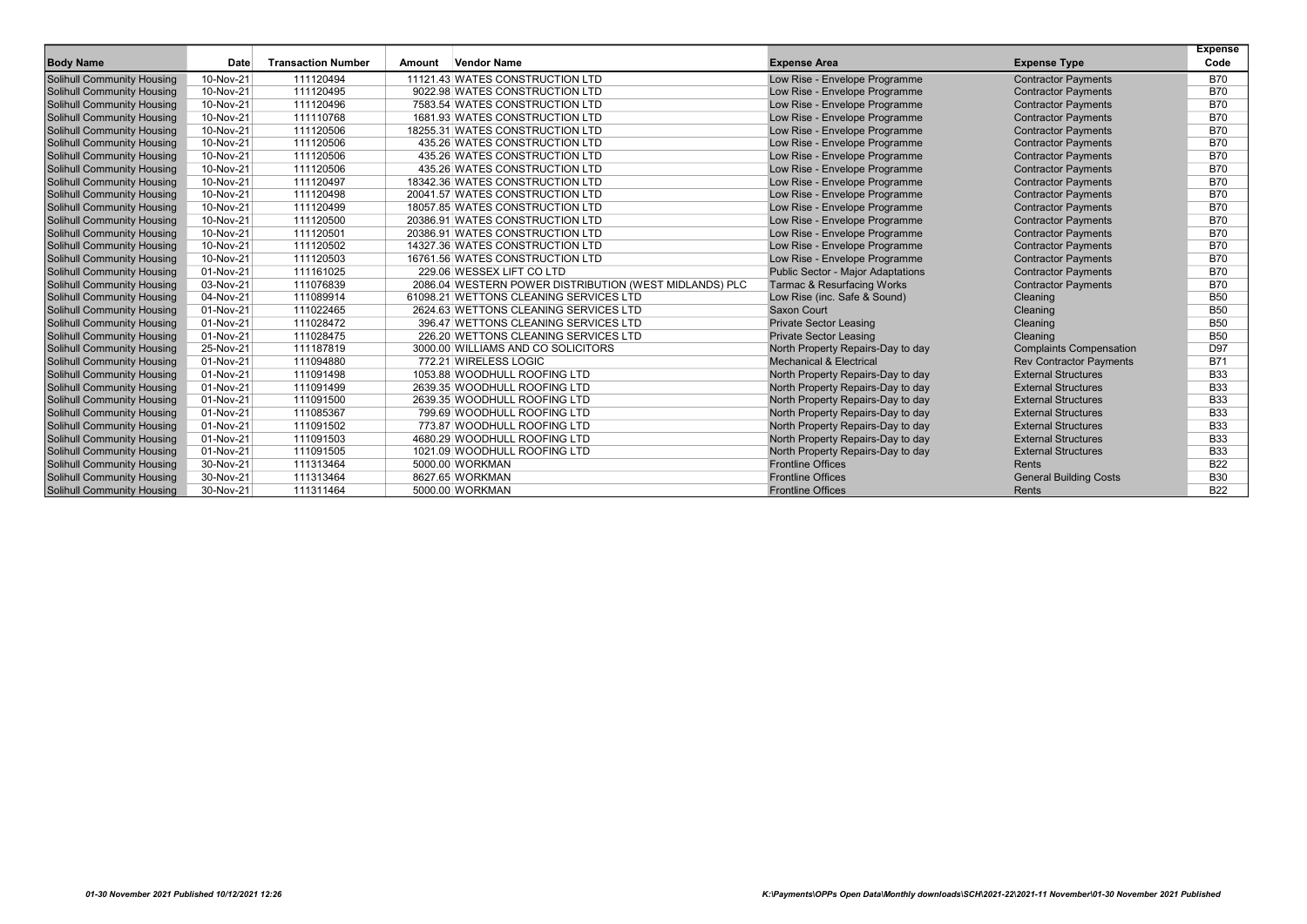| Body Name | Date | Transaction Number | Amount | Vendor Name | Expense Area | Expense Type | Expense Code |
|---|---|---|---|---|---|---|---|
| Solihull Community Housing | 10-Nov-21 | 111120494 | 11121.43 | WATES CONSTRUCTION LTD | Low Rise - Envelope Programme | Contractor Payments | B70 |
| Solihull Community Housing | 10-Nov-21 | 111120495 | 9022.98 | WATES CONSTRUCTION LTD | Low Rise - Envelope Programme | Contractor Payments | B70 |
| Solihull Community Housing | 10-Nov-21 | 111120496 | 7583.54 | WATES CONSTRUCTION LTD | Low Rise - Envelope Programme | Contractor Payments | B70 |
| Solihull Community Housing | 10-Nov-21 | 111110768 | 1681.93 | WATES CONSTRUCTION LTD | Low Rise - Envelope Programme | Contractor Payments | B70 |
| Solihull Community Housing | 10-Nov-21 | 111120506 | 18255.31 | WATES CONSTRUCTION LTD | Low Rise - Envelope Programme | Contractor Payments | B70 |
| Solihull Community Housing | 10-Nov-21 | 111120506 | 435.26 | WATES CONSTRUCTION LTD | Low Rise - Envelope Programme | Contractor Payments | B70 |
| Solihull Community Housing | 10-Nov-21 | 111120506 | 435.26 | WATES CONSTRUCTION LTD | Low Rise - Envelope Programme | Contractor Payments | B70 |
| Solihull Community Housing | 10-Nov-21 | 111120506 | 435.26 | WATES CONSTRUCTION LTD | Low Rise - Envelope Programme | Contractor Payments | B70 |
| Solihull Community Housing | 10-Nov-21 | 111120497 | 18342.36 | WATES CONSTRUCTION LTD | Low Rise - Envelope Programme | Contractor Payments | B70 |
| Solihull Community Housing | 10-Nov-21 | 111120498 | 20041.57 | WATES CONSTRUCTION LTD | Low Rise - Envelope Programme | Contractor Payments | B70 |
| Solihull Community Housing | 10-Nov-21 | 111120499 | 18057.85 | WATES CONSTRUCTION LTD | Low Rise - Envelope Programme | Contractor Payments | B70 |
| Solihull Community Housing | 10-Nov-21 | 111120500 | 20386.91 | WATES CONSTRUCTION LTD | Low Rise - Envelope Programme | Contractor Payments | B70 |
| Solihull Community Housing | 10-Nov-21 | 111120501 | 20386.91 | WATES CONSTRUCTION LTD | Low Rise - Envelope Programme | Contractor Payments | B70 |
| Solihull Community Housing | 10-Nov-21 | 111120502 | 14327.36 | WATES CONSTRUCTION LTD | Low Rise - Envelope Programme | Contractor Payments | B70 |
| Solihull Community Housing | 10-Nov-21 | 111120503 | 16761.56 | WATES CONSTRUCTION LTD | Low Rise - Envelope Programme | Contractor Payments | B70 |
| Solihull Community Housing | 01-Nov-21 | 111161025 | 229.06 | WESSEX LIFT CO LTD | Public Sector - Major Adaptations | Contractor Payments | B70 |
| Solihull Community Housing | 03-Nov-21 | 111076839 | 2086.04 | WESTERN POWER DISTRIBUTION (WEST MIDLANDS) PLC | Tarmac & Resurfacing Works | Contractor Payments | B70 |
| Solihull Community Housing | 04-Nov-21 | 111089914 | 61098.21 | WETTONS CLEANING SERVICES LTD | Low Rise (inc. Safe & Sound) | Cleaning | B50 |
| Solihull Community Housing | 01-Nov-21 | 111022465 | 2624.63 | WETTONS CLEANING SERVICES LTD | Saxon Court | Cleaning | B50 |
| Solihull Community Housing | 01-Nov-21 | 111028472 | 396.47 | WETTONS CLEANING SERVICES LTD | Private Sector Leasing | Cleaning | B50 |
| Solihull Community Housing | 01-Nov-21 | 111028475 | 226.20 | WETTONS CLEANING SERVICES LTD | Private Sector Leasing | Cleaning | B50 |
| Solihull Community Housing | 25-Nov-21 | 111187819 | 3000.00 | WILLIAMS AND CO SOLICITORS | North Property Repairs-Day to day | Complaints Compensation | D97 |
| Solihull Community Housing | 01-Nov-21 | 111094880 | 772.21 | WIRELESS LOGIC | Mechanical & Electrical | Rev Contractor Payments | B71 |
| Solihull Community Housing | 01-Nov-21 | 111091498 | 1053.88 | WOODHULL ROOFING LTD | North Property Repairs-Day to day | External Structures | B33 |
| Solihull Community Housing | 01-Nov-21 | 111091499 | 2639.35 | WOODHULL ROOFING LTD | North Property Repairs-Day to day | External Structures | B33 |
| Solihull Community Housing | 01-Nov-21 | 111091500 | 2639.35 | WOODHULL ROOFING LTD | North Property Repairs-Day to day | External Structures | B33 |
| Solihull Community Housing | 01-Nov-21 | 111085367 | 799.69 | WOODHULL ROOFING LTD | North Property Repairs-Day to day | External Structures | B33 |
| Solihull Community Housing | 01-Nov-21 | 111091502 | 773.87 | WOODHULL ROOFING LTD | North Property Repairs-Day to day | External Structures | B33 |
| Solihull Community Housing | 01-Nov-21 | 111091503 | 4680.29 | WOODHULL ROOFING LTD | North Property Repairs-Day to day | External Structures | B33 |
| Solihull Community Housing | 01-Nov-21 | 111091505 | 1021.09 | WOODHULL ROOFING LTD | North Property Repairs-Day to day | External Structures | B33 |
| Solihull Community Housing | 30-Nov-21 | 111313464 | 5000.00 | WORKMAN | Frontline Offices | Rents | B22 |
| Solihull Community Housing | 30-Nov-21 | 111313464 | 8627.65 | WORKMAN | Frontline Offices | General Building Costs | B30 |
| Solihull Community Housing | 30-Nov-21 | 111311464 | 5000.00 | WORKMAN | Frontline Offices | Rents | B22 |

*01-30 November 2021 Published 10/12/2021 12:26*

*K:\Payments\OPPs Open Data\Monthly downloads\SCH\2021-22\2021-11 November\01-30 November 2021 Published*